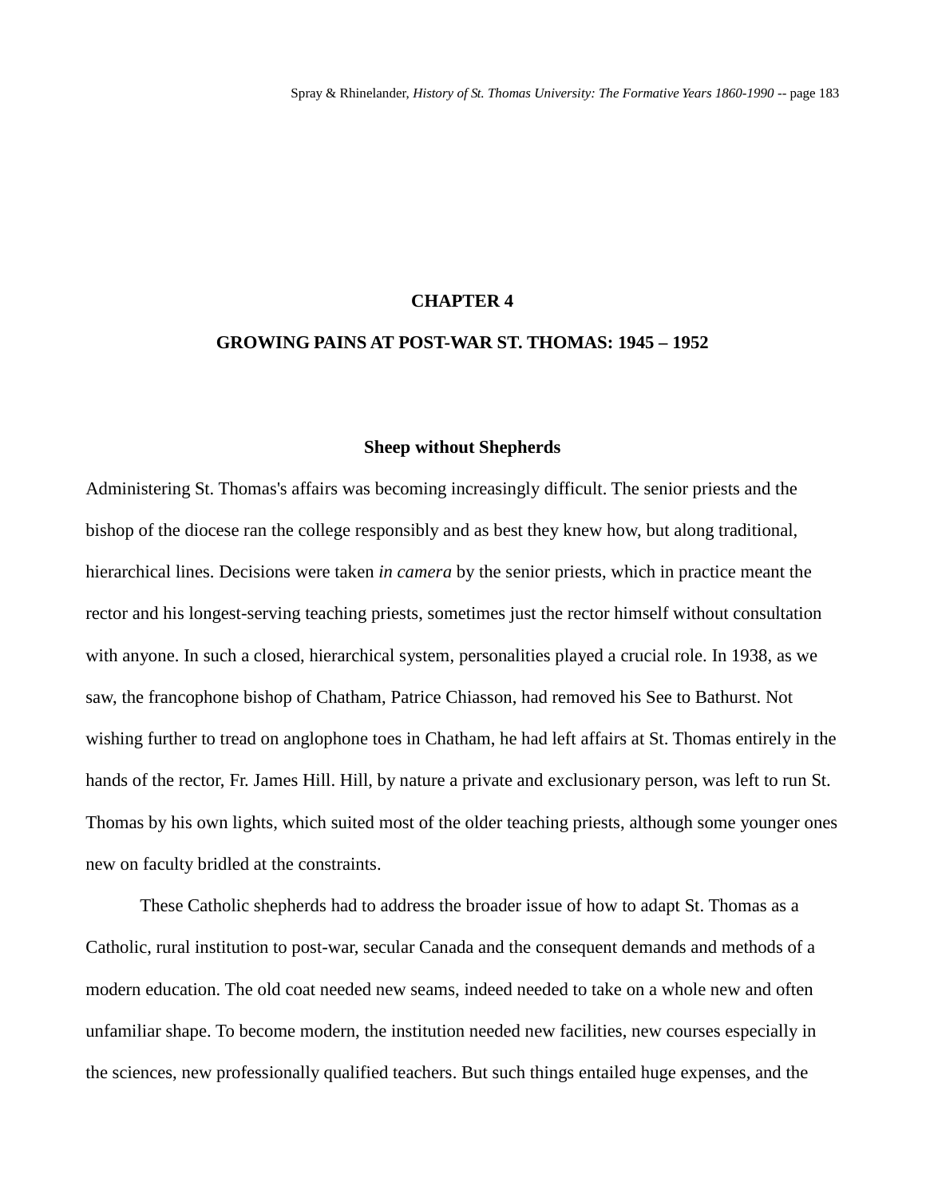# CHAPTER 4

# GROWING PAINS AT POST-WAR ST. THOMAS: 1945 – 1952

## Sheep without Shepherds

Administering St. Thomas's affairs was becoming increasingly difficult. The senior priests and the bishop of the diocese ran the college responsibly and as best they knew how, but along traditional, hierarchical lines. Decisions were taken *in camera* by the senior priests, which in practice meant the rector and his longest-serving teaching priests, sometimes just the rector himself without consultation with anyone. In such a closed, hierarchical system, personalities played a crucial role. In 1938, as we saw, the francophone bishop of Chatham, Patrice Chiasson, had removed his See to Bathurst. Not wishing further to tread on anglophone toes in Chatham, he had left affairs at St. Thomas entirely in the hands of the rector, Fr. James Hill. Hill, by nature a private and exclusionary person, was left to run St. Thomas by his own lights, which suited most of the older teaching priests, although some younger ones new on faculty bridled at the constraints.

These Catholic shepherds had to address the broader issue of how to adapt St. Thomas as a Catholic, rural institution to post-war, secular Canada and the consequent demands and methods of a modern education. The old coat needed new seams, indeed needed to take on a whole new and often unfamiliar shape. To become modern, the institution needed new facilities, new courses especially in the sciences, new professionally qualified teachers. But such things entailed huge expenses, and the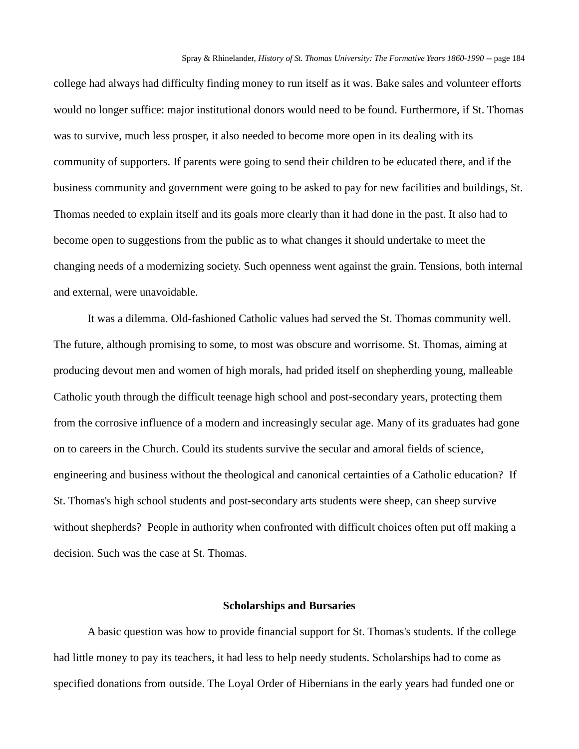college had always had difficulty finding money to run itself as it was. Bake sales and volunteer efforts would no longer suffice: major institutional donors would need to be found. Furthermore, if St. Thomas was to survive, much less prosper, it also needed to become more open in its dealing with its community of supporters. If parents were going to send their children to be educated there, and if the business community and government were going to be asked to pay for new facilities and buildings, St. Thomas needed to explain itself and its goals more clearly than it had done in the past. It also had to become open to suggestions from the public as to what changes it should undertake to meet the changing needs of a modernizing society. Such openness went against the grain. Tensions, both internal and external, were unavoidable.

It was a dilemma. Old-fashioned Catholic values had served the St. Thomas community well. The future, although promising to some, to most was obscure and worrisome. St. Thomas, aiming at producing devout men and women of high morals, had prided itself on shepherding young, malleable Catholic youth through the difficult teenage high school and post-secondary years, protecting them from the corrosive influence of a modern and increasingly secular age. Many of its graduates had gone on to careers in the Church. Could its students survive the secular and amoral fields of science, engineering and business without the theological and canonical certainties of a Catholic education? If St. Thomas's high school students and post-secondary arts students were sheep, can sheep survive without shepherds? People in authority when confronted with difficult choices often put off making a decision. Such was the case at St. Thomas.

## Scholarships and Bursaries

A basic question was how to provide financial support for St. Thomas's students. If the college had little money to pay its teachers, it had less to help needy students. Scholarships had to come as specified donations from outside. The Loyal Order of Hibernians in the early years had funded one or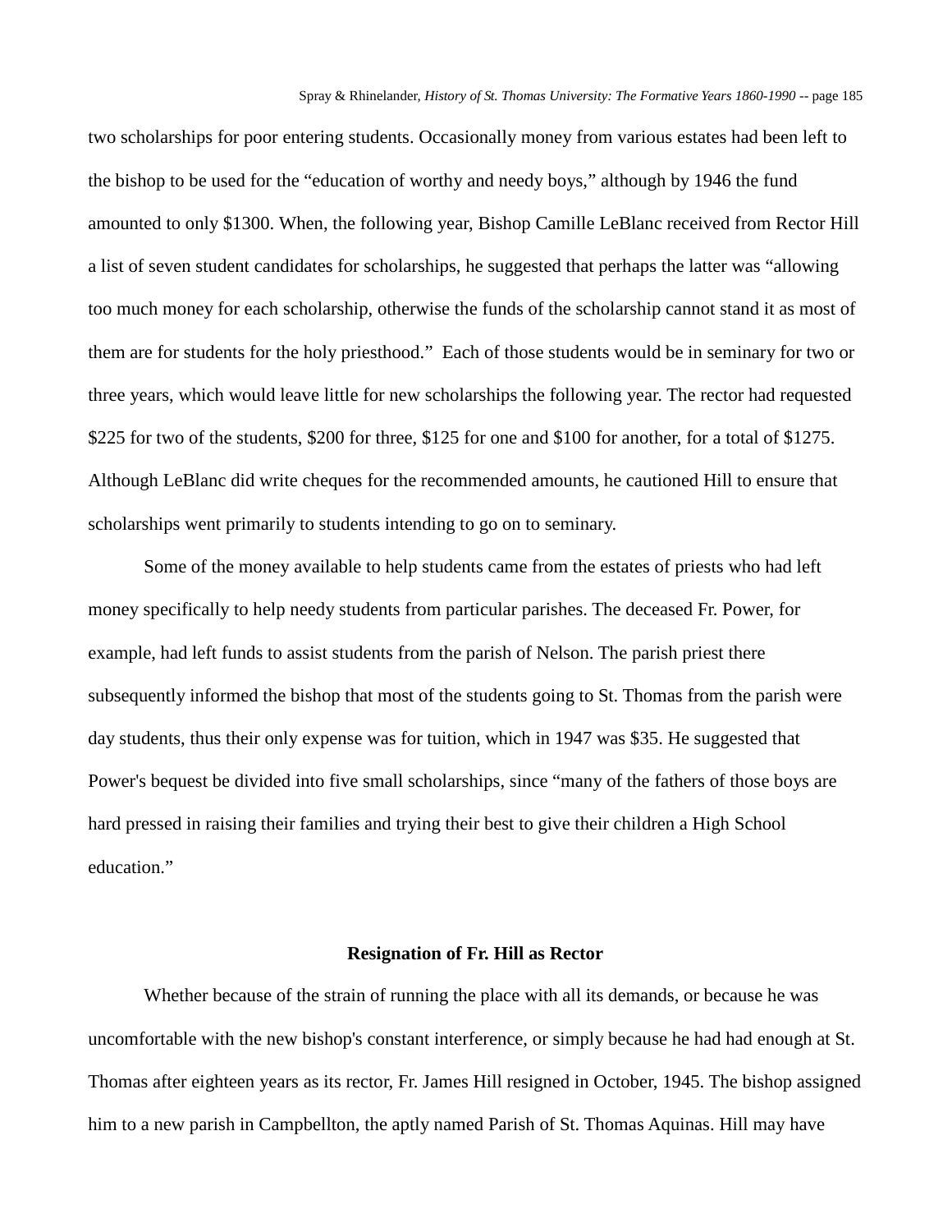two scholarships for poor entering students. Occasionally money from various estates had been left to the bishop to be used for the "education of worthy and needy boys," although by 1946 the fund amounted to only $1300. When, the following year, Bishop Camille LeBlanc received from Rector Hill a list of seven student candidates for scholarships, he suggested that perhaps the latter was "allowing too much money for each scholarship, otherwise the funds of the scholarship cannot stand it as most of them are for students for the holy priesthood." Each of those students would be in seminary for two or three years, which would leave little for new scholarships the following year. The rector had requested $225 for two of the students, $200 for three, $125 for one and $100 for another, for a total of $1275. Although LeBlanc did write cheques for the recommended amounts, he cautioned Hill to ensure that scholarships went primarily to students intending to go on to seminary.

Some of the money available to help students came from the estates of priests who had left money specifically to help needy students from particular parishes. The deceased Fr. Power, for example, had left funds to assist students from the parish of Nelson. The parish priest there subsequently informed the bishop that most of the students going to St. Thomas from the parish were day students, thus their only expense was for tuition, which in 1947 was $35. He suggested that Power's bequest be divided into five small scholarships, since "many of the fathers of those boys are hard pressed in raising their families and trying their best to give their children a High School education."

## Resignation of Fr. Hill as Rector

Whether because of the strain of running the place with all its demands, or because he was uncomfortable with the new bishop's constant interference, or simply because he had had enough at St. Thomas after eighteen years as its rector, Fr. James Hill resigned in October, 1945. The bishop assigned him to a new parish in Campbellton, the aptly named Parish of St. Thomas Aquinas. Hill may have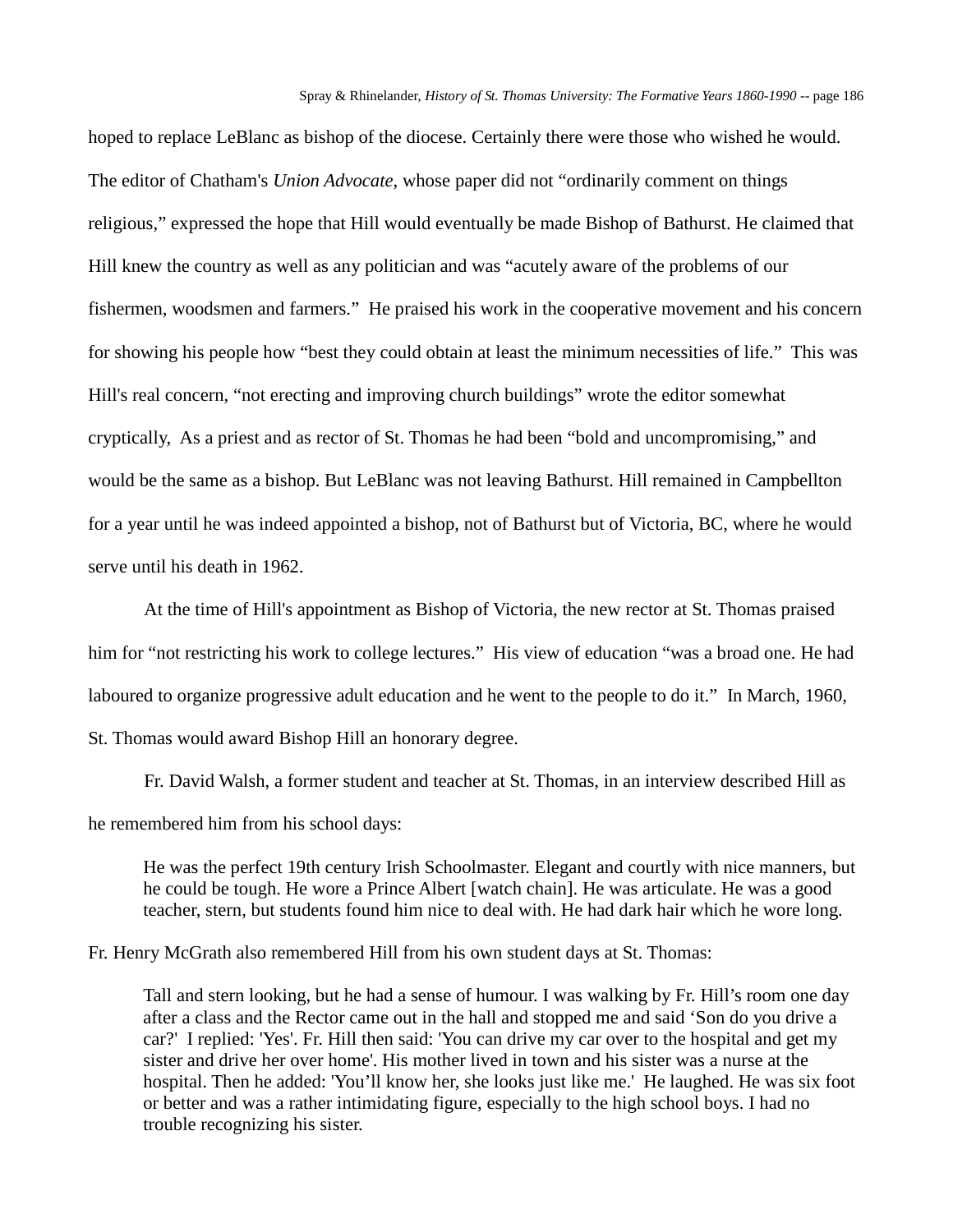hoped to replace LeBlanc as bishop of the diocese. Certainly there were those who wished he would. The editor of Chatham's *Union Advocate*, whose paper did not “ordinarily comment on things religious,” expressed the hope that Hill would eventually be made Bishop of Bathurst. He claimed that Hill knew the country as well as any politician and was “acutely aware of the problems of our fishermen, woodsmen and farmers.” He praised his work in the cooperative movement and his concern for showing his people how “best they could obtain at least the minimum necessities of life.” This was Hill's real concern, “not erecting and improving church buildings” wrote the editor somewhat cryptically, As a priest and as rector of St. Thomas he had been “bold and uncompromising,” and would be the same as a bishop. But LeBlanc was not leaving Bathurst. Hill remained in Campbellton for a year until he was indeed appointed a bishop, not of Bathurst but of Victoria, BC, where he would serve until his death in 1962.

At the time of Hill's appointment as Bishop of Victoria, the new rector at St. Thomas praised him for “not restricting his work to college lectures.” His view of education “was a broad one. He had laboured to organize progressive adult education and he went to the people to do it.” In March, 1960, St. Thomas would award Bishop Hill an honorary degree.

Fr. David Walsh, a former student and teacher at St. Thomas, in an interview described Hill as he remembered him from his school days:

> He was the perfect 19th century Irish Schoolmaster. Elegant and courtly with nice manners, but he could be tough. He wore a Prince Albert [watch chain]. He was articulate. He was a good teacher, stern, but students found him nice to deal with. He had dark hair which he wore long.

Fr. Henry McGrath also remembered Hill from his own student days at St. Thomas:

> Tall and stern looking, but he had a sense of humour. I was walking by Fr. Hill’s room one day after a class and the Rector came out in the hall and stopped me and said ‘Son do you drive a car?' I replied: 'Yes'. Fr. Hill then said: 'You can drive my car over to the hospital and get my sister and drive her over home'. His mother lived in town and his sister was a nurse at the hospital. Then he added: 'You’ll know her, she looks just like me.' He laughed. He was six foot or better and was a rather intimidating figure, especially to the high school boys. I had no trouble recognizing his sister.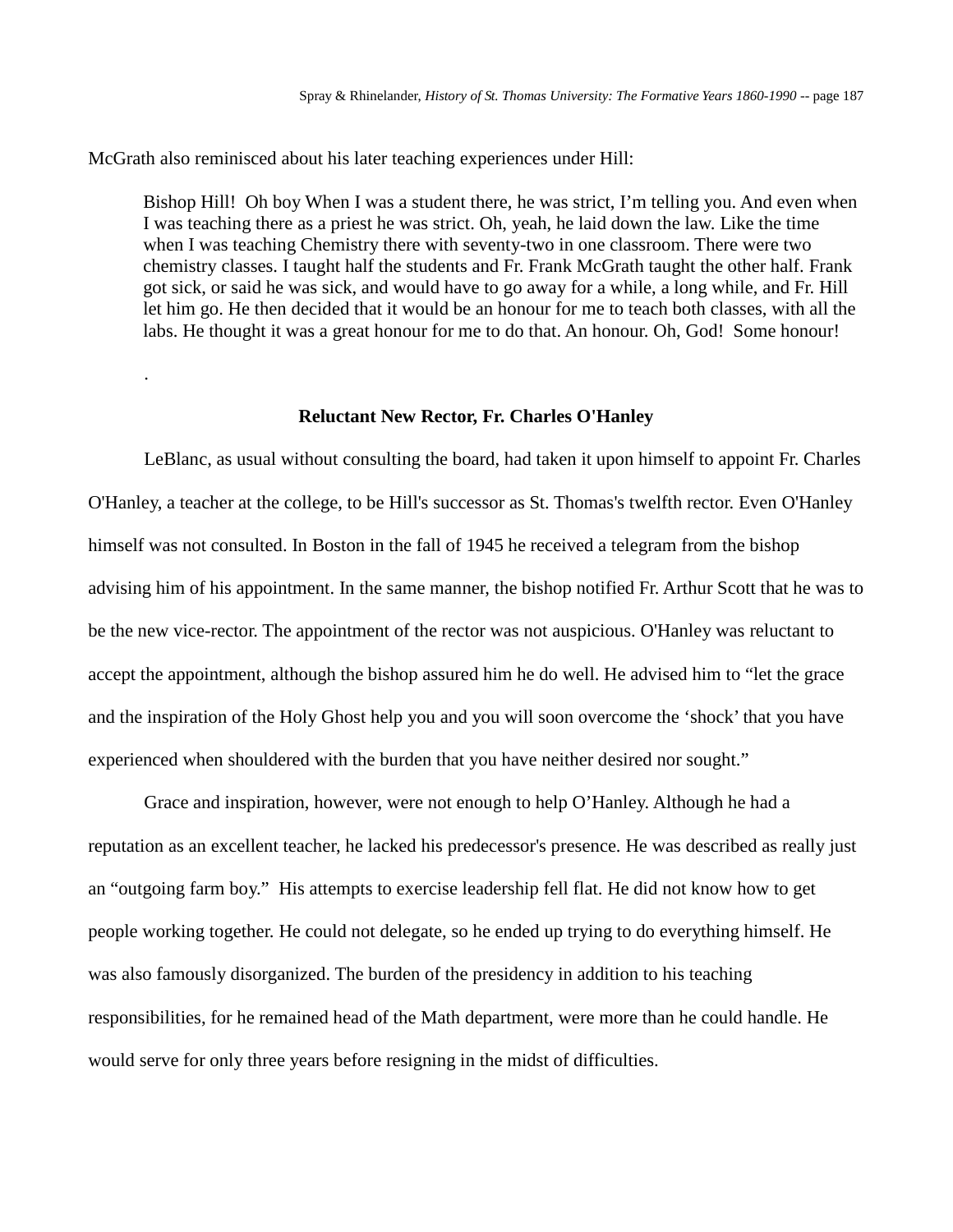McGrath also reminisced about his later teaching experiences under Hill:

> Bishop Hill! Oh boy When I was a student there, he was strict, I'm telling you. And even when I was teaching there as a priest he was strict. Oh, yeah, he laid down the law. Like the time when I was teaching Chemistry there with seventy-two in one classroom. There were two chemistry classes. I taught half the students and Fr. Frank McGrath taught the other half. Frank got sick, or said he was sick, and would have to go away for a while, a long while, and Fr. Hill let him go. He then decided that it would be an honour for me to teach both classes, with all the labs. He thought it was a great honour for me to do that. An honour. Oh, God! Some honour!

.

### Reluctant New Rector, Fr. Charles O'Hanley

LeBlanc, as usual without consulting the board, had taken it upon himself to appoint Fr. Charles O'Hanley, a teacher at the college, to be Hill's successor as St. Thomas's twelfth rector. Even O'Hanley himself was not consulted. In Boston in the fall of 1945 he received a telegram from the bishop advising him of his appointment. In the same manner, the bishop notified Fr. Arthur Scott that he was to be the new vice-rector. The appointment of the rector was not auspicious. O'Hanley was reluctant to accept the appointment, although the bishop assured him he do well. He advised him to "let the grace and the inspiration of the Holy Ghost help you and you will soon overcome the 'shock' that you have experienced when shouldered with the burden that you have neither desired nor sought."

Grace and inspiration, however, were not enough to help O'Hanley. Although he had a reputation as an excellent teacher, he lacked his predecessor's presence. He was described as really just an "outgoing farm boy." His attempts to exercise leadership fell flat. He did not know how to get people working together. He could not delegate, so he ended up trying to do everything himself. He was also famously disorganized. The burden of the presidency in addition to his teaching responsibilities, for he remained head of the Math department, were more than he could handle. He would serve for only three years before resigning in the midst of difficulties.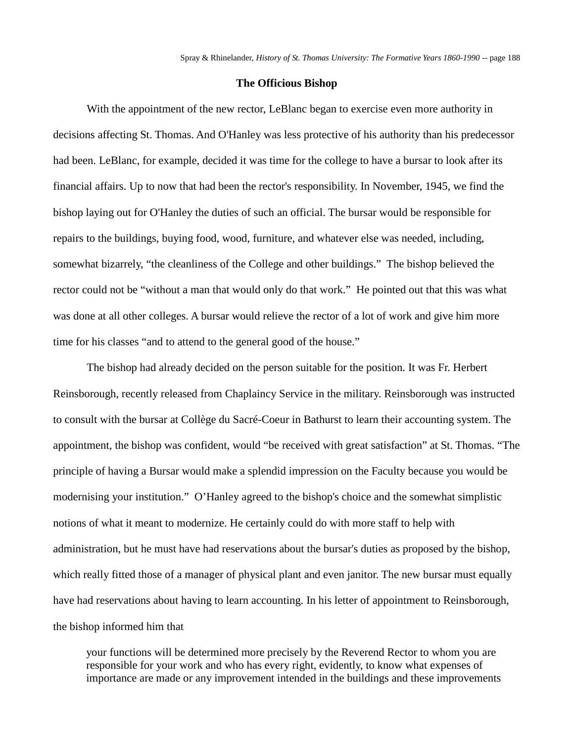### The Officious Bishop

With the appointment of the new rector, LeBlanc began to exercise even more authority in decisions affecting St. Thomas. And O'Hanley was less protective of his authority than his predecessor had been. LeBlanc, for example, decided it was time for the college to have a bursar to look after its financial affairs. Up to now that had been the rector's responsibility. In November, 1945, we find the bishop laying out for O'Hanley the duties of such an official. The bursar would be responsible for repairs to the buildings, buying food, wood, furniture, and whatever else was needed, including, somewhat bizarrely, "the cleanliness of the College and other buildings." The bishop believed the rector could not be "without a man that would only do that work." He pointed out that this was what was done at all other colleges. A bursar would relieve the rector of a lot of work and give him more time for his classes "and to attend to the general good of the house."

The bishop had already decided on the person suitable for the position. It was Fr. Herbert Reinsborough, recently released from Chaplaincy Service in the military. Reinsborough was instructed to consult with the bursar at Collège du Sacré-Coeur in Bathurst to learn their accounting system. The appointment, the bishop was confident, would "be received with great satisfaction" at St. Thomas. "The principle of having a Bursar would make a splendid impression on the Faculty because you would be modernising your institution." O'Hanley agreed to the bishop's choice and the somewhat simplistic notions of what it meant to modernize. He certainly could do with more staff to help with administration, but he must have had reservations about the bursar's duties as proposed by the bishop, which really fitted those of a manager of physical plant and even janitor. The new bursar must equally have had reservations about having to learn accounting. In his letter of appointment to Reinsborough, the bishop informed him that

> your functions will be determined more precisely by the Reverend Rector to whom you are responsible for your work and who has every right, evidently, to know what expenses of importance are made or any improvement intended in the buildings and these improvements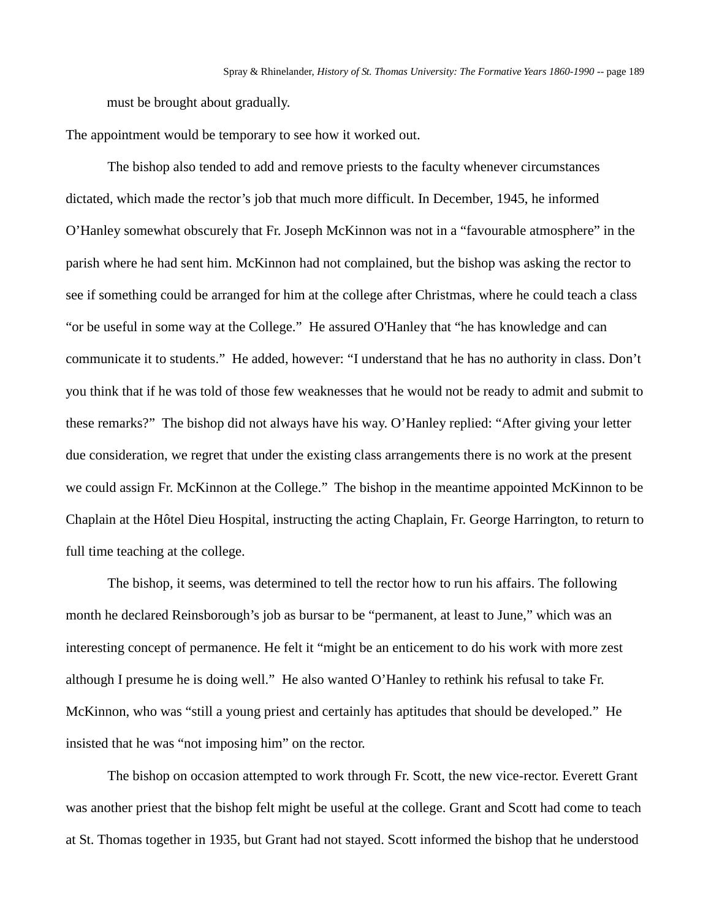must be brought about gradually.

The appointment would be temporary to see how it worked out.

The bishop also tended to add and remove priests to the faculty whenever circumstances dictated, which made the rector's job that much more difficult. In December, 1945, he informed O'Hanley somewhat obscurely that Fr. Joseph McKinnon was not in a "favourable atmosphere" in the parish where he had sent him. McKinnon had not complained, but the bishop was asking the rector to see if something could be arranged for him at the college after Christmas, where he could teach a class "or be useful in some way at the College." He assured O'Hanley that "he has knowledge and can communicate it to students." He added, however: "I understand that he has no authority in class. Don't you think that if he was told of those few weaknesses that he would not be ready to admit and submit to these remarks?" The bishop did not always have his way. O'Hanley replied: "After giving your letter due consideration, we regret that under the existing class arrangements there is no work at the present we could assign Fr. McKinnon at the College." The bishop in the meantime appointed McKinnon to be Chaplain at the Hôtel Dieu Hospital, instructing the acting Chaplain, Fr. George Harrington, to return to full time teaching at the college.

The bishop, it seems, was determined to tell the rector how to run his affairs. The following month he declared Reinsborough's job as bursar to be "permanent, at least to June," which was an interesting concept of permanence. He felt it "might be an enticement to do his work with more zest although I presume he is doing well." He also wanted O'Hanley to rethink his refusal to take Fr. McKinnon, who was "still a young priest and certainly has aptitudes that should be developed." He insisted that he was "not imposing him" on the rector.

The bishop on occasion attempted to work through Fr. Scott, the new vice-rector. Everett Grant was another priest that the bishop felt might be useful at the college. Grant and Scott had come to teach at St. Thomas together in 1935, but Grant had not stayed. Scott informed the bishop that he understood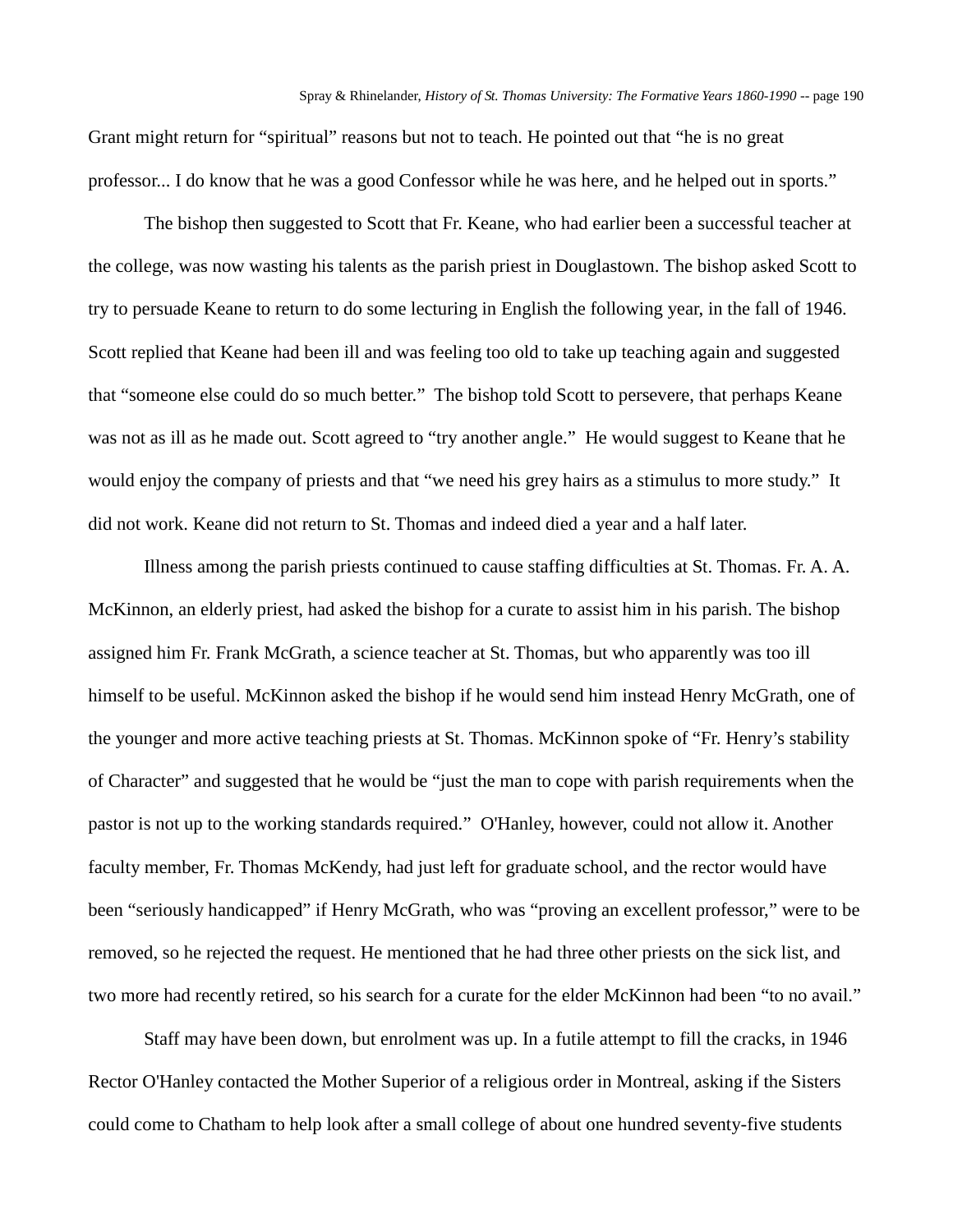Grant might return for "spiritual" reasons but not to teach. He pointed out that "he is no great professor... I do know that he was a good Confessor while he was here, and he helped out in sports."

The bishop then suggested to Scott that Fr. Keane, who had earlier been a successful teacher at the college, was now wasting his talents as the parish priest in Douglastown. The bishop asked Scott to try to persuade Keane to return to do some lecturing in English the following year, in the fall of 1946. Scott replied that Keane had been ill and was feeling too old to take up teaching again and suggested that "someone else could do so much better." The bishop told Scott to persevere, that perhaps Keane was not as ill as he made out. Scott agreed to "try another angle." He would suggest to Keane that he would enjoy the company of priests and that "we need his grey hairs as a stimulus to more study." It did not work. Keane did not return to St. Thomas and indeed died a year and a half later.

Illness among the parish priests continued to cause staffing difficulties at St. Thomas. Fr. A. A. McKinnon, an elderly priest, had asked the bishop for a curate to assist him in his parish. The bishop assigned him Fr. Frank McGrath, a science teacher at St. Thomas, but who apparently was too ill himself to be useful. McKinnon asked the bishop if he would send him instead Henry McGrath, one of the younger and more active teaching priests at St. Thomas. McKinnon spoke of "Fr. Henry's stability of Character" and suggested that he would be "just the man to cope with parish requirements when the pastor is not up to the working standards required." O'Hanley, however, could not allow it. Another faculty member, Fr. Thomas McKendy, had just left for graduate school, and the rector would have been "seriously handicapped" if Henry McGrath, who was "proving an excellent professor," were to be removed, so he rejected the request. He mentioned that he had three other priests on the sick list, and two more had recently retired, so his search for a curate for the elder McKinnon had been "to no avail."

Staff may have been down, but enrolment was up. In a futile attempt to fill the cracks, in 1946 Rector O'Hanley contacted the Mother Superior of a religious order in Montreal, asking if the Sisters could come to Chatham to help look after a small college of about one hundred seventy-five students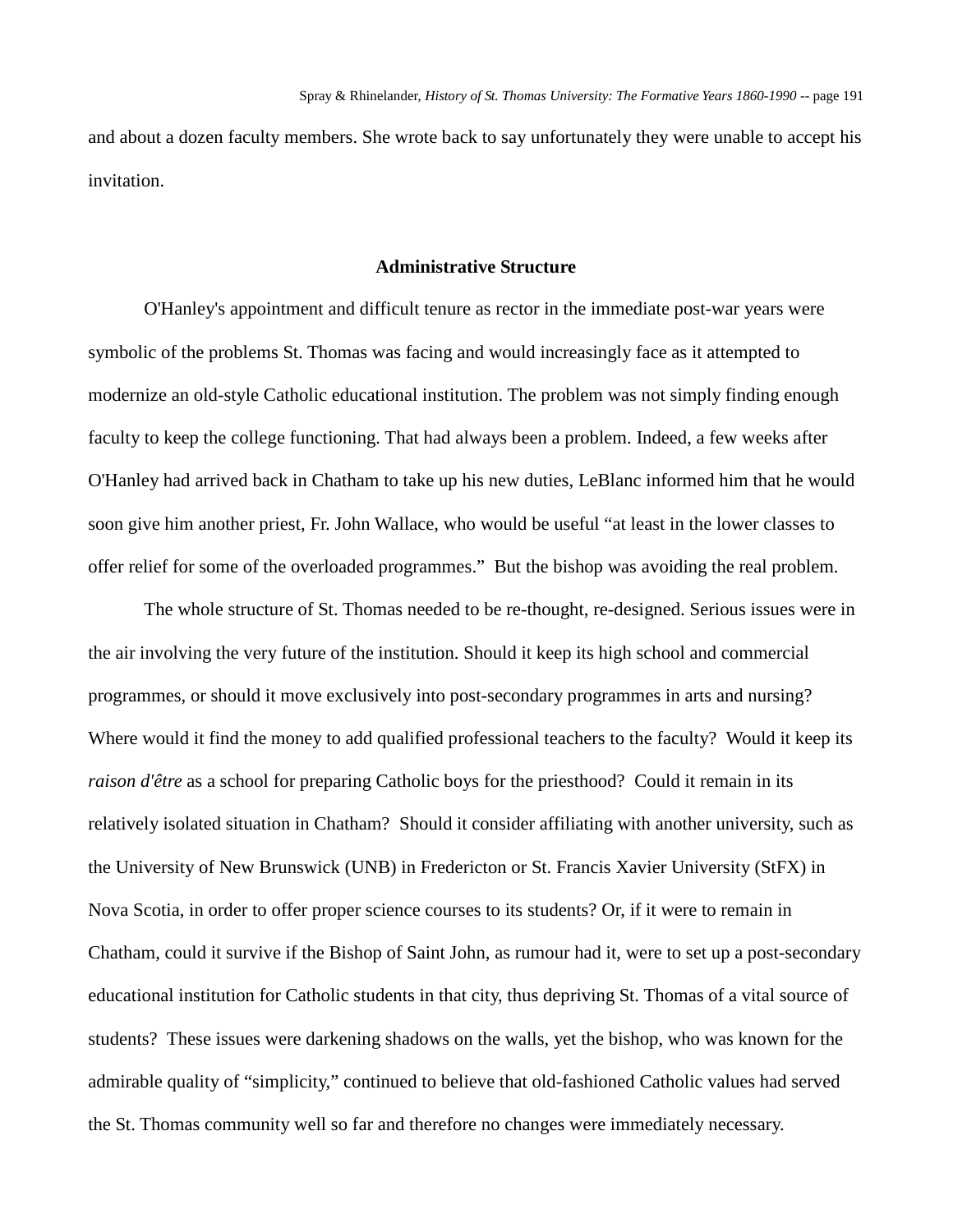and about a dozen faculty members. She wrote back to say unfortunately they were unable to accept his invitation.

## Administrative Structure

O'Hanley's appointment and difficult tenure as rector in the immediate post-war years were symbolic of the problems St. Thomas was facing and would increasingly face as it attempted to modernize an old-style Catholic educational institution. The problem was not simply finding enough faculty to keep the college functioning. That had always been a problem. Indeed, a few weeks after O'Hanley had arrived back in Chatham to take up his new duties, LeBlanc informed him that he would soon give him another priest, Fr. John Wallace, who would be useful "at least in the lower classes to offer relief for some of the overloaded programmes." But the bishop was avoiding the real problem.

The whole structure of St. Thomas needed to be re-thought, re-designed. Serious issues were in the air involving the very future of the institution. Should it keep its high school and commercial programmes, or should it move exclusively into post-secondary programmes in arts and nursing? Where would it find the money to add qualified professional teachers to the faculty? Would it keep its *raison d'être* as a school for preparing Catholic boys for the priesthood? Could it remain in its relatively isolated situation in Chatham? Should it consider affiliating with another university, such as the University of New Brunswick (UNB) in Fredericton or St. Francis Xavier University (StFX) in Nova Scotia, in order to offer proper science courses to its students? Or, if it were to remain in Chatham, could it survive if the Bishop of Saint John, as rumour had it, were to set up a post-secondary educational institution for Catholic students in that city, thus depriving St. Thomas of a vital source of students? These issues were darkening shadows on the walls, yet the bishop, who was known for the admirable quality of "simplicity," continued to believe that old-fashioned Catholic values had served the St. Thomas community well so far and therefore no changes were immediately necessary.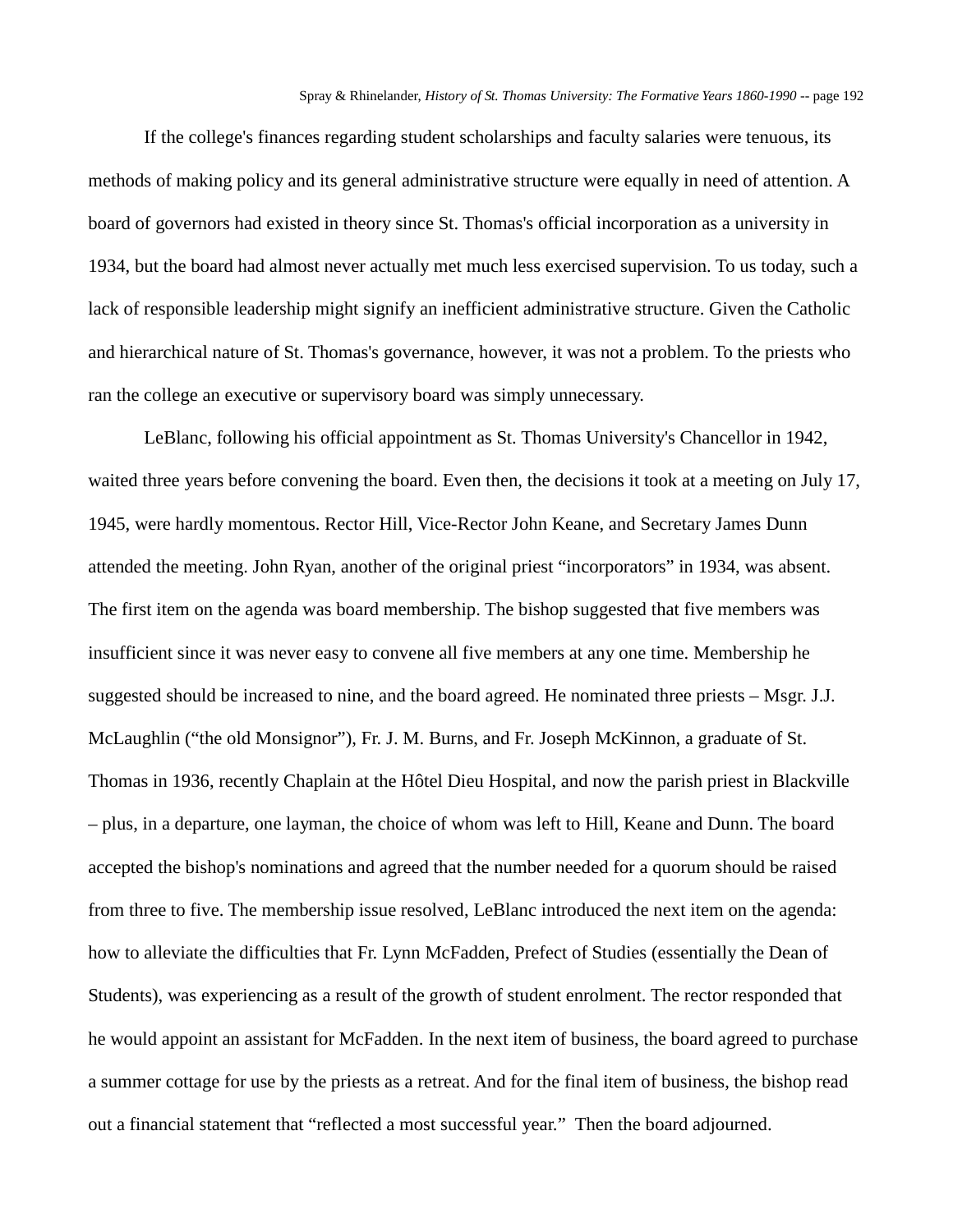If the college's finances regarding student scholarships and faculty salaries were tenuous, its methods of making policy and its general administrative structure were equally in need of attention. A board of governors had existed in theory since St. Thomas's official incorporation as a university in 1934, but the board had almost never actually met much less exercised supervision. To us today, such a lack of responsible leadership might signify an inefficient administrative structure. Given the Catholic and hierarchical nature of St. Thomas's governance, however, it was not a problem. To the priests who ran the college an executive or supervisory board was simply unnecessary.

LeBlanc, following his official appointment as St. Thomas University's Chancellor in 1942, waited three years before convening the board. Even then, the decisions it took at a meeting on July 17, 1945, were hardly momentous. Rector Hill, Vice-Rector John Keane, and Secretary James Dunn attended the meeting. John Ryan, another of the original priest "incorporators" in 1934, was absent. The first item on the agenda was board membership. The bishop suggested that five members was insufficient since it was never easy to convene all five members at any one time. Membership he suggested should be increased to nine, and the board agreed. He nominated three priests – Msgr. J.J. McLaughlin ("the old Monsignor"), Fr. J. M. Burns, and Fr. Joseph McKinnon, a graduate of St. Thomas in 1936, recently Chaplain at the Hôtel Dieu Hospital, and now the parish priest in Blackville – plus, in a departure, one layman, the choice of whom was left to Hill, Keane and Dunn. The board accepted the bishop's nominations and agreed that the number needed for a quorum should be raised from three to five. The membership issue resolved, LeBlanc introduced the next item on the agenda: how to alleviate the difficulties that Fr. Lynn McFadden, Prefect of Studies (essentially the Dean of Students), was experiencing as a result of the growth of student enrolment. The rector responded that he would appoint an assistant for McFadden. In the next item of business, the board agreed to purchase a summer cottage for use by the priests as a retreat. And for the final item of business, the bishop read out a financial statement that "reflected a most successful year." Then the board adjourned.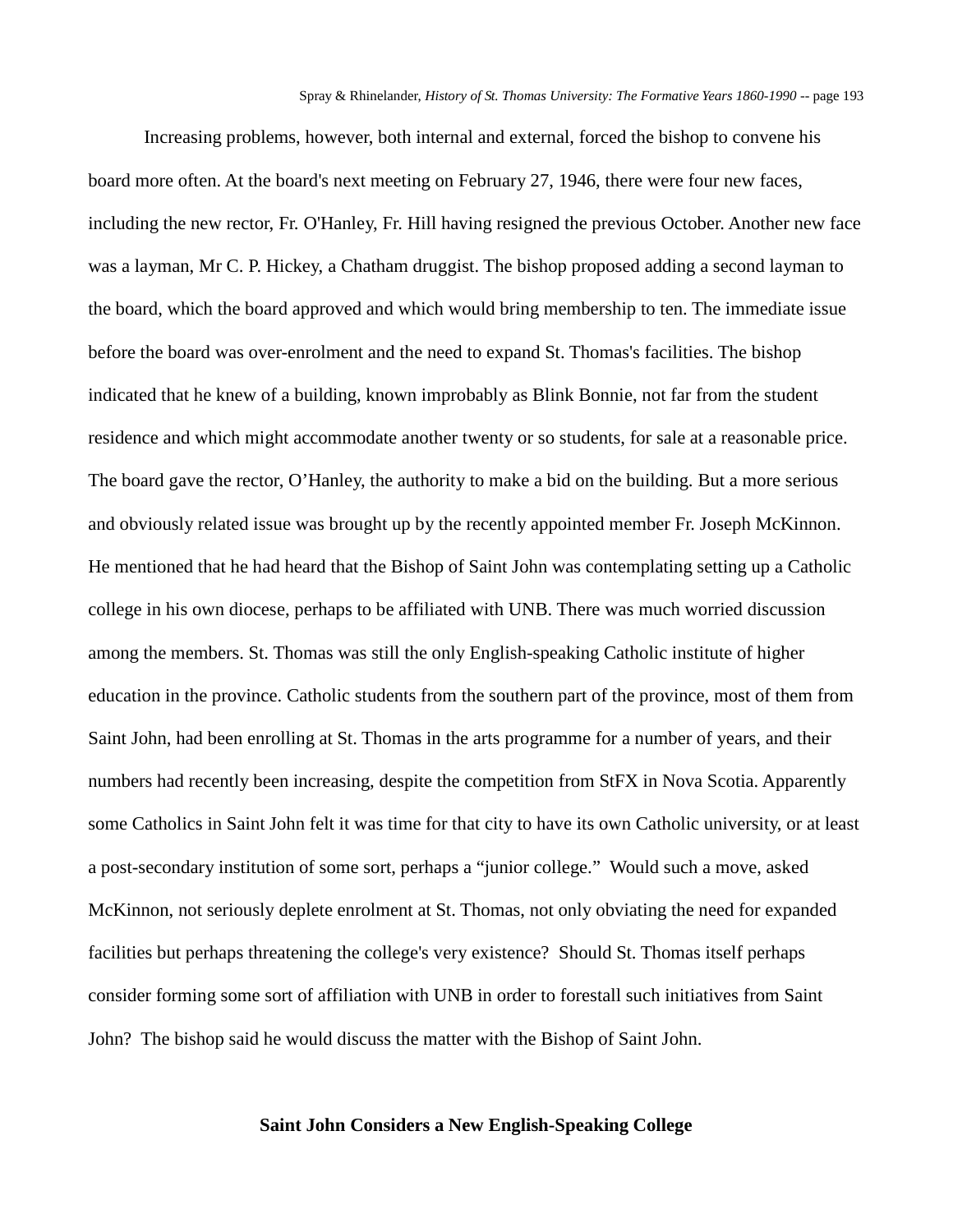Increasing problems, however, both internal and external, forced the bishop to convene his board more often. At the board's next meeting on February 27, 1946, there were four new faces, including the new rector, Fr. O'Hanley, Fr. Hill having resigned the previous October. Another new face was a layman, Mr C. P. Hickey, a Chatham druggist. The bishop proposed adding a second layman to the board, which the board approved and which would bring membership to ten. The immediate issue before the board was over-enrolment and the need to expand St. Thomas's facilities. The bishop indicated that he knew of a building, known improbably as Blink Bonnie, not far from the student residence and which might accommodate another twenty or so students, for sale at a reasonable price. The board gave the rector, O'Hanley, the authority to make a bid on the building. But a more serious and obviously related issue was brought up by the recently appointed member Fr. Joseph McKinnon. He mentioned that he had heard that the Bishop of Saint John was contemplating setting up a Catholic college in his own diocese, perhaps to be affiliated with UNB. There was much worried discussion among the members. St. Thomas was still the only English-speaking Catholic institute of higher education in the province. Catholic students from the southern part of the province, most of them from Saint John, had been enrolling at St. Thomas in the arts programme for a number of years, and their numbers had recently been increasing, despite the competition from StFX in Nova Scotia. Apparently some Catholics in Saint John felt it was time for that city to have its own Catholic university, or at least a post-secondary institution of some sort, perhaps a "junior college." Would such a move, asked McKinnon, not seriously deplete enrolment at St. Thomas, not only obviating the need for expanded facilities but perhaps threatening the college's very existence? Should St. Thomas itself perhaps consider forming some sort of affiliation with UNB in order to forestall such initiatives from Saint John? The bishop said he would discuss the matter with the Bishop of Saint John.

## Saint John Considers a New English-Speaking College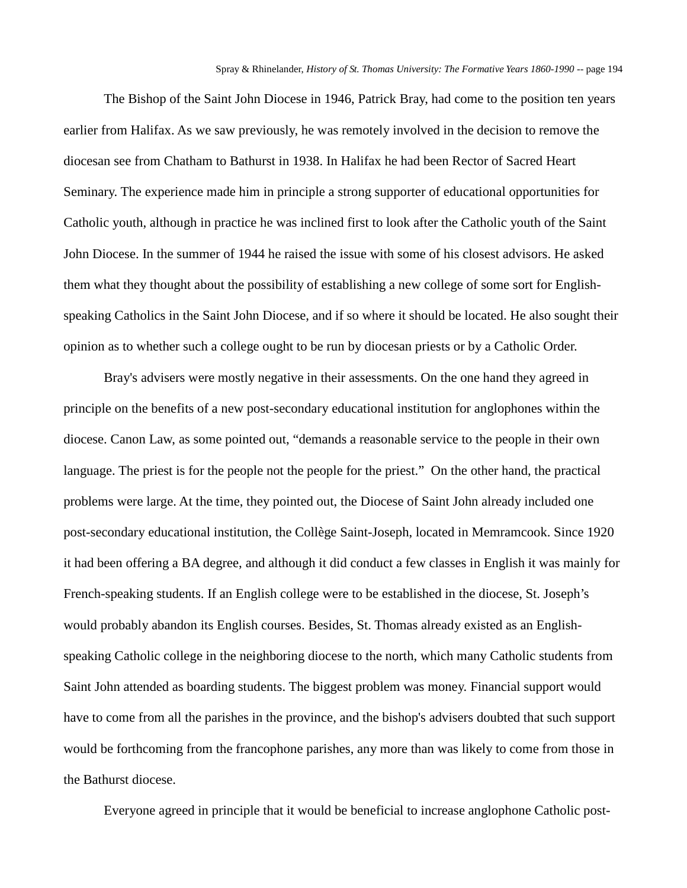The Bishop of the Saint John Diocese in 1946, Patrick Bray, had come to the position ten years earlier from Halifax. As we saw previously, he was remotely involved in the decision to remove the diocesan see from Chatham to Bathurst in 1938. In Halifax he had been Rector of Sacred Heart Seminary. The experience made him in principle a strong supporter of educational opportunities for Catholic youth, although in practice he was inclined first to look after the Catholic youth of the Saint John Diocese. In the summer of 1944 he raised the issue with some of his closest advisors. He asked them what they thought about the possibility of establishing a new college of some sort for English-speaking Catholics in the Saint John Diocese, and if so where it should be located. He also sought their opinion as to whether such a college ought to be run by diocesan priests or by a Catholic Order.

Bray's advisers were mostly negative in their assessments. On the one hand they agreed in principle on the benefits of a new post-secondary educational institution for anglophones within the diocese. Canon Law, as some pointed out, "demands a reasonable service to the people in their own language. The priest is for the people not the people for the priest." On the other hand, the practical problems were large. At the time, they pointed out, the Diocese of Saint John already included one post-secondary educational institution, the Collège Saint-Joseph, located in Memramcook. Since 1920 it had been offering a BA degree, and although it did conduct a few classes in English it was mainly for French-speaking students. If an English college were to be established in the diocese, St. Joseph's would probably abandon its English courses. Besides, St. Thomas already existed as an English-speaking Catholic college in the neighboring diocese to the north, which many Catholic students from Saint John attended as boarding students. The biggest problem was money. Financial support would have to come from all the parishes in the province, and the bishop's advisers doubted that such support would be forthcoming from the francophone parishes, any more than was likely to come from those in the Bathurst diocese.

Everyone agreed in principle that it would be beneficial to increase anglophone Catholic post-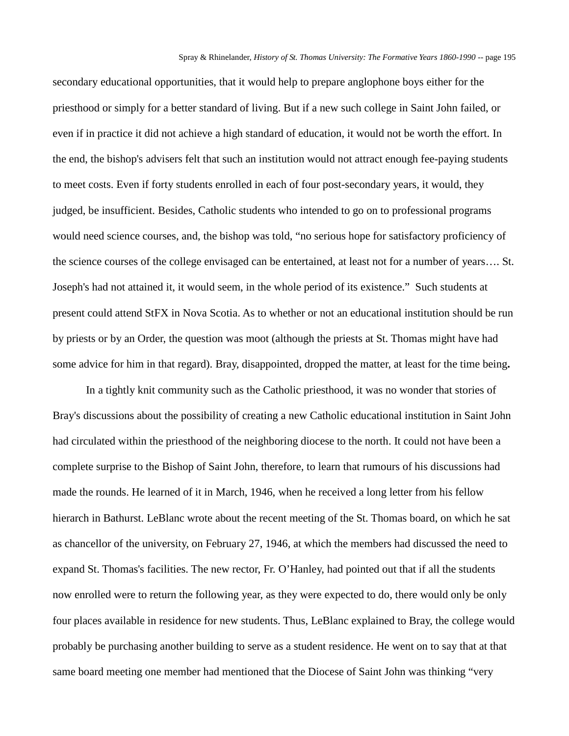secondary educational opportunities, that it would help to prepare anglophone boys either for the priesthood or simply for a better standard of living. But if a new such college in Saint John failed, or even if in practice it did not achieve a high standard of education, it would not be worth the effort. In the end, the bishop's advisers felt that such an institution would not attract enough fee-paying students to meet costs. Even if forty students enrolled in each of four post-secondary years, it would, they judged, be insufficient. Besides, Catholic students who intended to go on to professional programs would need science courses, and, the bishop was told, "no serious hope for satisfactory proficiency of the science courses of the college envisaged can be entertained, at least not for a number of years…. St. Joseph's had not attained it, it would seem, in the whole period of its existence." Such students at present could attend StFX in Nova Scotia. As to whether or not an educational institution should be run by priests or by an Order, the question was moot (although the priests at St. Thomas might have had some advice for him in that regard). Bray, disappointed, dropped the matter, at least for the time being.

In a tightly knit community such as the Catholic priesthood, it was no wonder that stories of Bray's discussions about the possibility of creating a new Catholic educational institution in Saint John had circulated within the priesthood of the neighboring diocese to the north. It could not have been a complete surprise to the Bishop of Saint John, therefore, to learn that rumours of his discussions had made the rounds. He learned of it in March, 1946, when he received a long letter from his fellow hierarch in Bathurst. LeBlanc wrote about the recent meeting of the St. Thomas board, on which he sat as chancellor of the university, on February 27, 1946, at which the members had discussed the need to expand St. Thomas's facilities. The new rector, Fr. O'Hanley, had pointed out that if all the students now enrolled were to return the following year, as they were expected to do, there would only be only four places available in residence for new students. Thus, LeBlanc explained to Bray, the college would probably be purchasing another building to serve as a student residence. He went on to say that at that same board meeting one member had mentioned that the Diocese of Saint John was thinking "very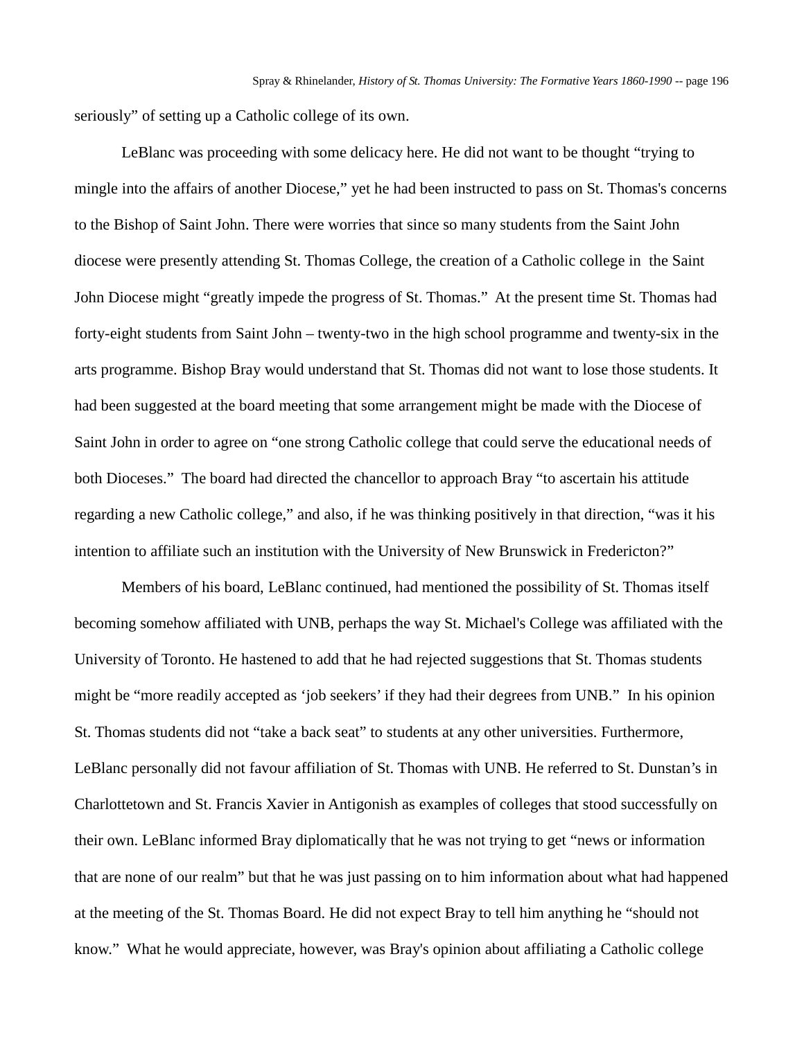seriously” of setting up a Catholic college of its own.

LeBlanc was proceeding with some delicacy here. He did not want to be thought “trying to mingle into the affairs of another Diocese,” yet he had been instructed to pass on St. Thomas's concerns to the Bishop of Saint John. There were worries that since so many students from the Saint John diocese were presently attending St. Thomas College, the creation of a Catholic college in the Saint John Diocese might “greatly impede the progress of St. Thomas.” At the present time St. Thomas had forty-eight students from Saint John – twenty-two in the high school programme and twenty-six in the arts programme. Bishop Bray would understand that St. Thomas did not want to lose those students. It had been suggested at the board meeting that some arrangement might be made with the Diocese of Saint John in order to agree on “one strong Catholic college that could serve the educational needs of both Dioceses.” The board had directed the chancellor to approach Bray “to ascertain his attitude regarding a new Catholic college,” and also, if he was thinking positively in that direction, “was it his intention to affiliate such an institution with the University of New Brunswick in Fredericton?”

Members of his board, LeBlanc continued, had mentioned the possibility of St. Thomas itself becoming somehow affiliated with UNB, perhaps the way St. Michael's College was affiliated with the University of Toronto. He hastened to add that he had rejected suggestions that St. Thomas students might be “more readily accepted as ‘job seekers’ if they had their degrees from UNB.” In his opinion St. Thomas students did not “take a back seat” to students at any other universities. Furthermore, LeBlanc personally did not favour affiliation of St. Thomas with UNB. He referred to St. Dunstan’s in Charlottetown and St. Francis Xavier in Antigonish as examples of colleges that stood successfully on their own. LeBlanc informed Bray diplomatically that he was not trying to get “news or information that are none of our realm” but that he was just passing on to him information about what had happened at the meeting of the St. Thomas Board. He did not expect Bray to tell him anything he “should not know.” What he would appreciate, however, was Bray's opinion about affiliating a Catholic college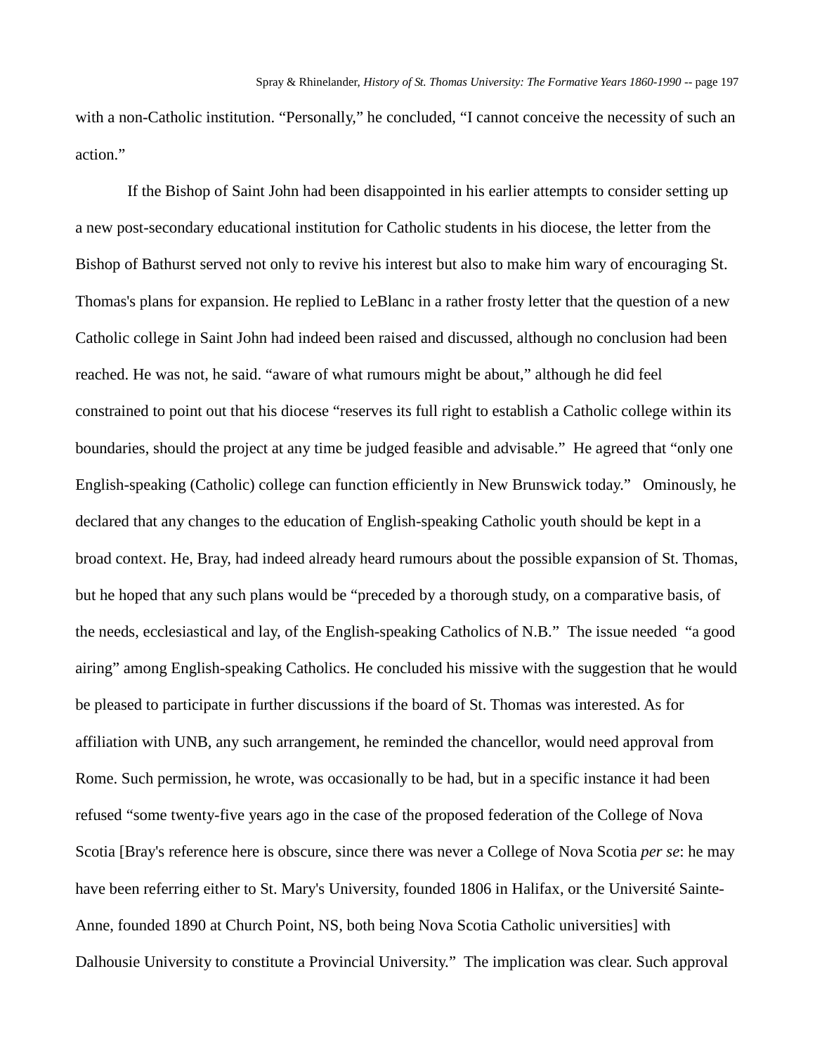with a non-Catholic institution. “Personally,” he concluded, “I cannot conceive the necessity of such an action.”

If the Bishop of Saint John had been disappointed in his earlier attempts to consider setting up a new post-secondary educational institution for Catholic students in his diocese, the letter from the Bishop of Bathurst served not only to revive his interest but also to make him wary of encouraging St. Thomas's plans for expansion. He replied to LeBlanc in a rather frosty letter that the question of a new Catholic college in Saint John had indeed been raised and discussed, although no conclusion had been reached. He was not, he said. “aware of what rumours might be about,” although he did feel constrained to point out that his diocese “reserves its full right to establish a Catholic college within its boundaries, should the project at any time be judged feasible and advisable.” He agreed that “only one English-speaking (Catholic) college can function efficiently in New Brunswick today.” Ominously, he declared that any changes to the education of English-speaking Catholic youth should be kept in a broad context. He, Bray, had indeed already heard rumours about the possible expansion of St. Thomas, but he hoped that any such plans would be “preceded by a thorough study, on a comparative basis, of the needs, ecclesiastical and lay, of the English-speaking Catholics of N.B.” The issue needed “a good airing” among English-speaking Catholics. He concluded his missive with the suggestion that he would be pleased to participate in further discussions if the board of St. Thomas was interested. As for affiliation with UNB, any such arrangement, he reminded the chancellor, would need approval from Rome. Such permission, he wrote, was occasionally to be had, but in a specific instance it had been refused “some twenty-five years ago in the case of the proposed federation of the College of Nova Scotia [Bray's reference here is obscure, since there was never a College of Nova Scotia *per se*: he may have been referring either to St. Mary's University, founded 1806 in Halifax, or the Université Sainte-Anne, founded 1890 at Church Point, NS, both being Nova Scotia Catholic universities] with Dalhousie University to constitute a Provincial University.” The implication was clear. Such approval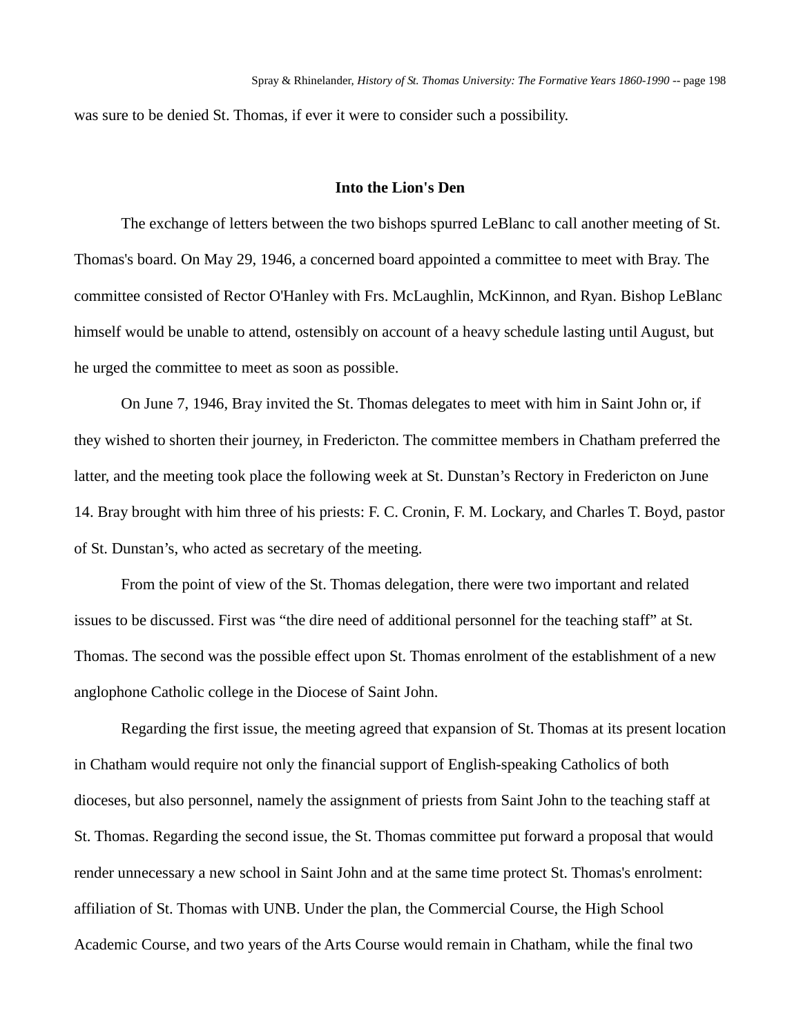was sure to be denied St. Thomas, if ever it were to consider such a possibility.

### Into the Lion's Den

The exchange of letters between the two bishops spurred LeBlanc to call another meeting of St. Thomas's board. On May 29, 1946, a concerned board appointed a committee to meet with Bray. The committee consisted of Rector O'Hanley with Frs. McLaughlin, McKinnon, and Ryan. Bishop LeBlanc himself would be unable to attend, ostensibly on account of a heavy schedule lasting until August, but he urged the committee to meet as soon as possible.

On June 7, 1946, Bray invited the St. Thomas delegates to meet with him in Saint John or, if they wished to shorten their journey, in Fredericton. The committee members in Chatham preferred the latter, and the meeting took place the following week at St. Dunstan's Rectory in Fredericton on June 14. Bray brought with him three of his priests: F. C. Cronin, F. M. Lockary, and Charles T. Boyd, pastor of St. Dunstan's, who acted as secretary of the meeting.

From the point of view of the St. Thomas delegation, there were two important and related issues to be discussed. First was "the dire need of additional personnel for the teaching staff" at St. Thomas. The second was the possible effect upon St. Thomas enrolment of the establishment of a new anglophone Catholic college in the Diocese of Saint John.

Regarding the first issue, the meeting agreed that expansion of St. Thomas at its present location in Chatham would require not only the financial support of English-speaking Catholics of both dioceses, but also personnel, namely the assignment of priests from Saint John to the teaching staff at St. Thomas. Regarding the second issue, the St. Thomas committee put forward a proposal that would render unnecessary a new school in Saint John and at the same time protect St. Thomas's enrolment: affiliation of St. Thomas with UNB. Under the plan, the Commercial Course, the High School Academic Course, and two years of the Arts Course would remain in Chatham, while the final two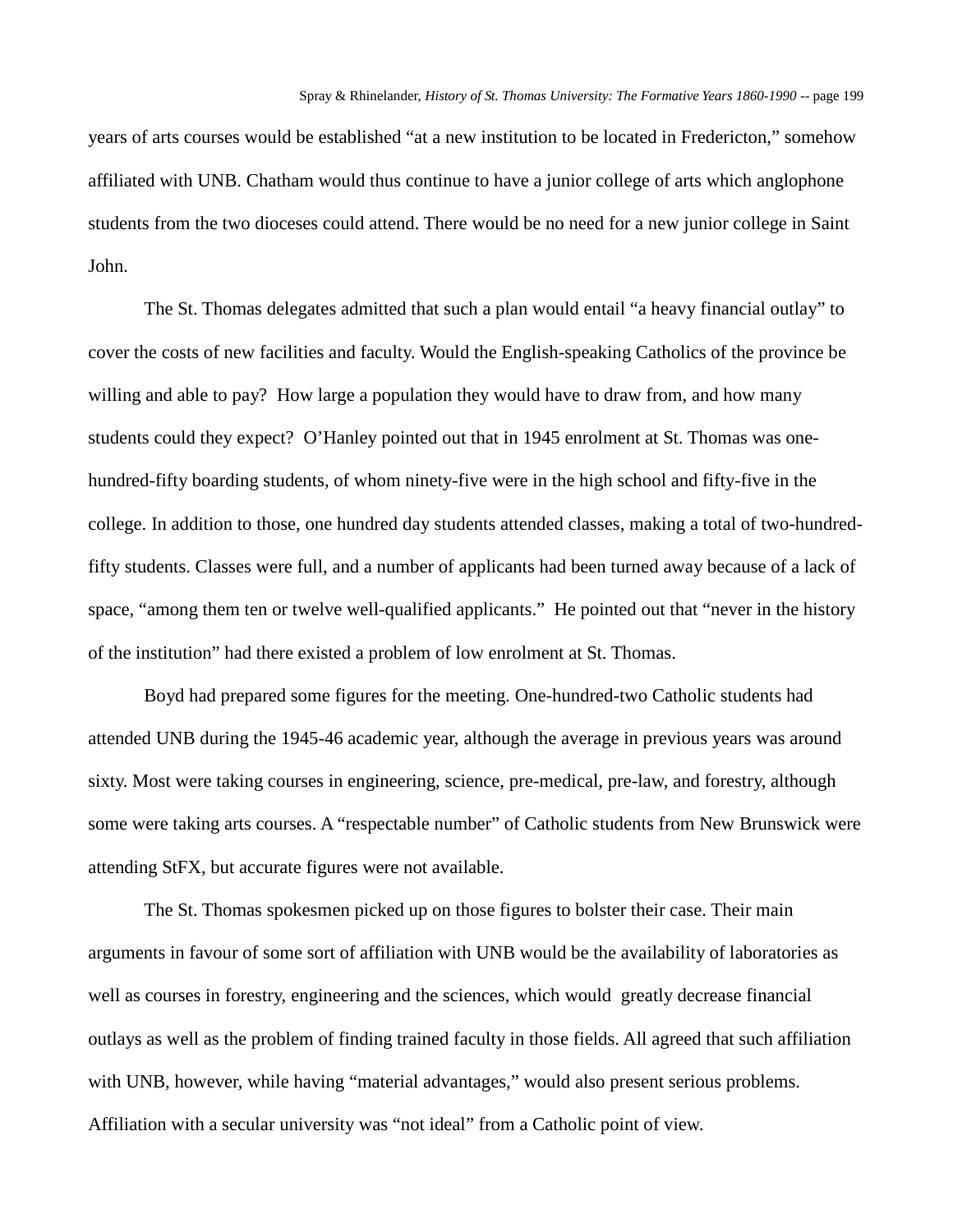years of arts courses would be established "at a new institution to be located in Fredericton," somehow affiliated with UNB. Chatham would thus continue to have a junior college of arts which anglophone students from the two dioceses could attend. There would be no need for a new junior college in Saint John.

The St. Thomas delegates admitted that such a plan would entail "a heavy financial outlay" to cover the costs of new facilities and faculty. Would the English-speaking Catholics of the province be willing and able to pay? How large a population they would have to draw from, and how many students could they expect? O'Hanley pointed out that in 1945 enrolment at St. Thomas was one-hundred-fifty boarding students, of whom ninety-five were in the high school and fifty-five in the college. In addition to those, one hundred day students attended classes, making a total of two-hundred-fifty students. Classes were full, and a number of applicants had been turned away because of a lack of space, "among them ten or twelve well-qualified applicants." He pointed out that "never in the history of the institution" had there existed a problem of low enrolment at St. Thomas.

Boyd had prepared some figures for the meeting. One-hundred-two Catholic students had attended UNB during the 1945-46 academic year, although the average in previous years was around sixty. Most were taking courses in engineering, science, pre-medical, pre-law, and forestry, although some were taking arts courses. A "respectable number" of Catholic students from New Brunswick were attending StFX, but accurate figures were not available.

The St. Thomas spokesmen picked up on those figures to bolster their case. Their main arguments in favour of some sort of affiliation with UNB would be the availability of laboratories as well as courses in forestry, engineering and the sciences, which would greatly decrease financial outlays as well as the problem of finding trained faculty in those fields. All agreed that such affiliation with UNB, however, while having "material advantages," would also present serious problems. Affiliation with a secular university was "not ideal" from a Catholic point of view.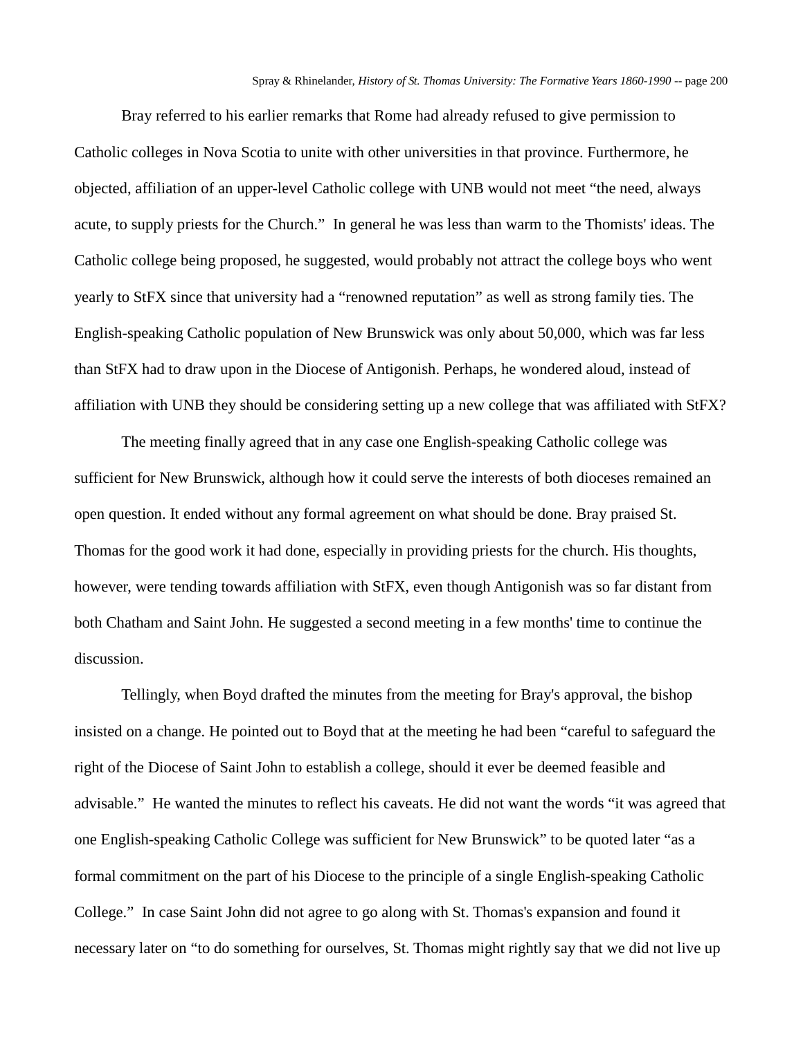Bray referred to his earlier remarks that Rome had already refused to give permission to Catholic colleges in Nova Scotia to unite with other universities in that province. Furthermore, he objected, affiliation of an upper-level Catholic college with UNB would not meet "the need, always acute, to supply priests for the Church." In general he was less than warm to the Thomists' ideas. The Catholic college being proposed, he suggested, would probably not attract the college boys who went yearly to StFX since that university had a "renowned reputation" as well as strong family ties. The English-speaking Catholic population of New Brunswick was only about 50,000, which was far less than StFX had to draw upon in the Diocese of Antigonish. Perhaps, he wondered aloud, instead of affiliation with UNB they should be considering setting up a new college that was affiliated with StFX?

The meeting finally agreed that in any case one English-speaking Catholic college was sufficient for New Brunswick, although how it could serve the interests of both dioceses remained an open question. It ended without any formal agreement on what should be done. Bray praised St. Thomas for the good work it had done, especially in providing priests for the church. His thoughts, however, were tending towards affiliation with StFX, even though Antigonish was so far distant from both Chatham and Saint John. He suggested a second meeting in a few months' time to continue the discussion.

Tellingly, when Boyd drafted the minutes from the meeting for Bray's approval, the bishop insisted on a change. He pointed out to Boyd that at the meeting he had been "careful to safeguard the right of the Diocese of Saint John to establish a college, should it ever be deemed feasible and advisable." He wanted the minutes to reflect his caveats. He did not want the words "it was agreed that one English-speaking Catholic College was sufficient for New Brunswick" to be quoted later "as a formal commitment on the part of his Diocese to the principle of a single English-speaking Catholic College." In case Saint John did not agree to go along with St. Thomas's expansion and found it necessary later on "to do something for ourselves, St. Thomas might rightly say that we did not live up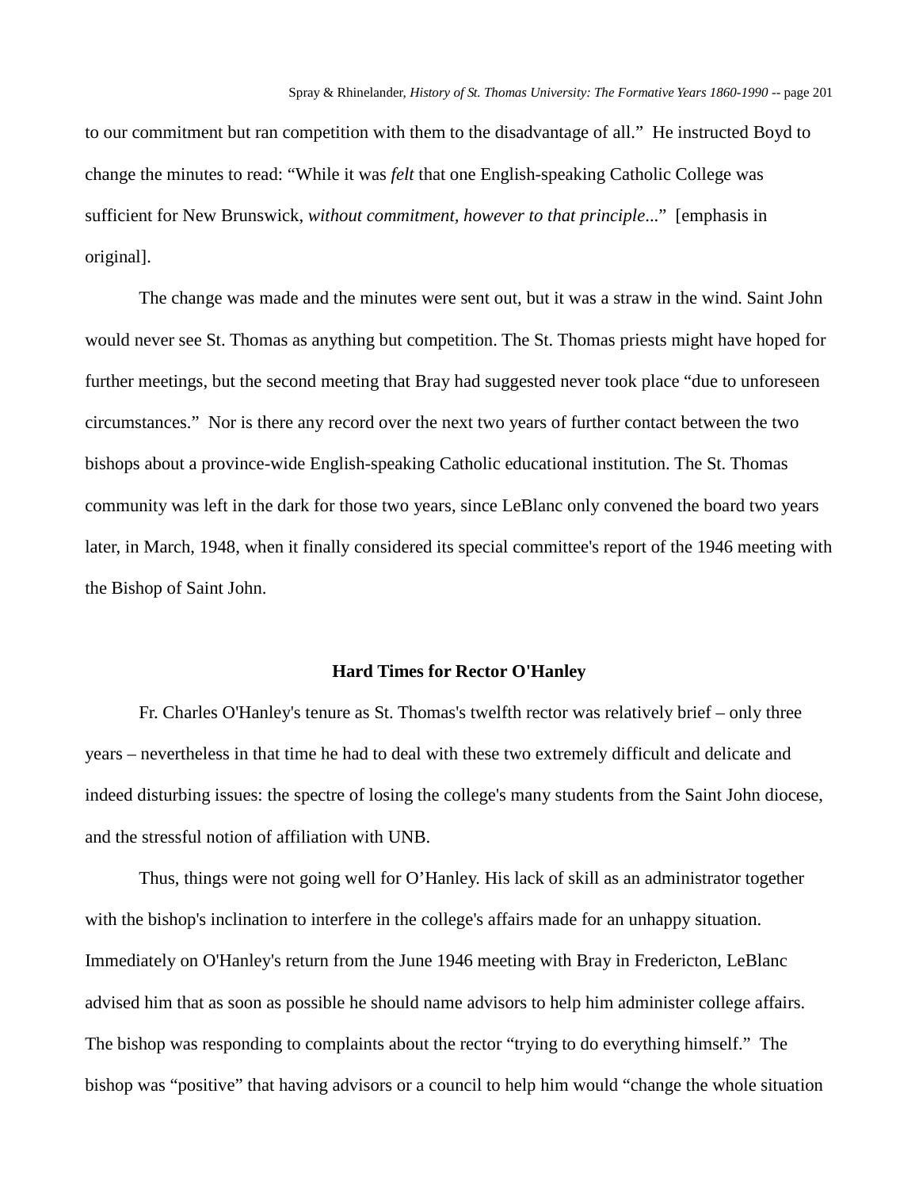to our commitment but ran competition with them to the disadvantage of all." He instructed Boyd to change the minutes to read: "While it was *felt* that one English-speaking Catholic College was sufficient for New Brunswick, *without commitment, however to that principle*..." [emphasis in original].

The change was made and the minutes were sent out, but it was a straw in the wind. Saint John would never see St. Thomas as anything but competition. The St. Thomas priests might have hoped for further meetings, but the second meeting that Bray had suggested never took place "due to unforeseen circumstances." Nor is there any record over the next two years of further contact between the two bishops about a province-wide English-speaking Catholic educational institution. The St. Thomas community was left in the dark for those two years, since LeBlanc only convened the board two years later, in March, 1948, when it finally considered its special committee's report of the 1946 meeting with the Bishop of Saint John.

### Hard Times for Rector O'Hanley

Fr. Charles O'Hanley's tenure as St. Thomas's twelfth rector was relatively brief – only three years – nevertheless in that time he had to deal with these two extremely difficult and delicate and indeed disturbing issues: the spectre of losing the college's many students from the Saint John diocese, and the stressful notion of affiliation with UNB.

Thus, things were not going well for O'Hanley. His lack of skill as an administrator together with the bishop's inclination to interfere in the college's affairs made for an unhappy situation. Immediately on O'Hanley's return from the June 1946 meeting with Bray in Fredericton, LeBlanc advised him that as soon as possible he should name advisors to help him administer college affairs. The bishop was responding to complaints about the rector "trying to do everything himself." The bishop was "positive" that having advisors or a council to help him would "change the whole situation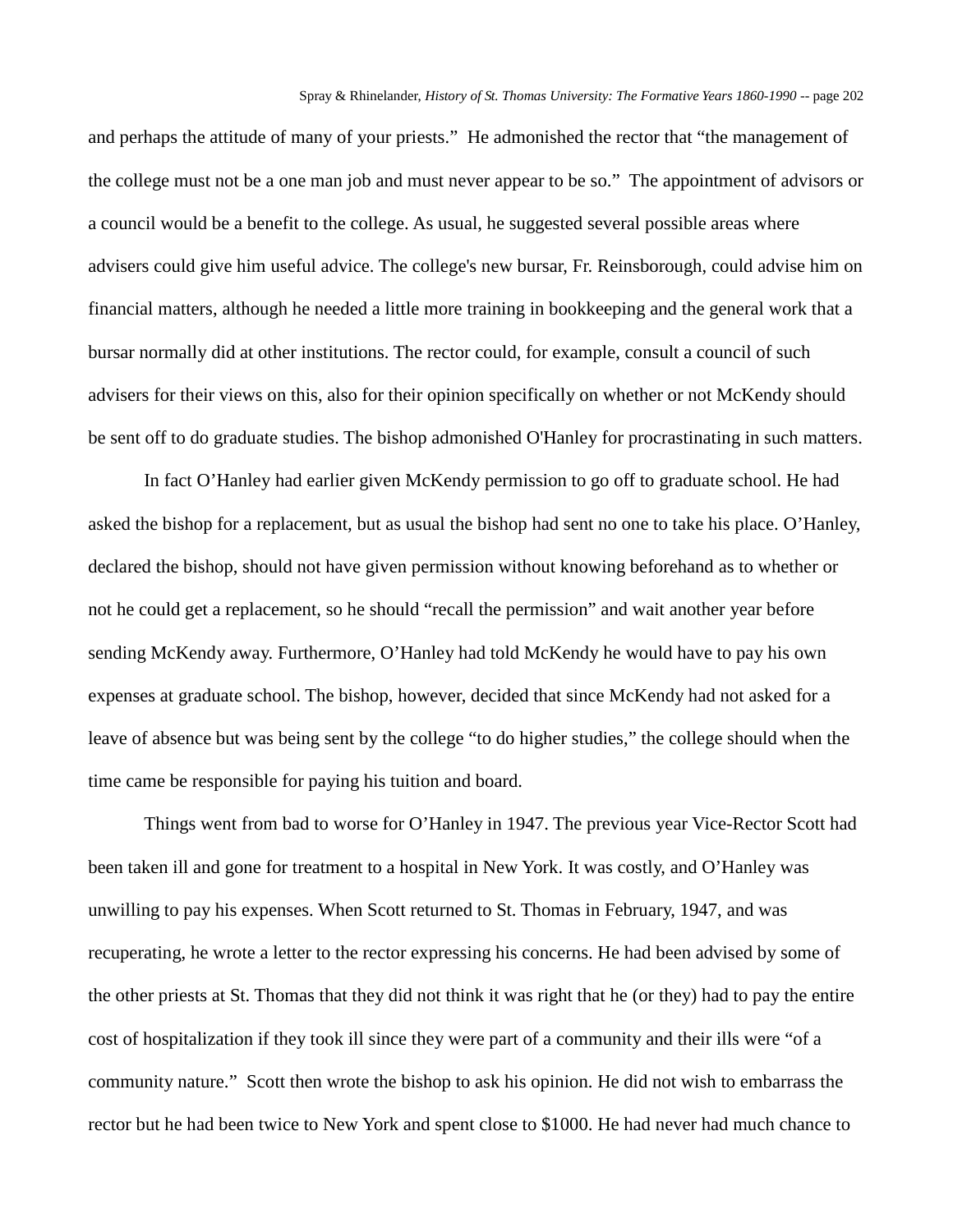and perhaps the attitude of many of your priests." He admonished the rector that "the management of the college must not be a one man job and must never appear to be so." The appointment of advisors or a council would be a benefit to the college. As usual, he suggested several possible areas where advisers could give him useful advice. The college's new bursar, Fr. Reinsborough, could advise him on financial matters, although he needed a little more training in bookkeeping and the general work that a bursar normally did at other institutions. The rector could, for example, consult a council of such advisers for their views on this, also for their opinion specifically on whether or not McKendy should be sent off to do graduate studies. The bishop admonished O'Hanley for procrastinating in such matters.

In fact O'Hanley had earlier given McKendy permission to go off to graduate school. He had asked the bishop for a replacement, but as usual the bishop had sent no one to take his place. O'Hanley, declared the bishop, should not have given permission without knowing beforehand as to whether or not he could get a replacement, so he should "recall the permission" and wait another year before sending McKendy away. Furthermore, O'Hanley had told McKendy he would have to pay his own expenses at graduate school. The bishop, however, decided that since McKendy had not asked for a leave of absence but was being sent by the college "to do higher studies," the college should when the time came be responsible for paying his tuition and board.

Things went from bad to worse for O'Hanley in 1947. The previous year Vice-Rector Scott had been taken ill and gone for treatment to a hospital in New York. It was costly, and O'Hanley was unwilling to pay his expenses. When Scott returned to St. Thomas in February, 1947, and was recuperating, he wrote a letter to the rector expressing his concerns. He had been advised by some of the other priests at St. Thomas that they did not think it was right that he (or they) had to pay the entire cost of hospitalization if they took ill since they were part of a community and their ills were "of a community nature." Scott then wrote the bishop to ask his opinion. He did not wish to embarrass the rector but he had been twice to New York and spent close to $1000. He had never had much chance to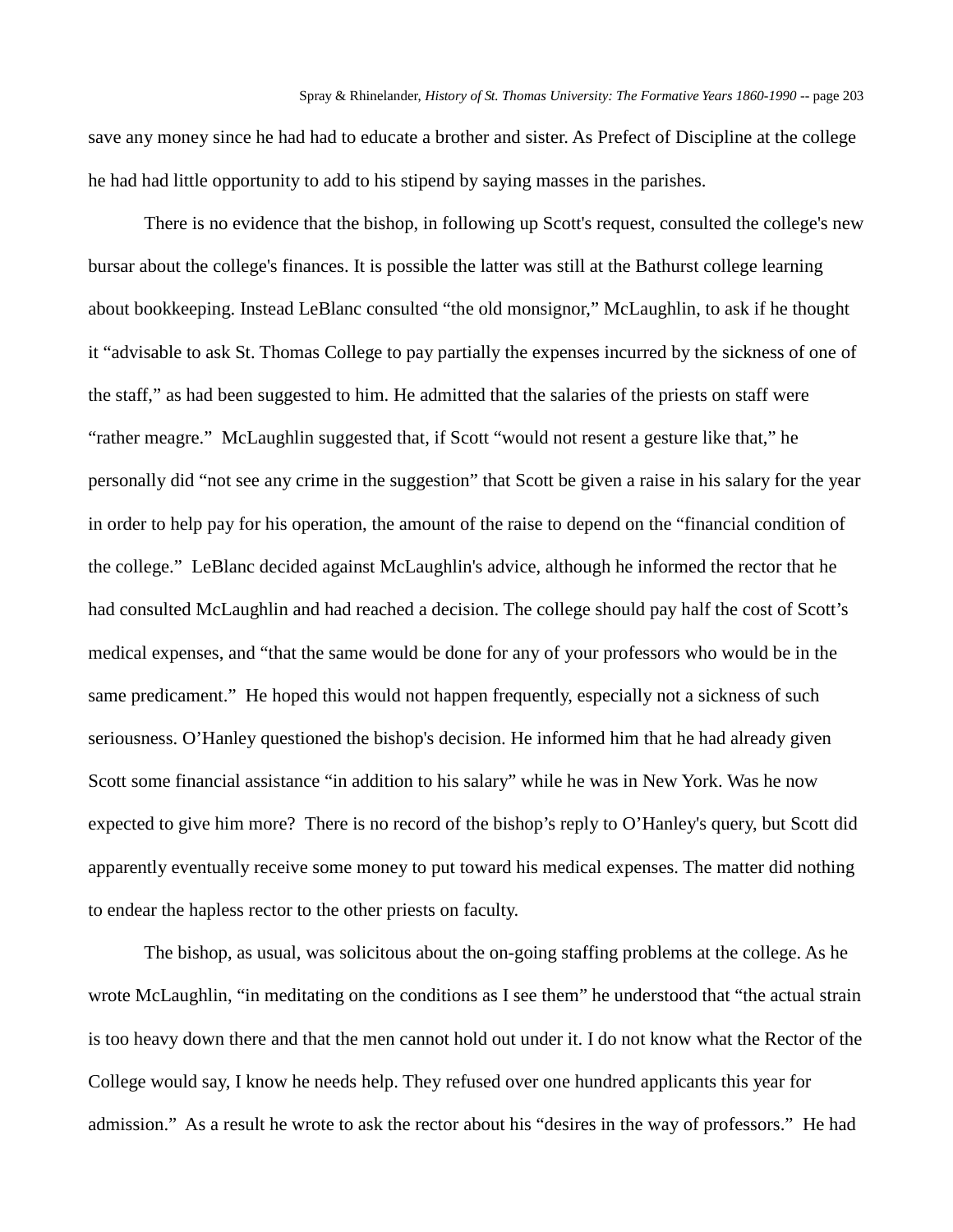save any money since he had had to educate a brother and sister. As Prefect of Discipline at the college he had had little opportunity to add to his stipend by saying masses in the parishes.

There is no evidence that the bishop, in following up Scott's request, consulted the college's new bursar about the college's finances. It is possible the latter was still at the Bathurst college learning about bookkeeping. Instead LeBlanc consulted "the old monsignor," McLaughlin, to ask if he thought it "advisable to ask St. Thomas College to pay partially the expenses incurred by the sickness of one of the staff," as had been suggested to him. He admitted that the salaries of the priests on staff were "rather meagre." McLaughlin suggested that, if Scott "would not resent a gesture like that," he personally did "not see any crime in the suggestion" that Scott be given a raise in his salary for the year in order to help pay for his operation, the amount of the raise to depend on the "financial condition of the college." LeBlanc decided against McLaughlin's advice, although he informed the rector that he had consulted McLaughlin and had reached a decision. The college should pay half the cost of Scott's medical expenses, and "that the same would be done for any of your professors who would be in the same predicament." He hoped this would not happen frequently, especially not a sickness of such seriousness. O'Hanley questioned the bishop's decision. He informed him that he had already given Scott some financial assistance "in addition to his salary" while he was in New York. Was he now expected to give him more? There is no record of the bishop's reply to O'Hanley's query, but Scott did apparently eventually receive some money to put toward his medical expenses. The matter did nothing to endear the hapless rector to the other priests on faculty.

The bishop, as usual, was solicitous about the on-going staffing problems at the college. As he wrote McLaughlin, "in meditating on the conditions as I see them" he understood that "the actual strain is too heavy down there and that the men cannot hold out under it. I do not know what the Rector of the College would say, I know he needs help. They refused over one hundred applicants this year for admission." As a result he wrote to ask the rector about his "desires in the way of professors." He had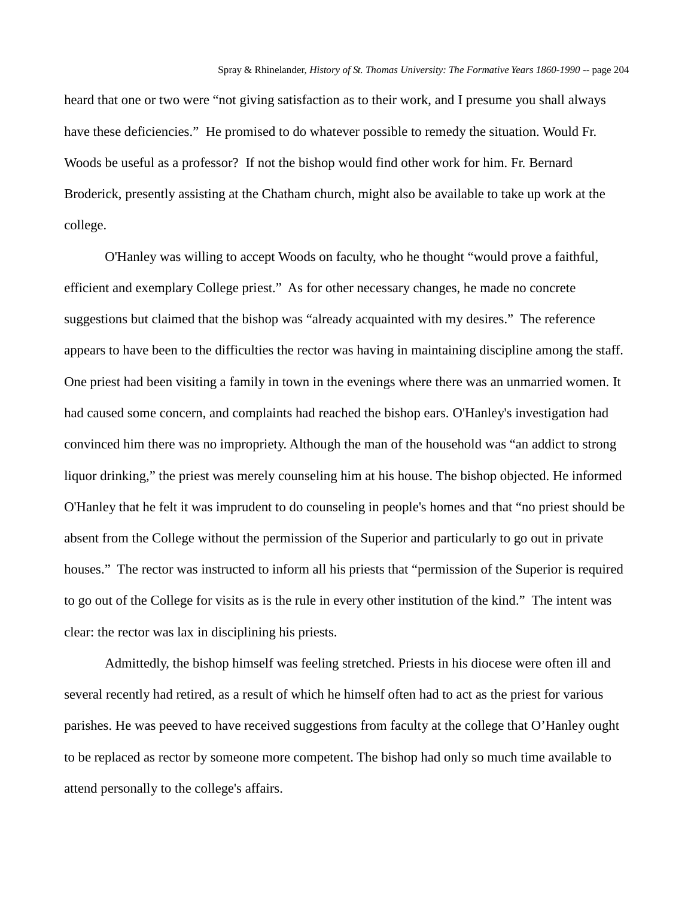heard that one or two were “not giving satisfaction as to their work, and I presume you shall always have these deficiencies.” He promised to do whatever possible to remedy the situation. Would Fr. Woods be useful as a professor? If not the bishop would find other work for him. Fr. Bernard Broderick, presently assisting at the Chatham church, might also be available to take up work at the college.

O'Hanley was willing to accept Woods on faculty, who he thought “would prove a faithful, efficient and exemplary College priest.” As for other necessary changes, he made no concrete suggestions but claimed that the bishop was “already acquainted with my desires.” The reference appears to have been to the difficulties the rector was having in maintaining discipline among the staff. One priest had been visiting a family in town in the evenings where there was an unmarried women. It had caused some concern, and complaints had reached the bishop ears. O'Hanley's investigation had convinced him there was no impropriety. Although the man of the household was “an addict to strong liquor drinking,” the priest was merely counseling him at his house. The bishop objected. He informed O'Hanley that he felt it was imprudent to do counseling in people's homes and that “no priest should be absent from the College without the permission of the Superior and particularly to go out in private houses.” The rector was instructed to inform all his priests that “permission of the Superior is required to go out of the College for visits as is the rule in every other institution of the kind.” The intent was clear: the rector was lax in disciplining his priests.

Admittedly, the bishop himself was feeling stretched. Priests in his diocese were often ill and several recently had retired, as a result of which he himself often had to act as the priest for various parishes. He was peeved to have received suggestions from faculty at the college that O’Hanley ought to be replaced as rector by someone more competent. The bishop had only so much time available to attend personally to the college's affairs.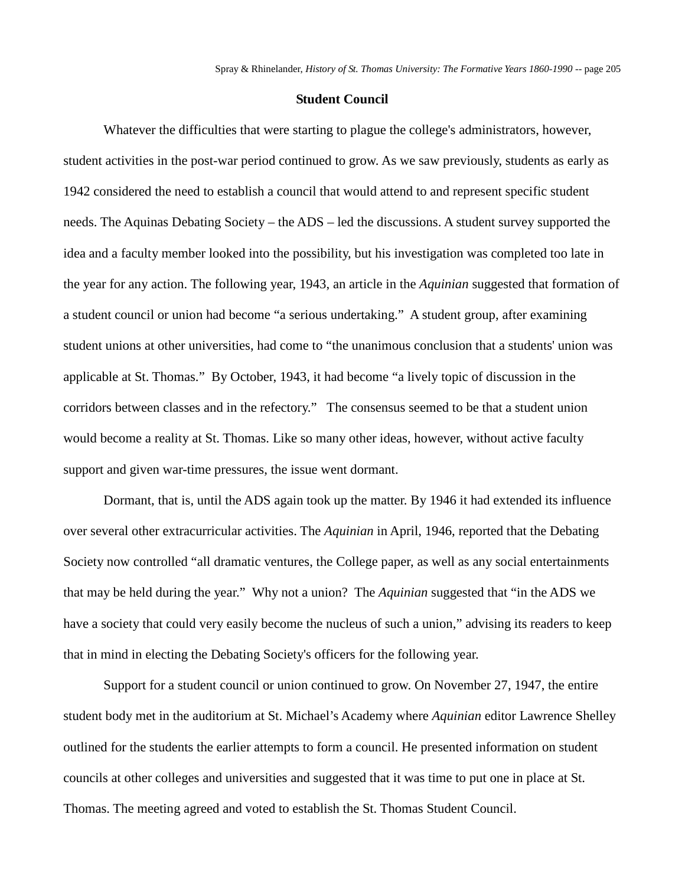## Student Council

Whatever the difficulties that were starting to plague the college's administrators, however, student activities in the post-war period continued to grow. As we saw previously, students as early as 1942 considered the need to establish a council that would attend to and represent specific student needs. The Aquinas Debating Society – the ADS – led the discussions. A student survey supported the idea and a faculty member looked into the possibility, but his investigation was completed too late in the year for any action. The following year, 1943, an article in the *Aquinian* suggested that formation of a student council or union had become "a serious undertaking." A student group, after examining student unions at other universities, had come to "the unanimous conclusion that a students' union was applicable at St. Thomas." By October, 1943, it had become "a lively topic of discussion in the corridors between classes and in the refectory." The consensus seemed to be that a student union would become a reality at St. Thomas. Like so many other ideas, however, without active faculty support and given war-time pressures, the issue went dormant.

Dormant, that is, until the ADS again took up the matter. By 1946 it had extended its influence over several other extracurricular activities. The *Aquinian* in April, 1946, reported that the Debating Society now controlled "all dramatic ventures, the College paper, as well as any social entertainments that may be held during the year." Why not a union? The *Aquinian* suggested that "in the ADS we have a society that could very easily become the nucleus of such a union," advising its readers to keep that in mind in electing the Debating Society's officers for the following year.

Support for a student council or union continued to grow. On November 27, 1947, the entire student body met in the auditorium at St. Michael's Academy where *Aquinian* editor Lawrence Shelley outlined for the students the earlier attempts to form a council. He presented information on student councils at other colleges and universities and suggested that it was time to put one in place at St. Thomas. The meeting agreed and voted to establish the St. Thomas Student Council.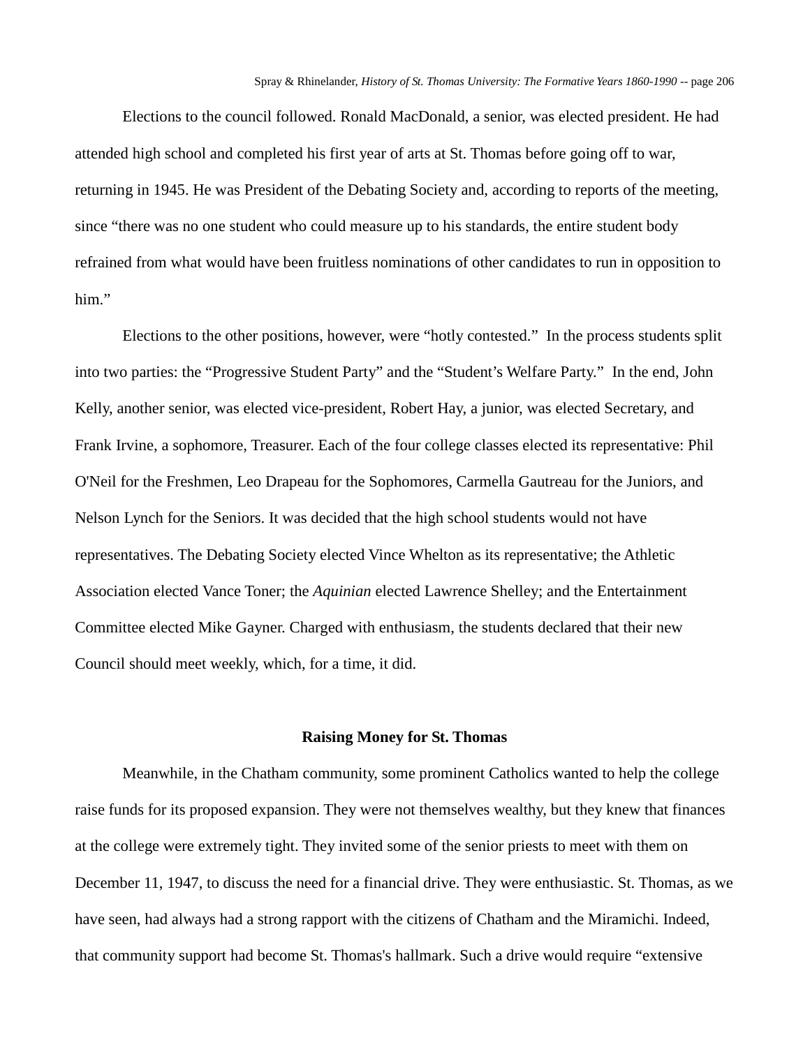Elections to the council followed. Ronald MacDonald, a senior, was elected president. He had attended high school and completed his first year of arts at St. Thomas before going off to war, returning in 1945. He was President of the Debating Society and, according to reports of the meeting, since "there was no one student who could measure up to his standards, the entire student body refrained from what would have been fruitless nominations of other candidates to run in opposition to him."

Elections to the other positions, however, were "hotly contested." In the process students split into two parties: the "Progressive Student Party" and the "Student's Welfare Party." In the end, John Kelly, another senior, was elected vice-president, Robert Hay, a junior, was elected Secretary, and Frank Irvine, a sophomore, Treasurer. Each of the four college classes elected its representative: Phil O'Neil for the Freshmen, Leo Drapeau for the Sophomores, Carmella Gautreau for the Juniors, and Nelson Lynch for the Seniors. It was decided that the high school students would not have representatives. The Debating Society elected Vince Whelton as its representative; the Athletic Association elected Vance Toner; the *Aquinian* elected Lawrence Shelley; and the Entertainment Committee elected Mike Gayner. Charged with enthusiasm, the students declared that their new Council should meet weekly, which, for a time, it did.

### Raising Money for St. Thomas

Meanwhile, in the Chatham community, some prominent Catholics wanted to help the college raise funds for its proposed expansion. They were not themselves wealthy, but they knew that finances at the college were extremely tight. They invited some of the senior priests to meet with them on December 11, 1947, to discuss the need for a financial drive. They were enthusiastic. St. Thomas, as we have seen, had always had a strong rapport with the citizens of Chatham and the Miramichi. Indeed, that community support had become St. Thomas's hallmark. Such a drive would require "extensive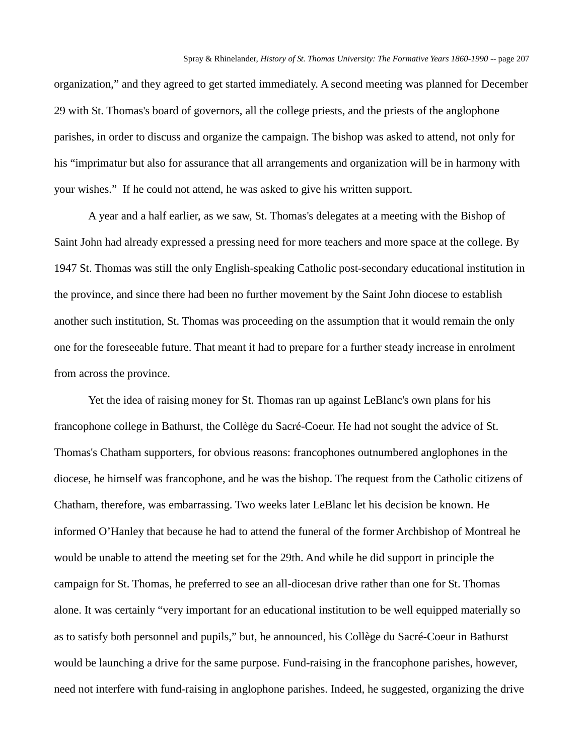organization," and they agreed to get started immediately. A second meeting was planned for December 29 with St. Thomas's board of governors, all the college priests, and the priests of the anglophone parishes, in order to discuss and organize the campaign. The bishop was asked to attend, not only for his "imprimatur but also for assurance that all arrangements and organization will be in harmony with your wishes." If he could not attend, he was asked to give his written support.

A year and a half earlier, as we saw, St. Thomas's delegates at a meeting with the Bishop of Saint John had already expressed a pressing need for more teachers and more space at the college. By 1947 St. Thomas was still the only English-speaking Catholic post-secondary educational institution in the province, and since there had been no further movement by the Saint John diocese to establish another such institution, St. Thomas was proceeding on the assumption that it would remain the only one for the foreseeable future. That meant it had to prepare for a further steady increase in enrolment from across the province.

Yet the idea of raising money for St. Thomas ran up against LeBlanc's own plans for his francophone college in Bathurst, the Collège du Sacré-Coeur. He had not sought the advice of St. Thomas's Chatham supporters, for obvious reasons: francophones outnumbered anglophones in the diocese, he himself was francophone, and he was the bishop. The request from the Catholic citizens of Chatham, therefore, was embarrassing. Two weeks later LeBlanc let his decision be known. He informed O'Hanley that because he had to attend the funeral of the former Archbishop of Montreal he would be unable to attend the meeting set for the 29th. And while he did support in principle the campaign for St. Thomas, he preferred to see an all-diocesan drive rather than one for St. Thomas alone. It was certainly "very important for an educational institution to be well equipped materially so as to satisfy both personnel and pupils," but, he announced, his Collège du Sacré-Coeur in Bathurst would be launching a drive for the same purpose. Fund-raising in the francophone parishes, however, need not interfere with fund-raising in anglophone parishes. Indeed, he suggested, organizing the drive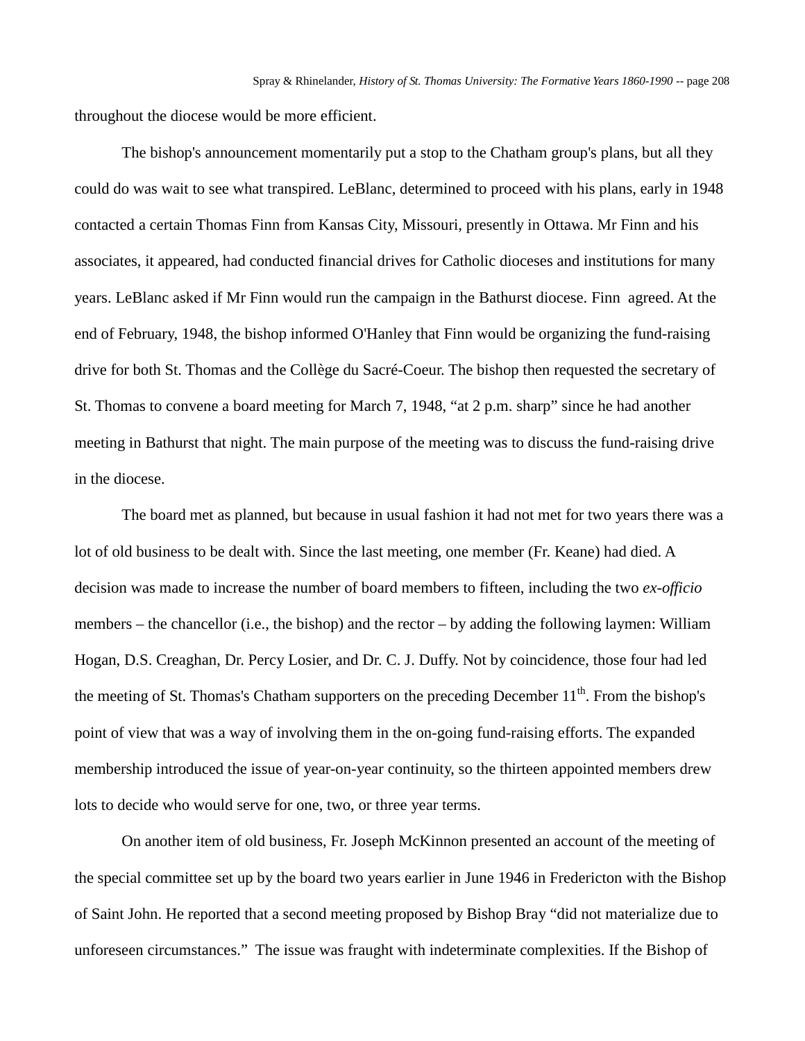throughout the diocese would be more efficient.

The bishop's announcement momentarily put a stop to the Chatham group's plans, but all they could do was wait to see what transpired. LeBlanc, determined to proceed with his plans, early in 1948 contacted a certain Thomas Finn from Kansas City, Missouri, presently in Ottawa. Mr Finn and his associates, it appeared, had conducted financial drives for Catholic dioceses and institutions for many years. LeBlanc asked if Mr Finn would run the campaign in the Bathurst diocese. Finn agreed. At the end of February, 1948, the bishop informed O'Hanley that Finn would be organizing the fund-raising drive for both St. Thomas and the Collège du Sacré-Coeur. The bishop then requested the secretary of St. Thomas to convene a board meeting for March 7, 1948, "at 2 p.m. sharp" since he had another meeting in Bathurst that night. The main purpose of the meeting was to discuss the fund-raising drive in the diocese.

The board met as planned, but because in usual fashion it had not met for two years there was a lot of old business to be dealt with. Since the last meeting, one member (Fr. Keane) had died. A decision was made to increase the number of board members to fifteen, including the two *ex-officio* members – the chancellor (i.e., the bishop) and the rector – by adding the following laymen: William Hogan, D.S. Creaghan, Dr. Percy Losier, and Dr. C. J. Duffy. Not by coincidence, those four had led the meeting of St. Thomas's Chatham supporters on the preceding December 11th. From the bishop's point of view that was a way of involving them in the on-going fund-raising efforts. The expanded membership introduced the issue of year-on-year continuity, so the thirteen appointed members drew lots to decide who would serve for one, two, or three year terms.

On another item of old business, Fr. Joseph McKinnon presented an account of the meeting of the special committee set up by the board two years earlier in June 1946 in Fredericton with the Bishop of Saint John. He reported that a second meeting proposed by Bishop Bray "did not materialize due to unforeseen circumstances." The issue was fraught with indeterminate complexities. If the Bishop of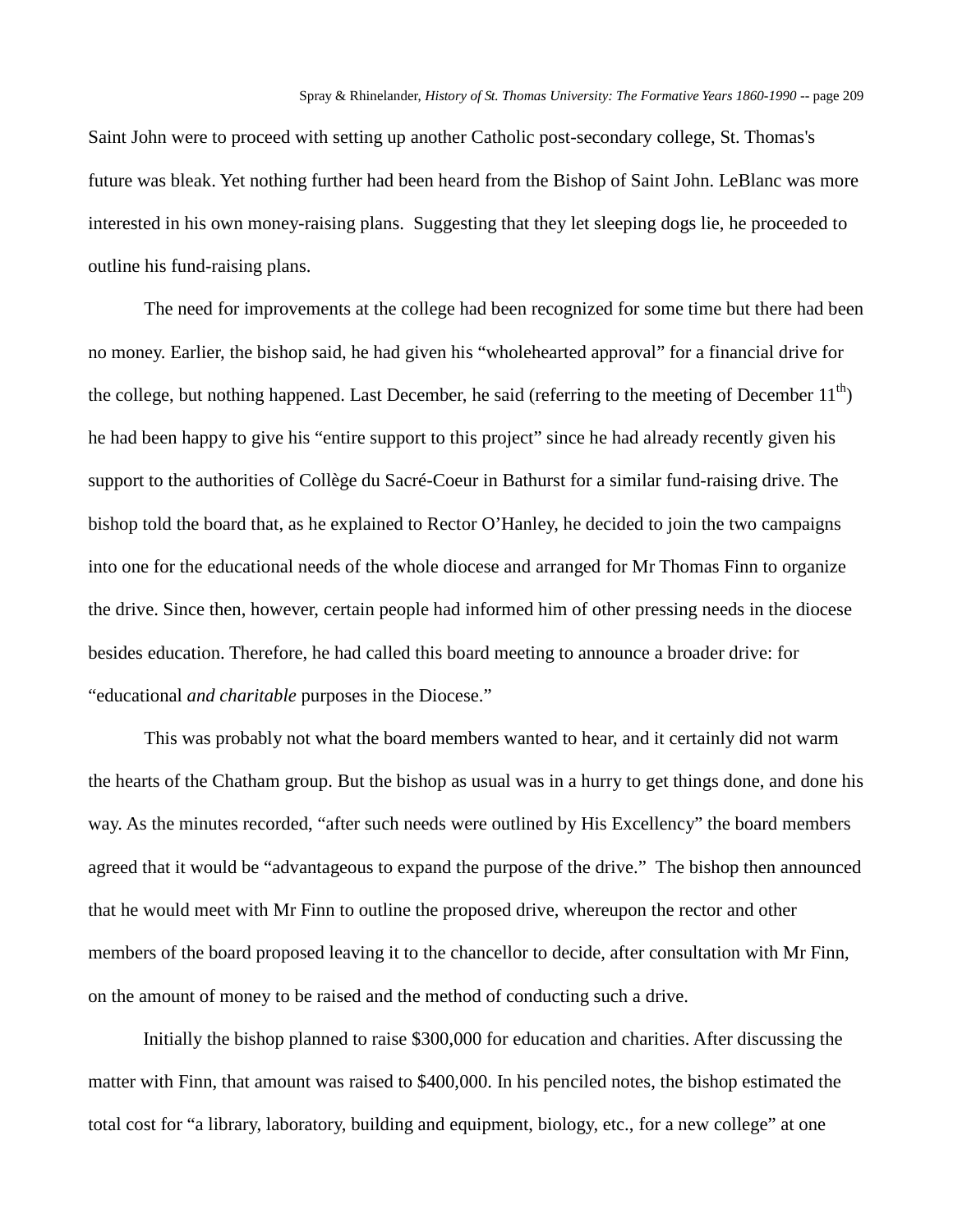Saint John were to proceed with setting up another Catholic post-secondary college, St. Thomas's future was bleak. Yet nothing further had been heard from the Bishop of Saint John. LeBlanc was more interested in his own money-raising plans.  Suggesting that they let sleeping dogs lie, he proceeded to outline his fund-raising plans.

The need for improvements at the college had been recognized for some time but there had been no money. Earlier, the bishop said, he had given his "wholehearted approval" for a financial drive for the college, but nothing happened. Last December, he said (referring to the meeting of December 11th) he had been happy to give his "entire support to this project" since he had already recently given his support to the authorities of Collège du Sacré-Coeur in Bathurst for a similar fund-raising drive. The bishop told the board that, as he explained to Rector O'Hanley, he decided to join the two campaigns into one for the educational needs of the whole diocese and arranged for Mr Thomas Finn to organize the drive. Since then, however, certain people had informed him of other pressing needs in the diocese besides education. Therefore, he had called this board meeting to announce a broader drive: for "educational *and charitable* purposes in the Diocese."

This was probably not what the board members wanted to hear, and it certainly did not warm the hearts of the Chatham group. But the bishop as usual was in a hurry to get things done, and done his way. As the minutes recorded, "after such needs were outlined by His Excellency" the board members agreed that it would be "advantageous to expand the purpose of the drive."  The bishop then announced that he would meet with Mr Finn to outline the proposed drive, whereupon the rector and other members of the board proposed leaving it to the chancellor to decide, after consultation with Mr Finn, on the amount of money to be raised and the method of conducting such a drive.

Initially the bishop planned to raise $300,000 for education and charities. After discussing the matter with Finn, that amount was raised to $400,000. In his penciled notes, the bishop estimated the total cost for "a library, laboratory, building and equipment, biology, etc., for a new college" at one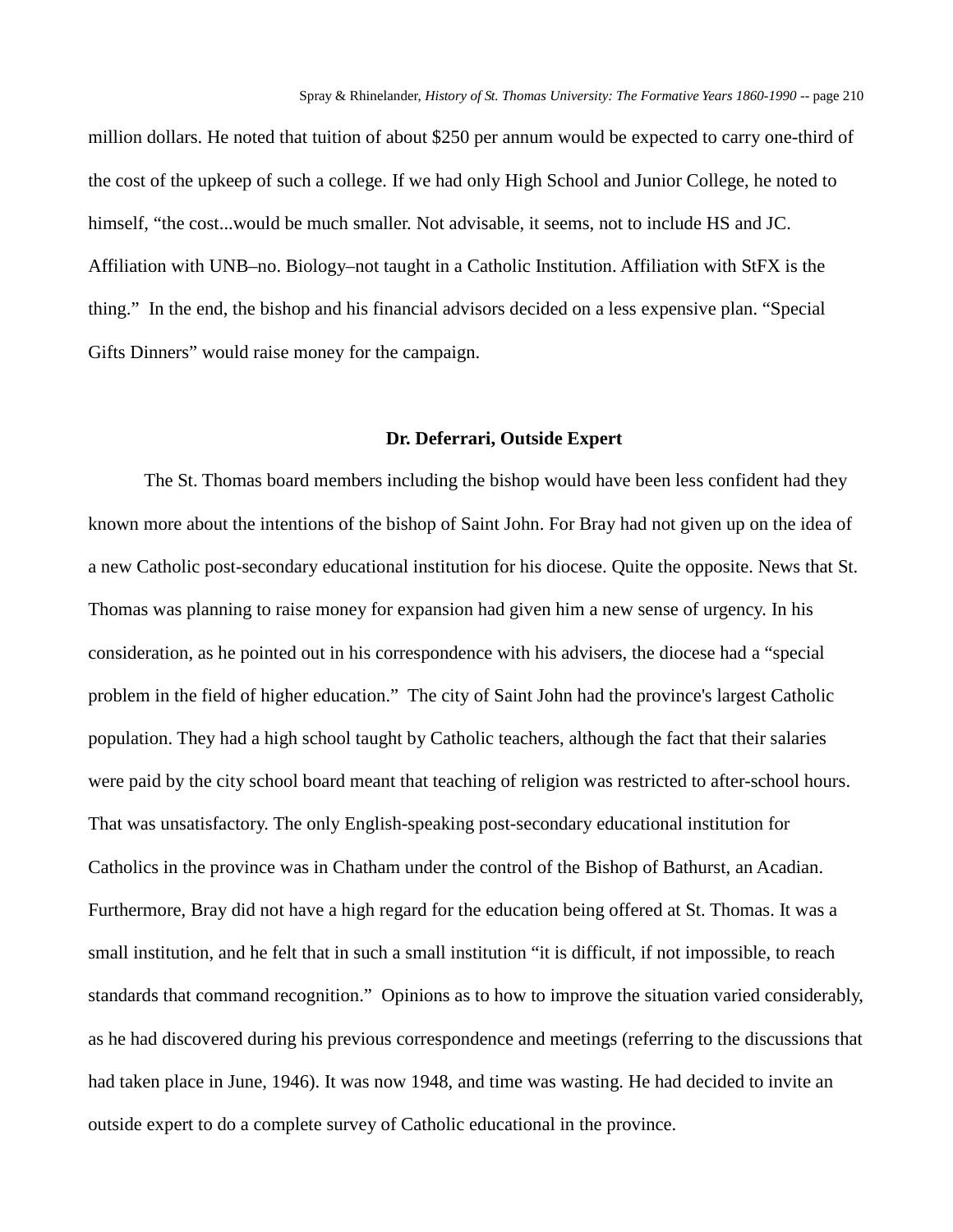million dollars. He noted that tuition of about $250 per annum would be expected to carry one-third of the cost of the upkeep of such a college. If we had only High School and Junior College, he noted to himself, "the cost...would be much smaller. Not advisable, it seems, not to include HS and JC. Affiliation with UNB–no. Biology–not taught in a Catholic Institution. Affiliation with StFX is the thing." In the end, the bishop and his financial advisors decided on a less expensive plan. "Special Gifts Dinners" would raise money for the campaign.

### Dr. Deferrari, Outside Expert

The St. Thomas board members including the bishop would have been less confident had they known more about the intentions of the bishop of Saint John. For Bray had not given up on the idea of a new Catholic post-secondary educational institution for his diocese. Quite the opposite. News that St. Thomas was planning to raise money for expansion had given him a new sense of urgency. In his consideration, as he pointed out in his correspondence with his advisers, the diocese had a "special problem in the field of higher education." The city of Saint John had the province's largest Catholic population. They had a high school taught by Catholic teachers, although the fact that their salaries were paid by the city school board meant that teaching of religion was restricted to after-school hours. That was unsatisfactory. The only English-speaking post-secondary educational institution for Catholics in the province was in Chatham under the control of the Bishop of Bathurst, an Acadian. Furthermore, Bray did not have a high regard for the education being offered at St. Thomas. It was a small institution, and he felt that in such a small institution "it is difficult, if not impossible, to reach standards that command recognition." Opinions as to how to improve the situation varied considerably, as he had discovered during his previous correspondence and meetings (referring to the discussions that had taken place in June, 1946). It was now 1948, and time was wasting. He had decided to invite an outside expert to do a complete survey of Catholic educational in the province.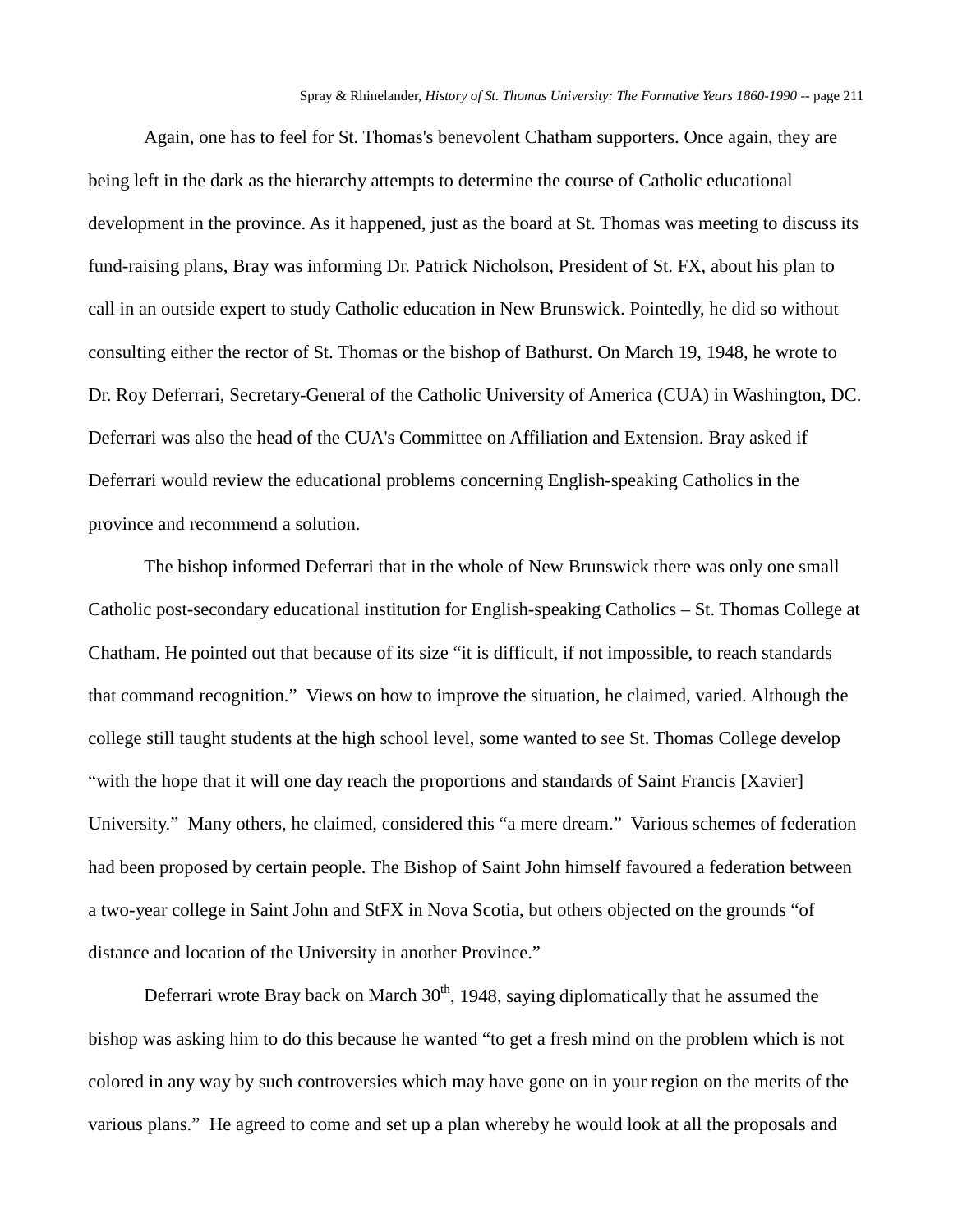Again, one has to feel for St. Thomas's benevolent Chatham supporters. Once again, they are being left in the dark as the hierarchy attempts to determine the course of Catholic educational development in the province. As it happened, just as the board at St. Thomas was meeting to discuss its fund-raising plans, Bray was informing Dr. Patrick Nicholson, President of St. FX, about his plan to call in an outside expert to study Catholic education in New Brunswick. Pointedly, he did so without consulting either the rector of St. Thomas or the bishop of Bathurst. On March 19, 1948, he wrote to Dr. Roy Deferrari, Secretary-General of the Catholic University of America (CUA) in Washington, DC. Deferrari was also the head of the CUA's Committee on Affiliation and Extension. Bray asked if Deferrari would review the educational problems concerning English-speaking Catholics in the province and recommend a solution.

The bishop informed Deferrari that in the whole of New Brunswick there was only one small Catholic post-secondary educational institution for English-speaking Catholics – St. Thomas College at Chatham. He pointed out that because of its size "it is difficult, if not impossible, to reach standards that command recognition." Views on how to improve the situation, he claimed, varied. Although the college still taught students at the high school level, some wanted to see St. Thomas College develop "with the hope that it will one day reach the proportions and standards of Saint Francis [Xavier] University." Many others, he claimed, considered this "a mere dream." Various schemes of federation had been proposed by certain people. The Bishop of Saint John himself favoured a federation between a two-year college in Saint John and StFX in Nova Scotia, but others objected on the grounds "of distance and location of the University in another Province."

Deferrari wrote Bray back on March 30th, 1948, saying diplomatically that he assumed the bishop was asking him to do this because he wanted "to get a fresh mind on the problem which is not colored in any way by such controversies which may have gone on in your region on the merits of the various plans." He agreed to come and set up a plan whereby he would look at all the proposals and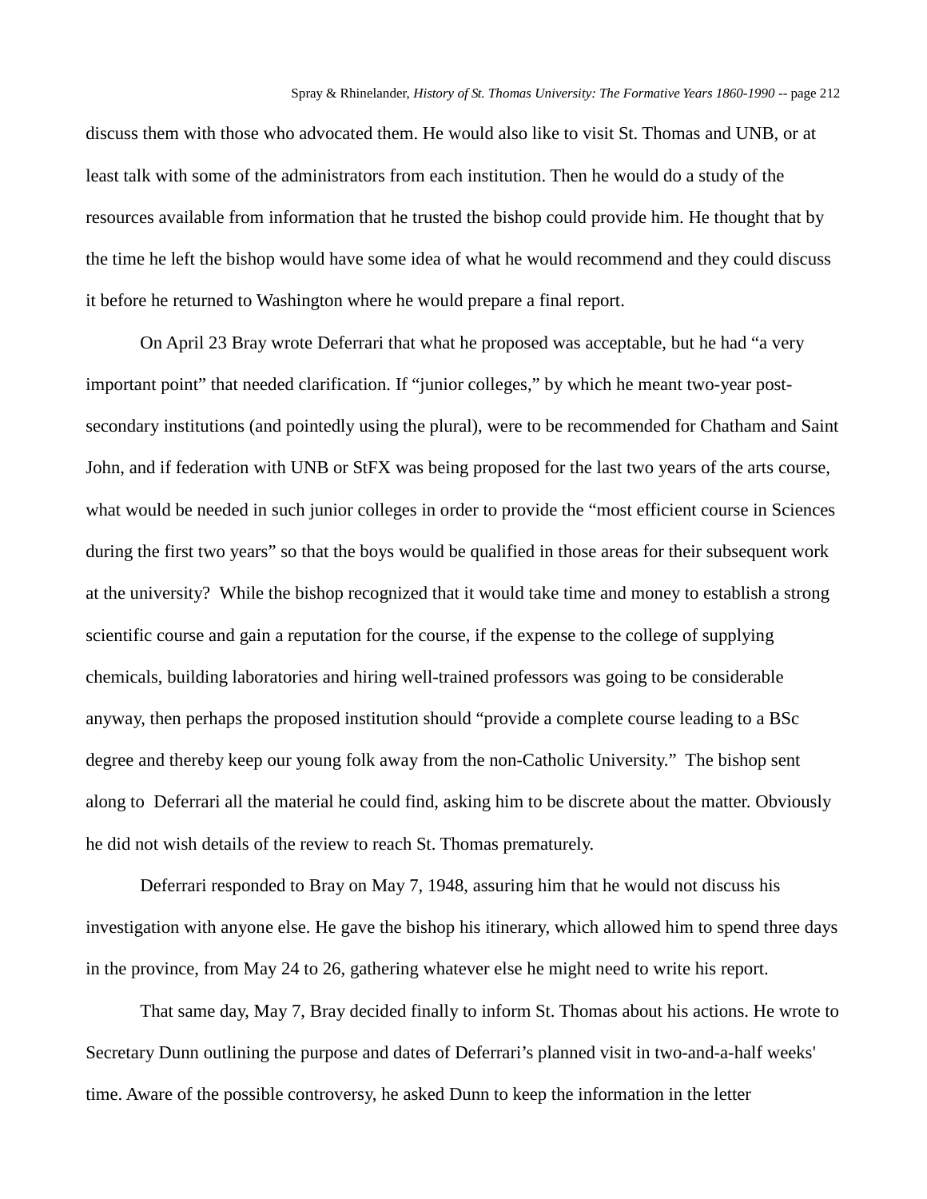discuss them with those who advocated them. He would also like to visit St. Thomas and UNB, or at least talk with some of the administrators from each institution. Then he would do a study of the resources available from information that he trusted the bishop could provide him. He thought that by the time he left the bishop would have some idea of what he would recommend and they could discuss it before he returned to Washington where he would prepare a final report.

On April 23 Bray wrote Deferrari that what he proposed was acceptable, but he had "a very important point" that needed clarification. If "junior colleges," by which he meant two-year post-secondary institutions (and pointedly using the plural), were to be recommended for Chatham and Saint John, and if federation with UNB or StFX was being proposed for the last two years of the arts course, what would be needed in such junior colleges in order to provide the "most efficient course in Sciences during the first two years" so that the boys would be qualified in those areas for their subsequent work at the university? While the bishop recognized that it would take time and money to establish a strong scientific course and gain a reputation for the course, if the expense to the college of supplying chemicals, building laboratories and hiring well-trained professors was going to be considerable anyway, then perhaps the proposed institution should "provide a complete course leading to a BSc degree and thereby keep our young folk away from the non-Catholic University." The bishop sent along to Deferrari all the material he could find, asking him to be discrete about the matter. Obviously he did not wish details of the review to reach St. Thomas prematurely.

Deferrari responded to Bray on May 7, 1948, assuring him that he would not discuss his investigation with anyone else. He gave the bishop his itinerary, which allowed him to spend three days in the province, from May 24 to 26, gathering whatever else he might need to write his report.

That same day, May 7, Bray decided finally to inform St. Thomas about his actions. He wrote to Secretary Dunn outlining the purpose and dates of Deferrari's planned visit in two-and-a-half weeks' time. Aware of the possible controversy, he asked Dunn to keep the information in the letter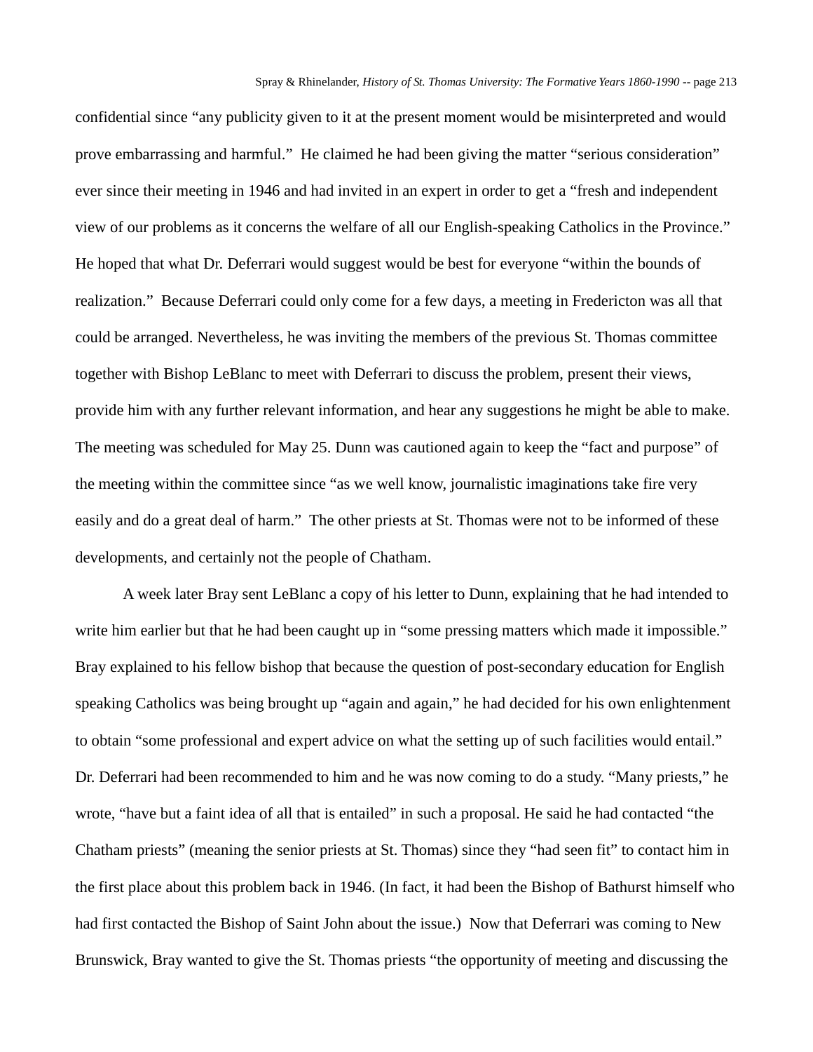confidential since "any publicity given to it at the present moment would be misinterpreted and would prove embarrassing and harmful." He claimed he had been giving the matter "serious consideration" ever since their meeting in 1946 and had invited in an expert in order to get a "fresh and independent view of our problems as it concerns the welfare of all our English-speaking Catholics in the Province." He hoped that what Dr. Deferrari would suggest would be best for everyone "within the bounds of realization." Because Deferrari could only come for a few days, a meeting in Fredericton was all that could be arranged. Nevertheless, he was inviting the members of the previous St. Thomas committee together with Bishop LeBlanc to meet with Deferrari to discuss the problem, present their views, provide him with any further relevant information, and hear any suggestions he might be able to make. The meeting was scheduled for May 25. Dunn was cautioned again to keep the "fact and purpose" of the meeting within the committee since "as we well know, journalistic imaginations take fire very easily and do a great deal of harm." The other priests at St. Thomas were not to be informed of these developments, and certainly not the people of Chatham.

A week later Bray sent LeBlanc a copy of his letter to Dunn, explaining that he had intended to write him earlier but that he had been caught up in "some pressing matters which made it impossible." Bray explained to his fellow bishop that because the question of post-secondary education for English speaking Catholics was being brought up "again and again," he had decided for his own enlightenment to obtain "some professional and expert advice on what the setting up of such facilities would entail." Dr. Deferrari had been recommended to him and he was now coming to do a study. "Many priests," he wrote, "have but a faint idea of all that is entailed" in such a proposal. He said he had contacted "the Chatham priests" (meaning the senior priests at St. Thomas) since they "had seen fit" to contact him in the first place about this problem back in 1946. (In fact, it had been the Bishop of Bathurst himself who had first contacted the Bishop of Saint John about the issue.) Now that Deferrari was coming to New Brunswick, Bray wanted to give the St. Thomas priests "the opportunity of meeting and discussing the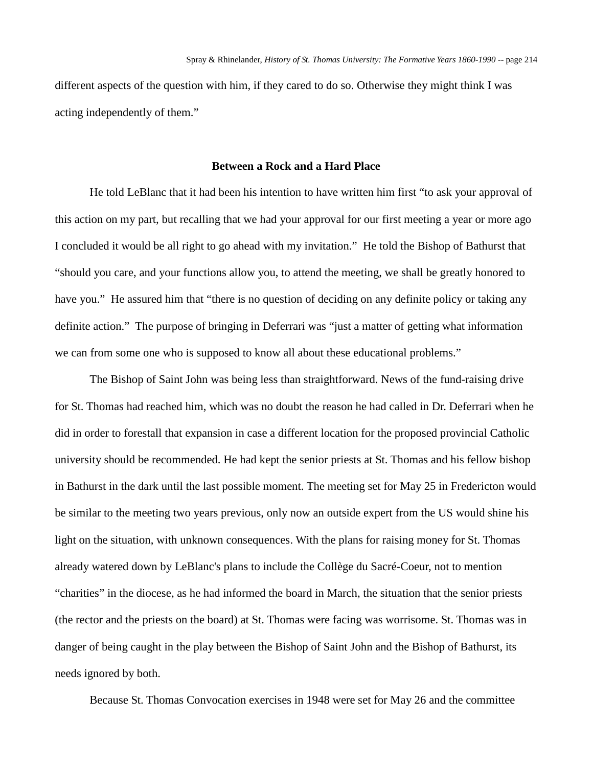different aspects of the question with him, if they cared to do so. Otherwise they might think I was acting independently of them."

## Between a Rock and a Hard Place

He told LeBlanc that it had been his intention to have written him first "to ask your approval of this action on my part, but recalling that we had your approval for our first meeting a year or more ago I concluded it would be all right to go ahead with my invitation." He told the Bishop of Bathurst that "should you care, and your functions allow you, to attend the meeting, we shall be greatly honored to have you." He assured him that "there is no question of deciding on any definite policy or taking any definite action." The purpose of bringing in Deferrari was "just a matter of getting what information we can from some one who is supposed to know all about these educational problems."

The Bishop of Saint John was being less than straightforward. News of the fund-raising drive for St. Thomas had reached him, which was no doubt the reason he had called in Dr. Deferrari when he did in order to forestall that expansion in case a different location for the proposed provincial Catholic university should be recommended. He had kept the senior priests at St. Thomas and his fellow bishop in Bathurst in the dark until the last possible moment. The meeting set for May 25 in Fredericton would be similar to the meeting two years previous, only now an outside expert from the US would shine his light on the situation, with unknown consequences. With the plans for raising money for St. Thomas already watered down by LeBlanc's plans to include the Collège du Sacré-Coeur, not to mention "charities" in the diocese, as he had informed the board in March, the situation that the senior priests (the rector and the priests on the board) at St. Thomas were facing was worrisome. St. Thomas was in danger of being caught in the play between the Bishop of Saint John and the Bishop of Bathurst, its needs ignored by both.

Because St. Thomas Convocation exercises in 1948 were set for May 26 and the committee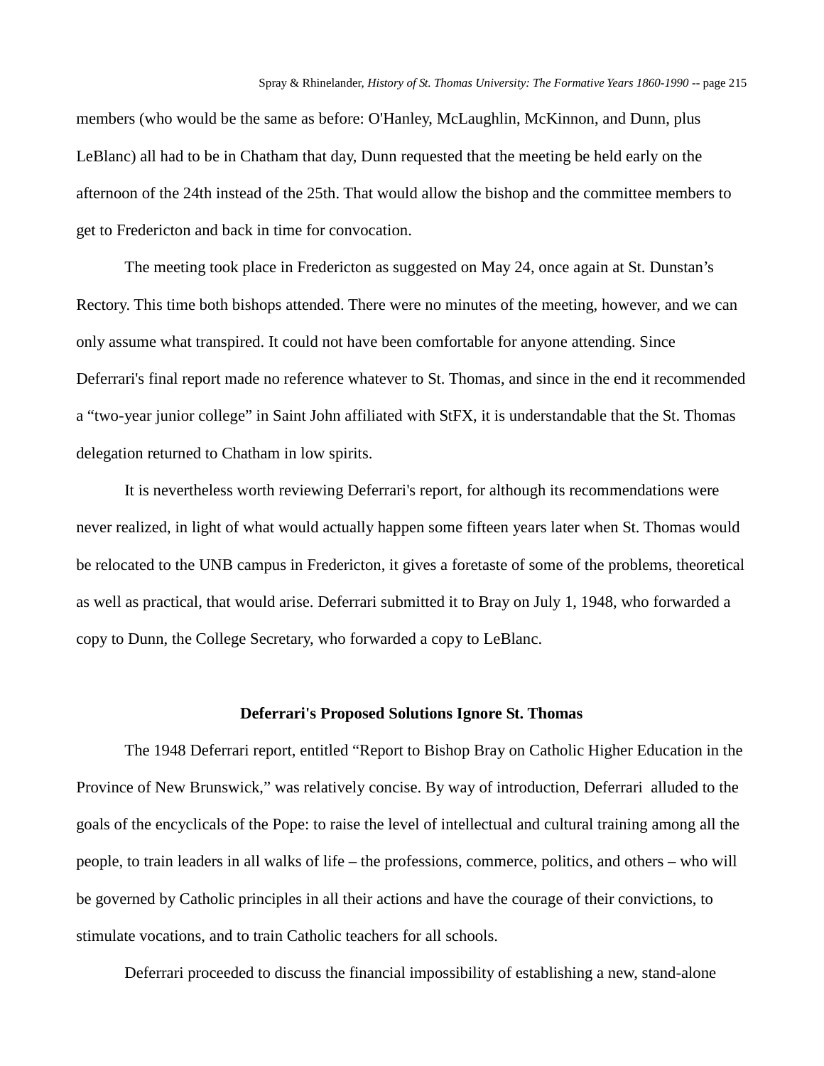members (who would be the same as before: O'Hanley, McLaughlin, McKinnon, and Dunn, plus LeBlanc) all had to be in Chatham that day, Dunn requested that the meeting be held early on the afternoon of the 24th instead of the 25th. That would allow the bishop and the committee members to get to Fredericton and back in time for convocation.

The meeting took place in Fredericton as suggested on May 24, once again at St. Dunstan's Rectory. This time both bishops attended. There were no minutes of the meeting, however, and we can only assume what transpired. It could not have been comfortable for anyone attending. Since Deferrari's final report made no reference whatever to St. Thomas, and since in the end it recommended a "two-year junior college" in Saint John affiliated with StFX, it is understandable that the St. Thomas delegation returned to Chatham in low spirits.

It is nevertheless worth reviewing Deferrari's report, for although its recommendations were never realized, in light of what would actually happen some fifteen years later when St. Thomas would be relocated to the UNB campus in Fredericton, it gives a foretaste of some of the problems, theoretical as well as practical, that would arise. Deferrari submitted it to Bray on July 1, 1948, who forwarded a copy to Dunn, the College Secretary, who forwarded a copy to LeBlanc.

### Deferrari's Proposed Solutions Ignore St. Thomas

The 1948 Deferrari report, entitled "Report to Bishop Bray on Catholic Higher Education in the Province of New Brunswick," was relatively concise. By way of introduction, Deferrari alluded to the goals of the encyclicals of the Pope: to raise the level of intellectual and cultural training among all the people, to train leaders in all walks of life – the professions, commerce, politics, and others – who will be governed by Catholic principles in all their actions and have the courage of their convictions, to stimulate vocations, and to train Catholic teachers for all schools.

Deferrari proceeded to discuss the financial impossibility of establishing a new, stand-alone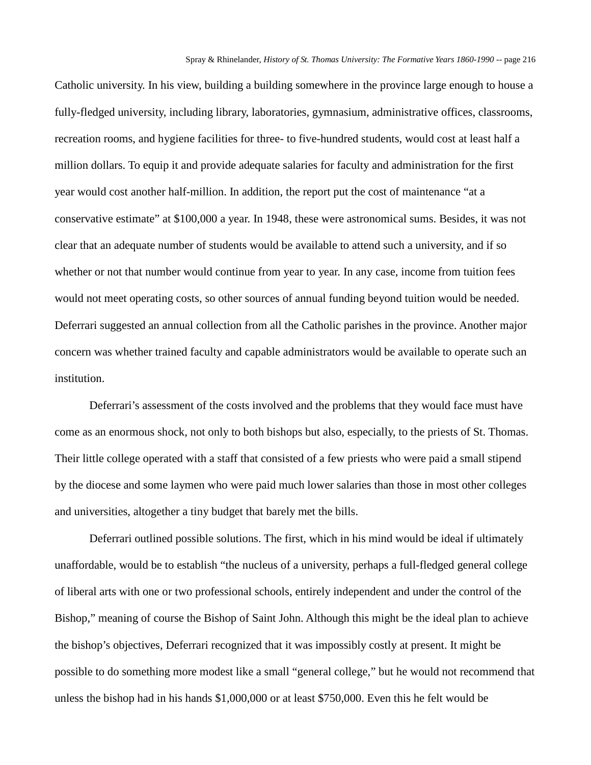Catholic university. In his view, building a building somewhere in the province large enough to house a fully-fledged university, including library, laboratories, gymnasium, administrative offices, classrooms, recreation rooms, and hygiene facilities for three- to five-hundred students, would cost at least half a million dollars. To equip it and provide adequate salaries for faculty and administration for the first year would cost another half-million. In addition, the report put the cost of maintenance "at a conservative estimate" at $100,000 a year. In 1948, these were astronomical sums. Besides, it was not clear that an adequate number of students would be available to attend such a university, and if so whether or not that number would continue from year to year. In any case, income from tuition fees would not meet operating costs, so other sources of annual funding beyond tuition would be needed. Deferrari suggested an annual collection from all the Catholic parishes in the province. Another major concern was whether trained faculty and capable administrators would be available to operate such an institution.

Deferrari's assessment of the costs involved and the problems that they would face must have come as an enormous shock, not only to both bishops but also, especially, to the priests of St. Thomas. Their little college operated with a staff that consisted of a few priests who were paid a small stipend by the diocese and some laymen who were paid much lower salaries than those in most other colleges and universities, altogether a tiny budget that barely met the bills.

Deferrari outlined possible solutions. The first, which in his mind would be ideal if ultimately unaffordable, would be to establish "the nucleus of a university, perhaps a full-fledged general college of liberal arts with one or two professional schools, entirely independent and under the control of the Bishop," meaning of course the Bishop of Saint John. Although this might be the ideal plan to achieve the bishop's objectives, Deferrari recognized that it was impossibly costly at present. It might be possible to do something more modest like a small "general college," but he would not recommend that unless the bishop had in his hands $1,000,000 or at least $750,000. Even this he felt would be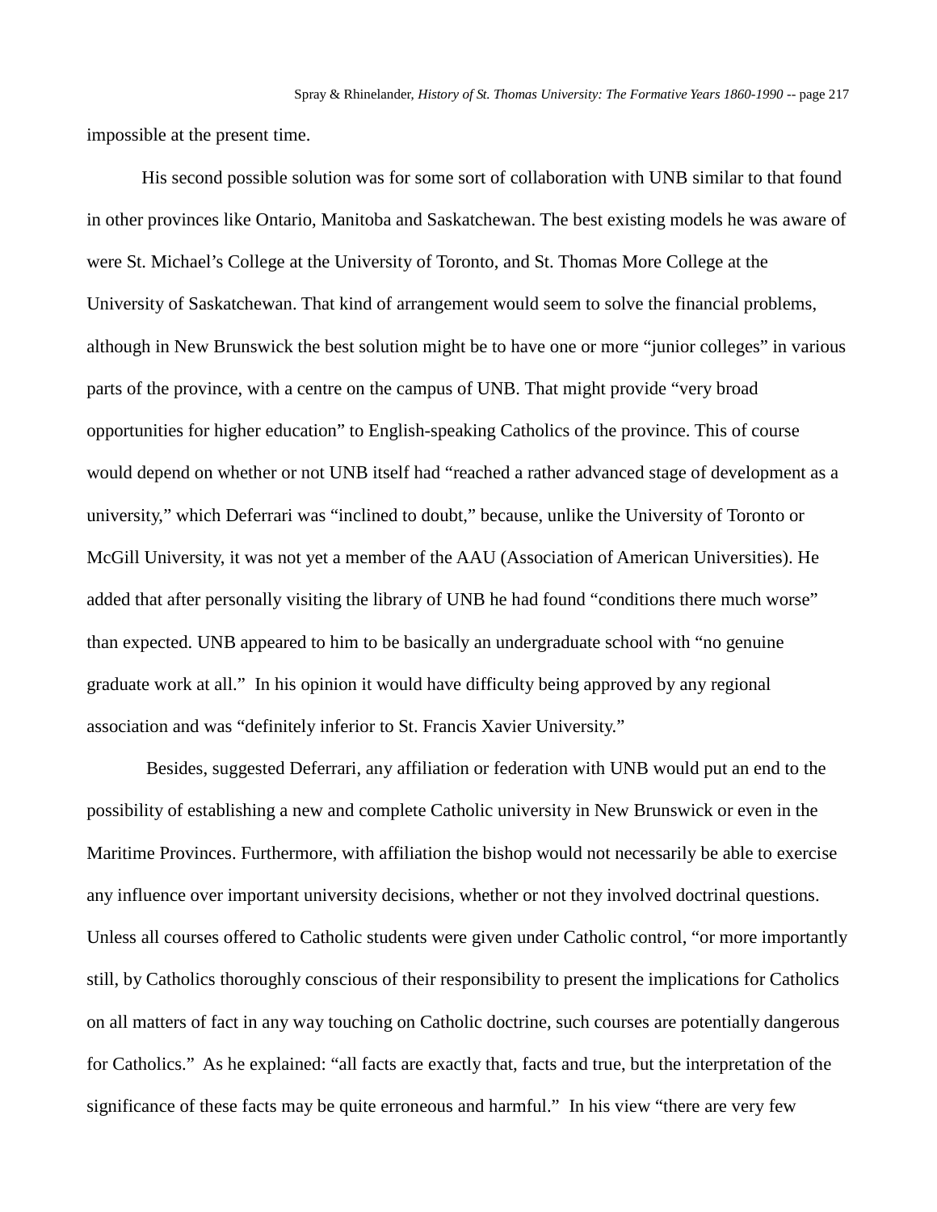impossible at the present time.

His second possible solution was for some sort of collaboration with UNB similar to that found in other provinces like Ontario, Manitoba and Saskatchewan. The best existing models he was aware of were St. Michael's College at the University of Toronto, and St. Thomas More College at the University of Saskatchewan. That kind of arrangement would seem to solve the financial problems, although in New Brunswick the best solution might be to have one or more "junior colleges" in various parts of the province, with a centre on the campus of UNB. That might provide "very broad opportunities for higher education" to English-speaking Catholics of the province. This of course would depend on whether or not UNB itself had "reached a rather advanced stage of development as a university," which Deferrari was "inclined to doubt," because, unlike the University of Toronto or McGill University, it was not yet a member of the AAU (Association of American Universities). He added that after personally visiting the library of UNB he had found "conditions there much worse" than expected. UNB appeared to him to be basically an undergraduate school with "no genuine graduate work at all." In his opinion it would have difficulty being approved by any regional association and was "definitely inferior to St. Francis Xavier University."

Besides, suggested Deferrari, any affiliation or federation with UNB would put an end to the possibility of establishing a new and complete Catholic university in New Brunswick or even in the Maritime Provinces. Furthermore, with affiliation the bishop would not necessarily be able to exercise any influence over important university decisions, whether or not they involved doctrinal questions. Unless all courses offered to Catholic students were given under Catholic control, "or more importantly still, by Catholics thoroughly conscious of their responsibility to present the implications for Catholics on all matters of fact in any way touching on Catholic doctrine, such courses are potentially dangerous for Catholics." As he explained: "all facts are exactly that, facts and true, but the interpretation of the significance of these facts may be quite erroneous and harmful." In his view "there are very few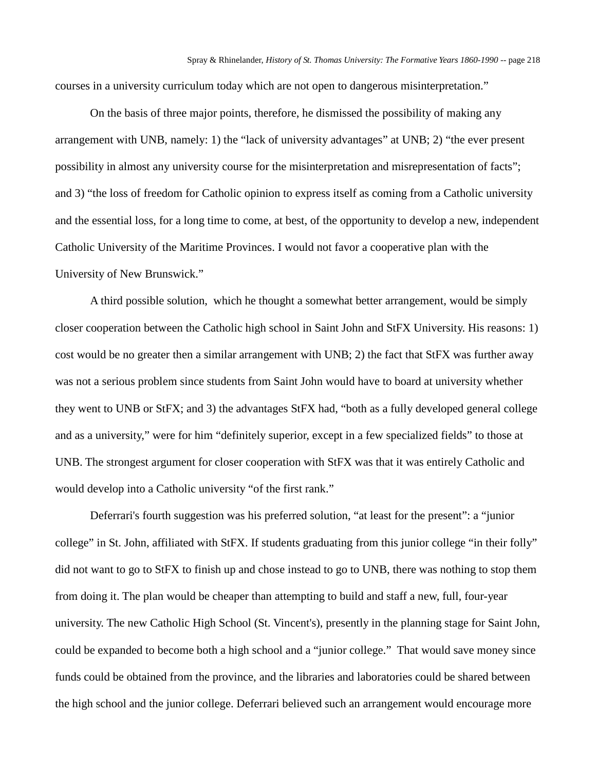courses in a university curriculum today which are not open to dangerous misinterpretation."

On the basis of three major points, therefore, he dismissed the possibility of making any arrangement with UNB, namely: 1) the "lack of university advantages" at UNB; 2) "the ever present possibility in almost any university course for the misinterpretation and misrepresentation of facts"; and 3) "the loss of freedom for Catholic opinion to express itself as coming from a Catholic university and the essential loss, for a long time to come, at best, of the opportunity to develop a new, independent Catholic University of the Maritime Provinces. I would not favor a cooperative plan with the University of New Brunswick."

A third possible solution, which he thought a somewhat better arrangement, would be simply closer cooperation between the Catholic high school in Saint John and StFX University. His reasons: 1) cost would be no greater then a similar arrangement with UNB; 2) the fact that StFX was further away was not a serious problem since students from Saint John would have to board at university whether they went to UNB or StFX; and 3) the advantages StFX had, "both as a fully developed general college and as a university," were for him "definitely superior, except in a few specialized fields" to those at UNB. The strongest argument for closer cooperation with StFX was that it was entirely Catholic and would develop into a Catholic university "of the first rank."

Deferrari's fourth suggestion was his preferred solution, "at least for the present": a "junior college" in St. John, affiliated with StFX. If students graduating from this junior college "in their folly" did not want to go to StFX to finish up and chose instead to go to UNB, there was nothing to stop them from doing it. The plan would be cheaper than attempting to build and staff a new, full, four-year university. The new Catholic High School (St. Vincent's), presently in the planning stage for Saint John, could be expanded to become both a high school and a "junior college." That would save money since funds could be obtained from the province, and the libraries and laboratories could be shared between the high school and the junior college. Deferrari believed such an arrangement would encourage more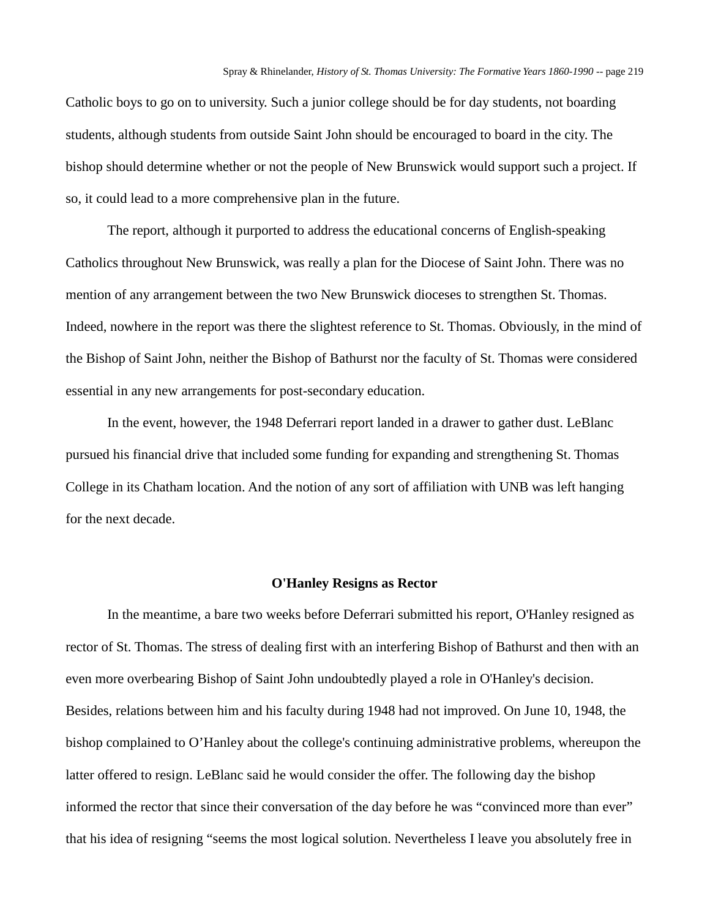Catholic boys to go on to university. Such a junior college should be for day students, not boarding students, although students from outside Saint John should be encouraged to board in the city. The bishop should determine whether or not the people of New Brunswick would support such a project. If so, it could lead to a more comprehensive plan in the future.

The report, although it purported to address the educational concerns of English-speaking Catholics throughout New Brunswick, was really a plan for the Diocese of Saint John. There was no mention of any arrangement between the two New Brunswick dioceses to strengthen St. Thomas. Indeed, nowhere in the report was there the slightest reference to St. Thomas. Obviously, in the mind of the Bishop of Saint John, neither the Bishop of Bathurst nor the faculty of St. Thomas were considered essential in any new arrangements for post-secondary education.

In the event, however, the 1948 Deferrari report landed in a drawer to gather dust. LeBlanc pursued his financial drive that included some funding for expanding and strengthening St. Thomas College in its Chatham location. And the notion of any sort of affiliation with UNB was left hanging for the next decade.

## O'Hanley Resigns as Rector

In the meantime, a bare two weeks before Deferrari submitted his report, O'Hanley resigned as rector of St. Thomas. The stress of dealing first with an interfering Bishop of Bathurst and then with an even more overbearing Bishop of Saint John undoubtedly played a role in O'Hanley's decision. Besides, relations between him and his faculty during 1948 had not improved. On June 10, 1948, the bishop complained to O'Hanley about the college's continuing administrative problems, whereupon the latter offered to resign. LeBlanc said he would consider the offer. The following day the bishop informed the rector that since their conversation of the day before he was "convinced more than ever" that his idea of resigning "seems the most logical solution. Nevertheless I leave you absolutely free in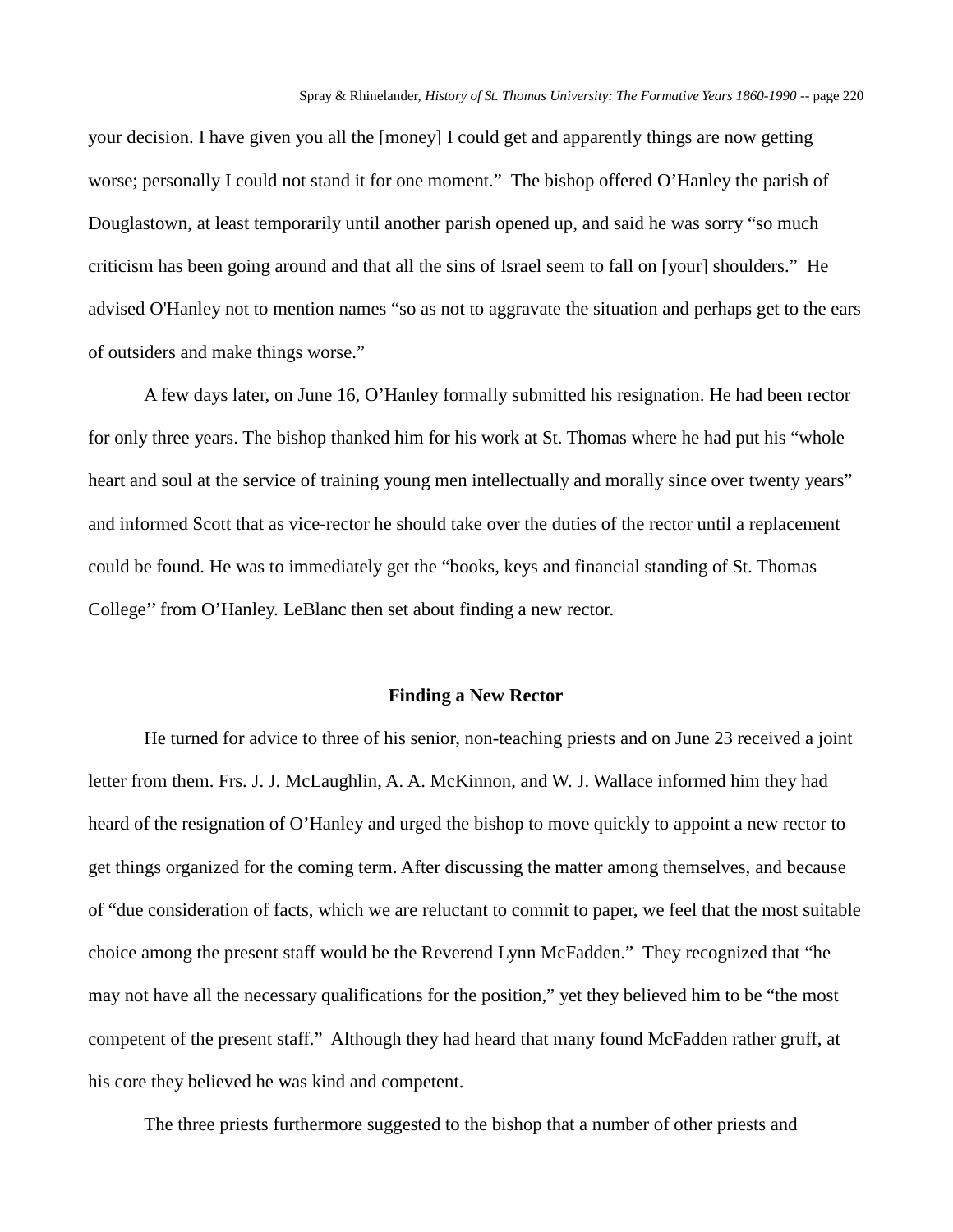your decision. I have given you all the [money] I could get and apparently things are now getting worse; personally I could not stand it for one moment." The bishop offered O'Hanley the parish of Douglastown, at least temporarily until another parish opened up, and said he was sorry "so much criticism has been going around and that all the sins of Israel seem to fall on [your] shoulders." He advised O'Hanley not to mention names "so as not to aggravate the situation and perhaps get to the ears of outsiders and make things worse."

A few days later, on June 16, O'Hanley formally submitted his resignation. He had been rector for only three years. The bishop thanked him for his work at St. Thomas where he had put his "whole heart and soul at the service of training young men intellectually and morally since over twenty years" and informed Scott that as vice-rector he should take over the duties of the rector until a replacement could be found. He was to immediately get the "books, keys and financial standing of St. Thomas College'' from O'Hanley. LeBlanc then set about finding a new rector.

### Finding a New Rector

He turned for advice to three of his senior, non-teaching priests and on June 23 received a joint letter from them. Frs. J. J. McLaughlin, A. A. McKinnon, and W. J. Wallace informed him they had heard of the resignation of O'Hanley and urged the bishop to move quickly to appoint a new rector to get things organized for the coming term. After discussing the matter among themselves, and because of "due consideration of facts, which we are reluctant to commit to paper, we feel that the most suitable choice among the present staff would be the Reverend Lynn McFadden." They recognized that "he may not have all the necessary qualifications for the position," yet they believed him to be "the most competent of the present staff." Although they had heard that many found McFadden rather gruff, at his core they believed he was kind and competent.

The three priests furthermore suggested to the bishop that a number of other priests and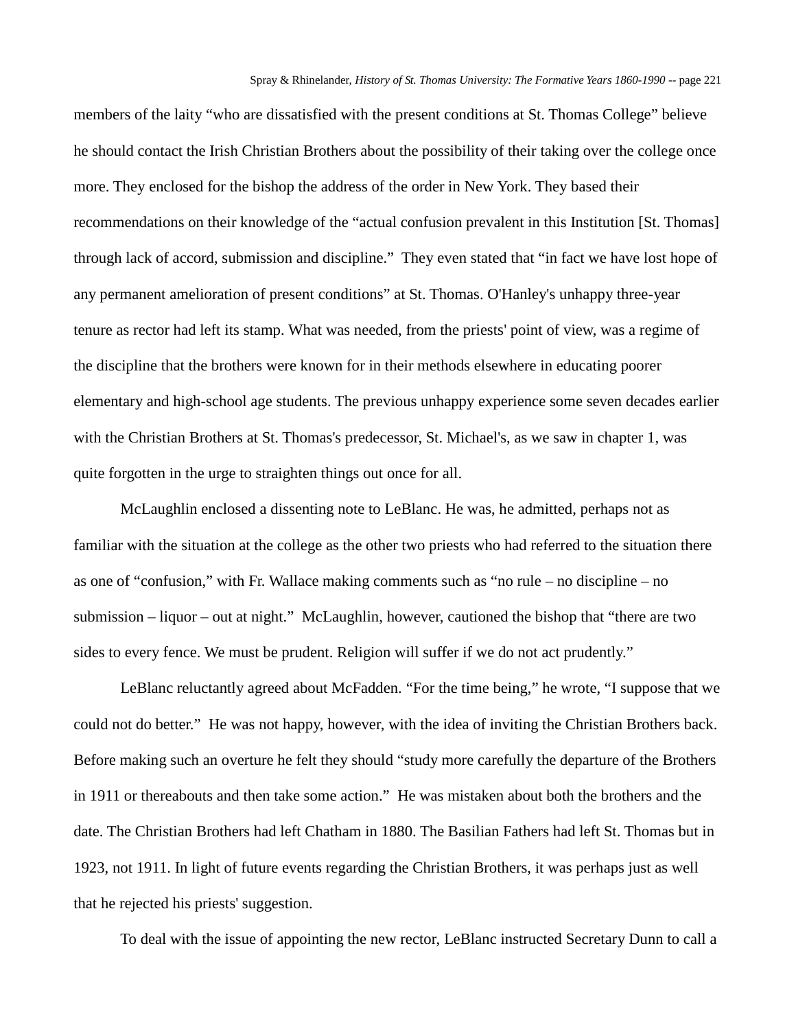members of the laity “who are dissatisfied with the present conditions at St. Thomas College” believe he should contact the Irish Christian Brothers about the possibility of their taking over the college once more. They enclosed for the bishop the address of the order in New York. They based their recommendations on their knowledge of the “actual confusion prevalent in this Institution [St. Thomas] through lack of accord, submission and discipline.” They even stated that “in fact we have lost hope of any permanent amelioration of present conditions” at St. Thomas. O'Hanley's unhappy three-year tenure as rector had left its stamp. What was needed, from the priests' point of view, was a regime of the discipline that the brothers were known for in their methods elsewhere in educating poorer elementary and high-school age students. The previous unhappy experience some seven decades earlier with the Christian Brothers at St. Thomas's predecessor, St. Michael's, as we saw in chapter 1, was quite forgotten in the urge to straighten things out once for all.

McLaughlin enclosed a dissenting note to LeBlanc. He was, he admitted, perhaps not as familiar with the situation at the college as the other two priests who had referred to the situation there as one of “confusion,” with Fr. Wallace making comments such as “no rule – no discipline – no submission – liquor – out at night.” McLaughlin, however, cautioned the bishop that “there are two sides to every fence. We must be prudent. Religion will suffer if we do not act prudently.”

LeBlanc reluctantly agreed about McFadden. “For the time being,” he wrote, “I suppose that we could not do better.” He was not happy, however, with the idea of inviting the Christian Brothers back. Before making such an overture he felt they should “study more carefully the departure of the Brothers in 1911 or thereabouts and then take some action.” He was mistaken about both the brothers and the date. The Christian Brothers had left Chatham in 1880. The Basilian Fathers had left St. Thomas but in 1923, not 1911. In light of future events regarding the Christian Brothers, it was perhaps just as well that he rejected his priests' suggestion.

To deal with the issue of appointing the new rector, LeBlanc instructed Secretary Dunn to call a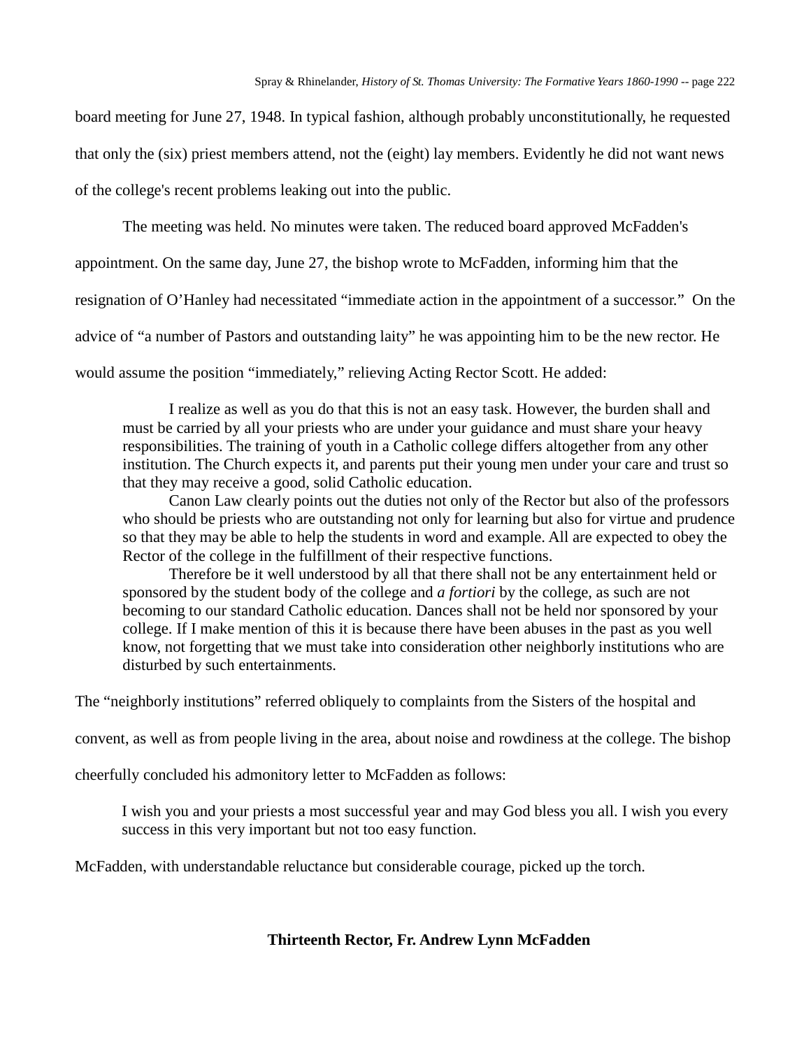board meeting for June 27, 1948. In typical fashion, although probably unconstitutionally, he requested that only the (six) priest members attend, not the (eight) lay members. Evidently he did not want news of the college's recent problems leaking out into the public.

The meeting was held. No minutes were taken. The reduced board approved McFadden's appointment. On the same day, June 27, the bishop wrote to McFadden, informing him that the resignation of O'Hanley had necessitated "immediate action in the appointment of a successor." On the advice of "a number of Pastors and outstanding laity" he was appointing him to be the new rector. He would assume the position "immediately," relieving Acting Rector Scott. He added:

> I realize as well as you do that this is not an easy task. However, the burden shall and must be carried by all your priests who are under your guidance and must share your heavy responsibilities. The training of youth in a Catholic college differs altogether from any other institution. The Church expects it, and parents put their young men under your care and trust so that they may receive a good, solid Catholic education.
>
> Canon Law clearly points out the duties not only of the Rector but also of the professors who should be priests who are outstanding not only for learning but also for virtue and prudence so that they may be able to help the students in word and example. All are expected to obey the Rector of the college in the fulfillment of their respective functions.
>
> Therefore be it well understood by all that there shall not be any entertainment held or sponsored by the student body of the college and *a fortiori* by the college, as such are not becoming to our standard Catholic education. Dances shall not be held nor sponsored by your college. If I make mention of this it is because there have been abuses in the past as you well know, not forgetting that we must take into consideration other neighborly institutions who are disturbed by such entertainments.

The "neighborly institutions" referred obliquely to complaints from the Sisters of the hospital and convent, as well as from people living in the area, about noise and rowdiness at the college. The bishop cheerfully concluded his admonitory letter to McFadden as follows:

> I wish you and your priests a most successful year and may God bless you all. I wish you every success in this very important but not too easy function.

McFadden, with understandable reluctance but considerable courage, picked up the torch.

## Thirteenth Rector, Fr. Andrew Lynn McFadden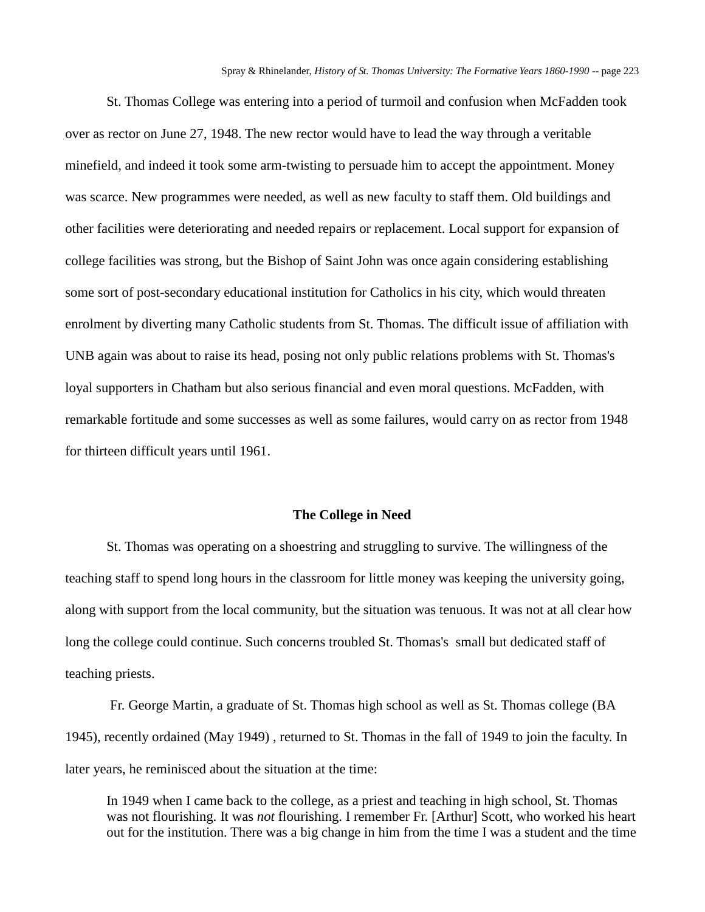St. Thomas College was entering into a period of turmoil and confusion when McFadden took over as rector on June 27, 1948. The new rector would have to lead the way through a veritable minefield, and indeed it took some arm-twisting to persuade him to accept the appointment. Money was scarce. New programmes were needed, as well as new faculty to staff them. Old buildings and other facilities were deteriorating and needed repairs or replacement. Local support for expansion of college facilities was strong, but the Bishop of Saint John was once again considering establishing some sort of post-secondary educational institution for Catholics in his city, which would threaten enrolment by diverting many Catholic students from St. Thomas. The difficult issue of affiliation with UNB again was about to raise its head, posing not only public relations problems with St. Thomas's loyal supporters in Chatham but also serious financial and even moral questions. McFadden, with remarkable fortitude and some successes as well as some failures, would carry on as rector from 1948 for thirteen difficult years until 1961.

## The College in Need

St. Thomas was operating on a shoestring and struggling to survive. The willingness of the teaching staff to spend long hours in the classroom for little money was keeping the university going, along with support from the local community, but the situation was tenuous. It was not at all clear how long the college could continue. Such concerns troubled St. Thomas's small but dedicated staff of teaching priests.

Fr. George Martin, a graduate of St. Thomas high school as well as St. Thomas college (BA 1945), recently ordained (May 1949) , returned to St. Thomas in the fall of 1949 to join the faculty. In later years, he reminisced about the situation at the time:

> In 1949 when I came back to the college, as a priest and teaching in high school, St. Thomas was not flourishing. It was *not* flourishing. I remember Fr. [Arthur] Scott, who worked his heart out for the institution. There was a big change in him from the time I was a student and the time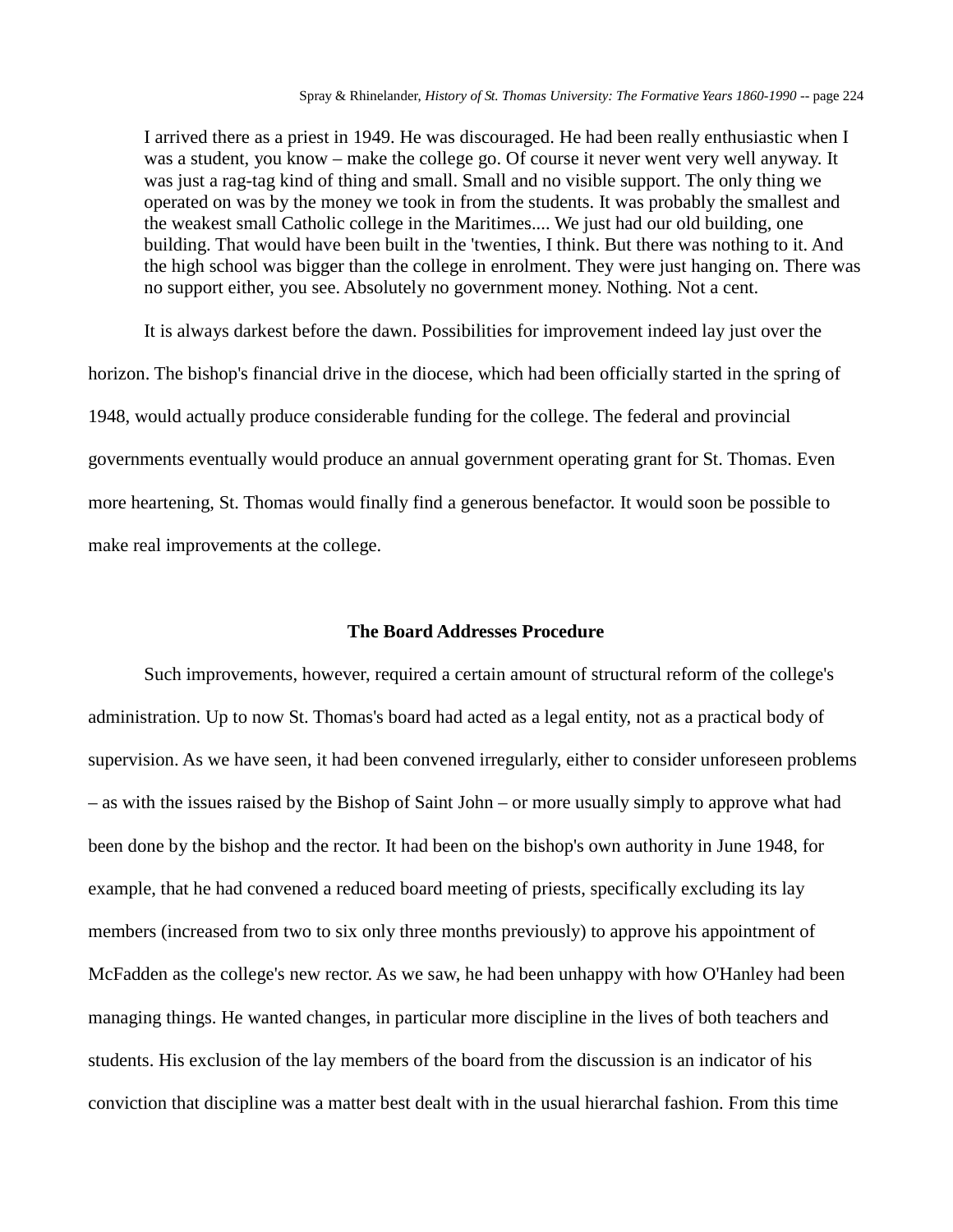> I arrived there as a priest in 1949. He was discouraged. He had been really enthusiastic when I was a student, you know – make the college go. Of course it never went very well anyway. It was just a rag-tag kind of thing and small. Small and no visible support. The only thing we operated on was by the money we took in from the students. It was probably the smallest and the weakest small Catholic college in the Maritimes.... We just had our old building, one building. That would have been built in the 'twenties, I think. But there was nothing to it. And the high school was bigger than the college in enrolment. They were just hanging on. There was no support either, you see. Absolutely no government money. Nothing. Not a cent.

It is always darkest before the dawn. Possibilities for improvement indeed lay just over the horizon. The bishop's financial drive in the diocese, which had been officially started in the spring of 1948, would actually produce considerable funding for the college. The federal and provincial governments eventually would produce an annual government operating grant for St. Thomas. Even more heartening, St. Thomas would finally find a generous benefactor. It would soon be possible to make real improvements at the college.

## The Board Addresses Procedure

Such improvements, however, required a certain amount of structural reform of the college's administration. Up to now St. Thomas's board had acted as a legal entity, not as a practical body of supervision. As we have seen, it had been convened irregularly, either to consider unforeseen problems – as with the issues raised by the Bishop of Saint John – or more usually simply to approve what had been done by the bishop and the rector. It had been on the bishop's own authority in June 1948, for example, that he had convened a reduced board meeting of priests, specifically excluding its lay members (increased from two to six only three months previously) to approve his appointment of McFadden as the college's new rector. As we saw, he had been unhappy with how O'Hanley had been managing things. He wanted changes, in particular more discipline in the lives of both teachers and students. His exclusion of the lay members of the board from the discussion is an indicator of his conviction that discipline was a matter best dealt with in the usual hierarchal fashion. From this time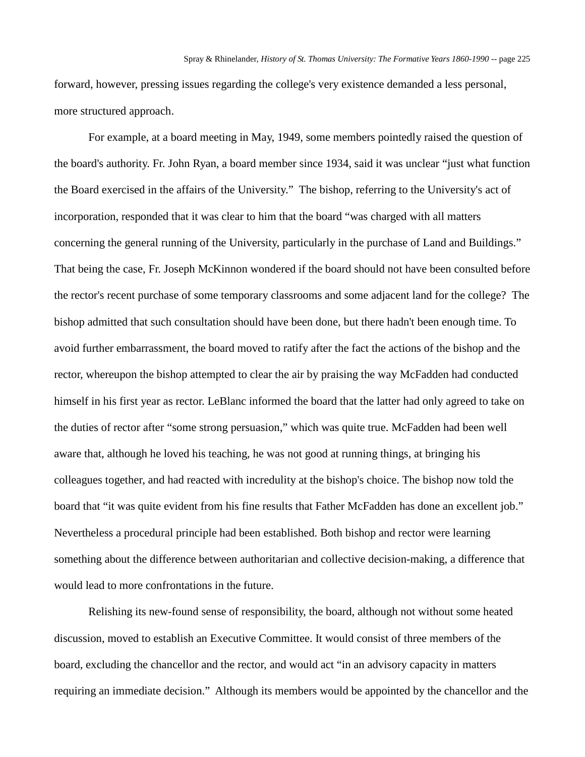forward, however, pressing issues regarding the college's very existence demanded a less personal, more structured approach.

For example, at a board meeting in May, 1949, some members pointedly raised the question of the board's authority. Fr. John Ryan, a board member since 1934, said it was unclear "just what function the Board exercised in the affairs of the University." The bishop, referring to the University's act of incorporation, responded that it was clear to him that the board "was charged with all matters concerning the general running of the University, particularly in the purchase of Land and Buildings." That being the case, Fr. Joseph McKinnon wondered if the board should not have been consulted before the rector's recent purchase of some temporary classrooms and some adjacent land for the college? The bishop admitted that such consultation should have been done, but there hadn't been enough time. To avoid further embarrassment, the board moved to ratify after the fact the actions of the bishop and the rector, whereupon the bishop attempted to clear the air by praising the way McFadden had conducted himself in his first year as rector. LeBlanc informed the board that the latter had only agreed to take on the duties of rector after "some strong persuasion," which was quite true. McFadden had been well aware that, although he loved his teaching, he was not good at running things, at bringing his colleagues together, and had reacted with incredulity at the bishop's choice. The bishop now told the board that "it was quite evident from his fine results that Father McFadden has done an excellent job." Nevertheless a procedural principle had been established. Both bishop and rector were learning something about the difference between authoritarian and collective decision-making, a difference that would lead to more confrontations in the future.

Relishing its new-found sense of responsibility, the board, although not without some heated discussion, moved to establish an Executive Committee. It would consist of three members of the board, excluding the chancellor and the rector, and would act "in an advisory capacity in matters requiring an immediate decision." Although its members would be appointed by the chancellor and the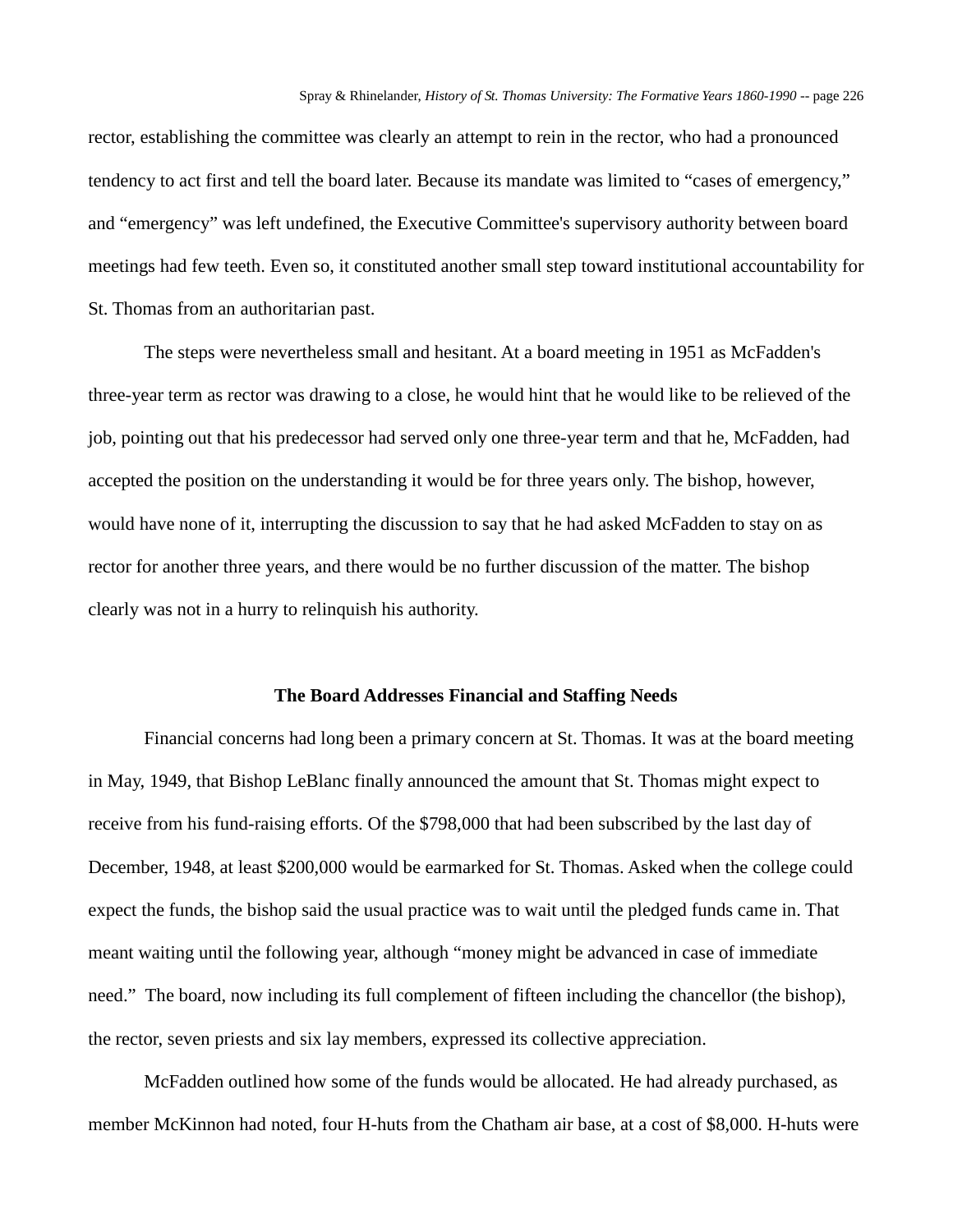rector, establishing the committee was clearly an attempt to rein in the rector, who had a pronounced tendency to act first and tell the board later. Because its mandate was limited to "cases of emergency," and "emergency" was left undefined, the Executive Committee's supervisory authority between board meetings had few teeth. Even so, it constituted another small step toward institutional accountability for St. Thomas from an authoritarian past.

The steps were nevertheless small and hesitant. At a board meeting in 1951 as McFadden's three-year term as rector was drawing to a close, he would hint that he would like to be relieved of the job, pointing out that his predecessor had served only one three-year term and that he, McFadden, had accepted the position on the understanding it would be for three years only. The bishop, however, would have none of it, interrupting the discussion to say that he had asked McFadden to stay on as rector for another three years, and there would be no further discussion of the matter. The bishop clearly was not in a hurry to relinquish his authority.

### The Board Addresses Financial and Staffing Needs

Financial concerns had long been a primary concern at St. Thomas. It was at the board meeting in May, 1949, that Bishop LeBlanc finally announced the amount that St. Thomas might expect to receive from his fund-raising efforts. Of the $798,000 that had been subscribed by the last day of December, 1948, at least $200,000 would be earmarked for St. Thomas. Asked when the college could expect the funds, the bishop said the usual practice was to wait until the pledged funds came in. That meant waiting until the following year, although "money might be advanced in case of immediate need." The board, now including its full complement of fifteen including the chancellor (the bishop), the rector, seven priests and six lay members, expressed its collective appreciation.

McFadden outlined how some of the funds would be allocated. He had already purchased, as member McKinnon had noted, four H-huts from the Chatham air base, at a cost of $8,000. H-huts were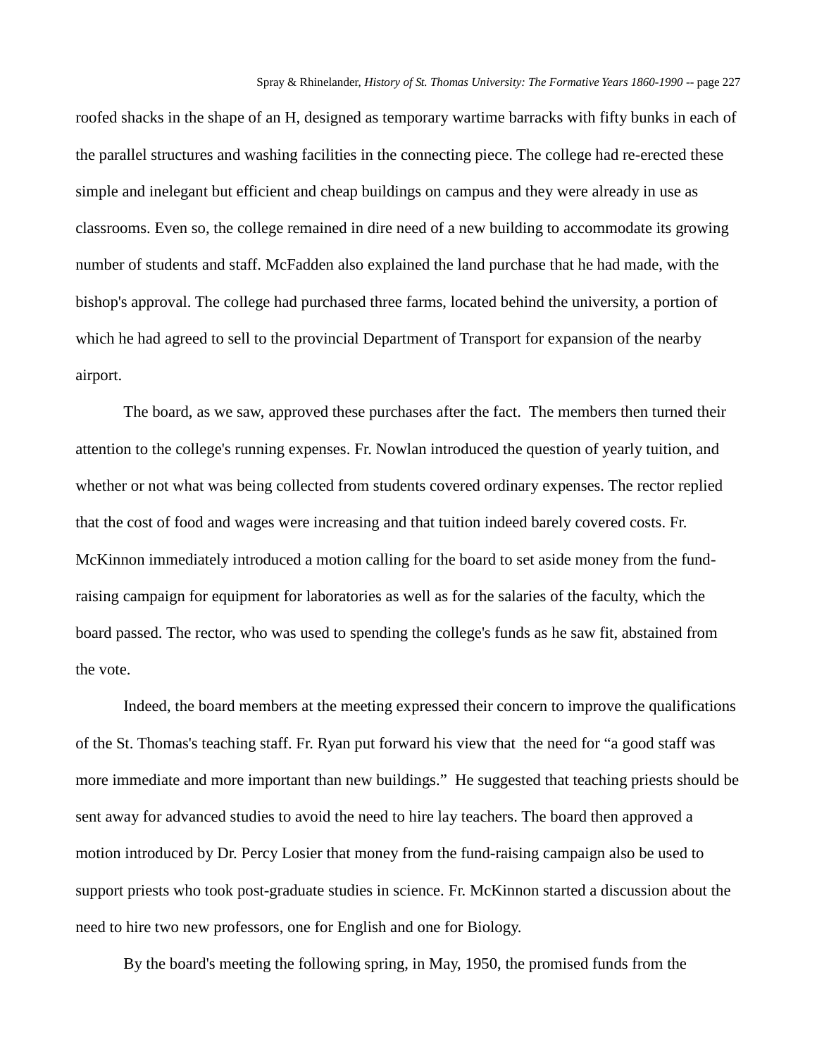roofed shacks in the shape of an H, designed as temporary wartime barracks with fifty bunks in each of the parallel structures and washing facilities in the connecting piece. The college had re-erected these simple and inelegant but efficient and cheap buildings on campus and they were already in use as classrooms. Even so, the college remained in dire need of a new building to accommodate its growing number of students and staff. McFadden also explained the land purchase that he had made, with the bishop's approval. The college had purchased three farms, located behind the university, a portion of which he had agreed to sell to the provincial Department of Transport for expansion of the nearby airport.

The board, as we saw, approved these purchases after the fact. The members then turned their attention to the college's running expenses. Fr. Nowlan introduced the question of yearly tuition, and whether or not what was being collected from students covered ordinary expenses. The rector replied that the cost of food and wages were increasing and that tuition indeed barely covered costs. Fr. McKinnon immediately introduced a motion calling for the board to set aside money from the fund-raising campaign for equipment for laboratories as well as for the salaries of the faculty, which the board passed. The rector, who was used to spending the college's funds as he saw fit, abstained from the vote.

Indeed, the board members at the meeting expressed their concern to improve the qualifications of the St. Thomas's teaching staff. Fr. Ryan put forward his view that the need for "a good staff was more immediate and more important than new buildings." He suggested that teaching priests should be sent away for advanced studies to avoid the need to hire lay teachers. The board then approved a motion introduced by Dr. Percy Losier that money from the fund-raising campaign also be used to support priests who took post-graduate studies in science. Fr. McKinnon started a discussion about the need to hire two new professors, one for English and one for Biology.

By the board's meeting the following spring, in May, 1950, the promised funds from the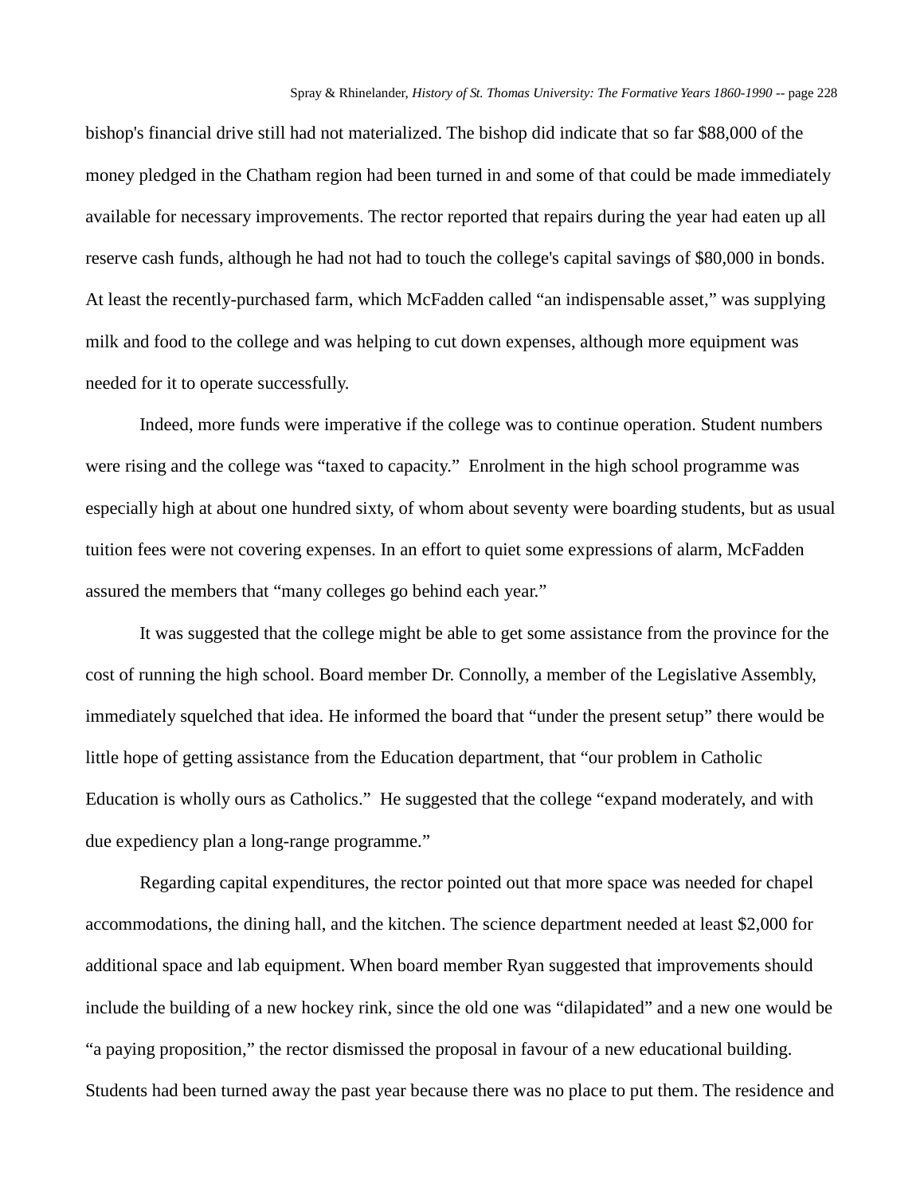bishop's financial drive still had not materialized. The bishop did indicate that so far $88,000 of the money pledged in the Chatham region had been turned in and some of that could be made immediately available for necessary improvements. The rector reported that repairs during the year had eaten up all reserve cash funds, although he had not had to touch the college's capital savings of $80,000 in bonds. At least the recently-purchased farm, which McFadden called "an indispensable asset," was supplying milk and food to the college and was helping to cut down expenses, although more equipment was needed for it to operate successfully.

Indeed, more funds were imperative if the college was to continue operation. Student numbers were rising and the college was "taxed to capacity." Enrolment in the high school programme was especially high at about one hundred sixty, of whom about seventy were boarding students, but as usual tuition fees were not covering expenses. In an effort to quiet some expressions of alarm, McFadden assured the members that "many colleges go behind each year."

It was suggested that the college might be able to get some assistance from the province for the cost of running the high school. Board member Dr. Connolly, a member of the Legislative Assembly, immediately squelched that idea. He informed the board that "under the present setup" there would be little hope of getting assistance from the Education department, that "our problem in Catholic Education is wholly ours as Catholics." He suggested that the college "expand moderately, and with due expediency plan a long-range programme."

Regarding capital expenditures, the rector pointed out that more space was needed for chapel accommodations, the dining hall, and the kitchen. The science department needed at least $2,000 for additional space and lab equipment. When board member Ryan suggested that improvements should include the building of a new hockey rink, since the old one was "dilapidated" and a new one would be "a paying proposition," the rector dismissed the proposal in favour of a new educational building. Students had been turned away the past year because there was no place to put them. The residence and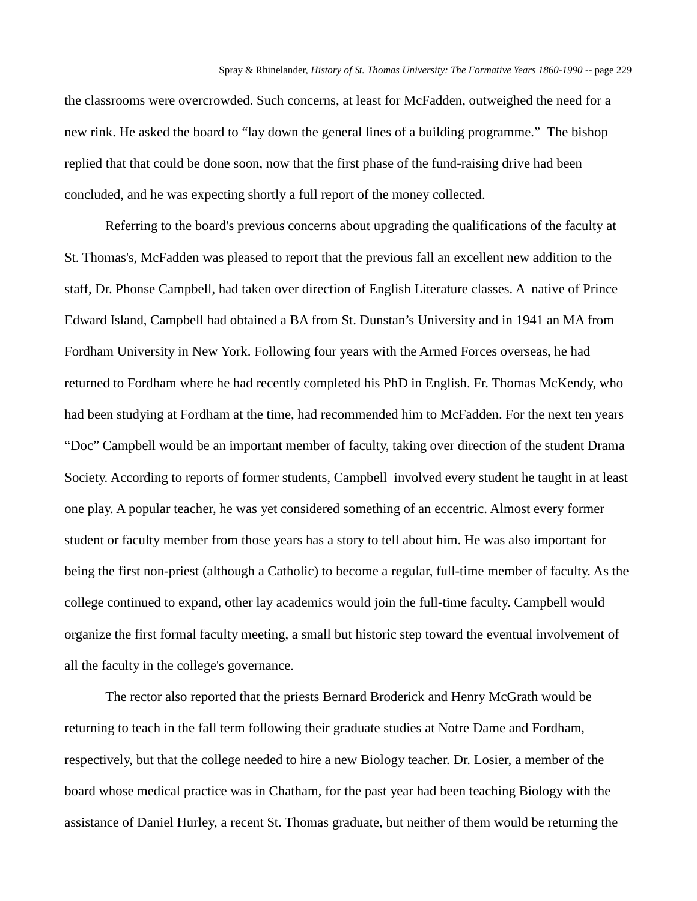the classrooms were overcrowded. Such concerns, at least for McFadden, outweighed the need for a new rink. He asked the board to "lay down the general lines of a building programme." The bishop replied that that could be done soon, now that the first phase of the fund-raising drive had been concluded, and he was expecting shortly a full report of the money collected.

Referring to the board's previous concerns about upgrading the qualifications of the faculty at St. Thomas's, McFadden was pleased to report that the previous fall an excellent new addition to the staff, Dr. Phonse Campbell, had taken over direction of English Literature classes. A native of Prince Edward Island, Campbell had obtained a BA from St. Dunstan's University and in 1941 an MA from Fordham University in New York. Following four years with the Armed Forces overseas, he had returned to Fordham where he had recently completed his PhD in English. Fr. Thomas McKendy, who had been studying at Fordham at the time, had recommended him to McFadden. For the next ten years "Doc" Campbell would be an important member of faculty, taking over direction of the student Drama Society. According to reports of former students, Campbell involved every student he taught in at least one play. A popular teacher, he was yet considered something of an eccentric. Almost every former student or faculty member from those years has a story to tell about him. He was also important for being the first non-priest (although a Catholic) to become a regular, full-time member of faculty. As the college continued to expand, other lay academics would join the full-time faculty. Campbell would organize the first formal faculty meeting, a small but historic step toward the eventual involvement of all the faculty in the college's governance.

The rector also reported that the priests Bernard Broderick and Henry McGrath would be returning to teach in the fall term following their graduate studies at Notre Dame and Fordham, respectively, but that the college needed to hire a new Biology teacher. Dr. Losier, a member of the board whose medical practice was in Chatham, for the past year had been teaching Biology with the assistance of Daniel Hurley, a recent St. Thomas graduate, but neither of them would be returning the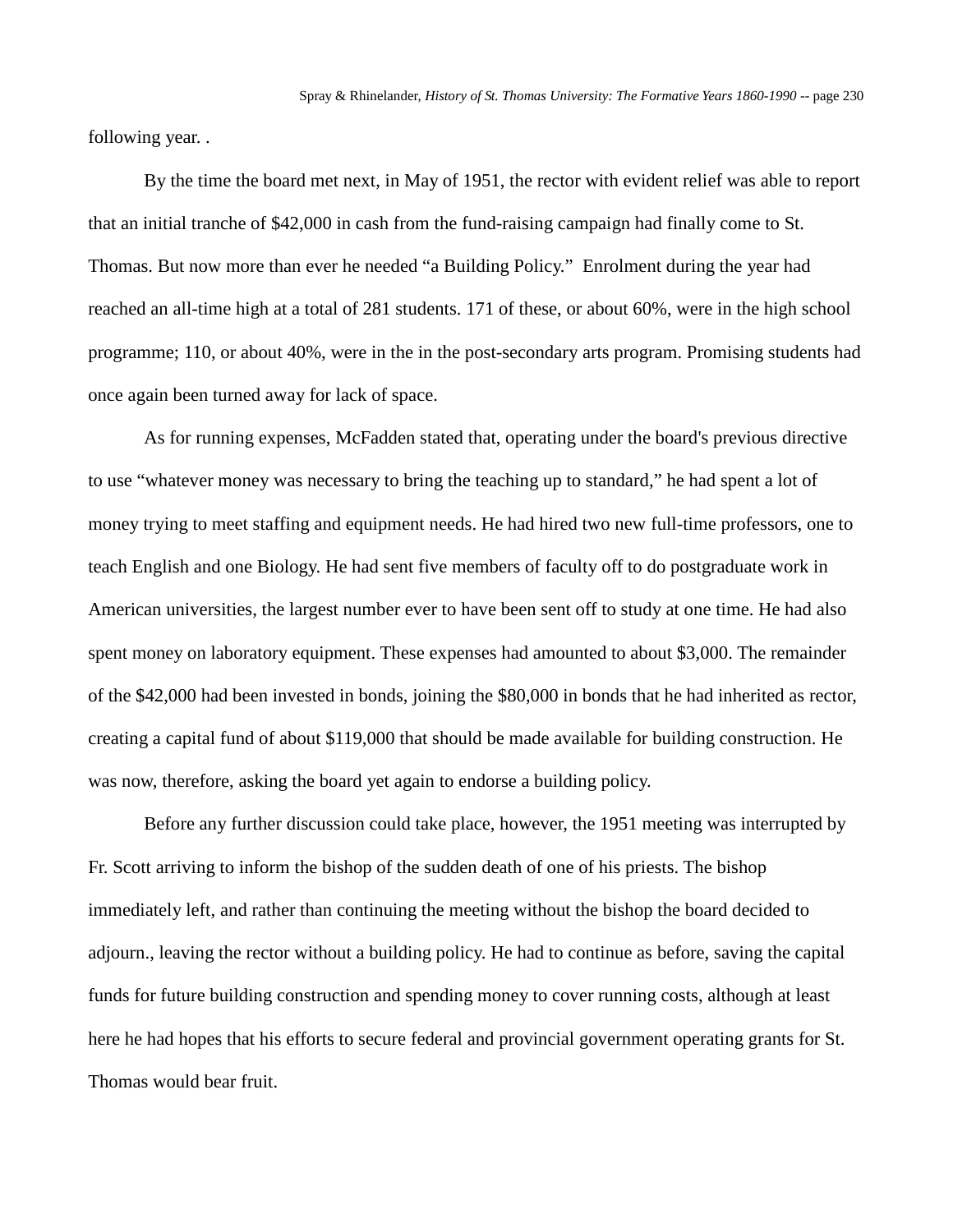following year. .

By the time the board met next, in May of 1951, the rector with evident relief was able to report that an initial tranche of $42,000 in cash from the fund-raising campaign had finally come to St. Thomas. But now more than ever he needed “a Building Policy.” Enrolment during the year had reached an all-time high at a total of 281 students. 171 of these, or about 60%, were in the high school programme; 110, or about 40%, were in the in the post-secondary arts program. Promising students had once again been turned away for lack of space.

As for running expenses, McFadden stated that, operating under the board's previous directive to use “whatever money was necessary to bring the teaching up to standard,” he had spent a lot of money trying to meet staffing and equipment needs. He had hired two new full-time professors, one to teach English and one Biology. He had sent five members of faculty off to do postgraduate work in American universities, the largest number ever to have been sent off to study at one time. He had also spent money on laboratory equipment. These expenses had amounted to about $3,000. The remainder of the $42,000 had been invested in bonds, joining the $80,000 in bonds that he had inherited as rector, creating a capital fund of about $119,000 that should be made available for building construction. He was now, therefore, asking the board yet again to endorse a building policy.

Before any further discussion could take place, however, the 1951 meeting was interrupted by Fr. Scott arriving to inform the bishop of the sudden death of one of his priests. The bishop immediately left, and rather than continuing the meeting without the bishop the board decided to adjourn., leaving the rector without a building policy. He had to continue as before, saving the capital funds for future building construction and spending money to cover running costs, although at least here he had hopes that his efforts to secure federal and provincial government operating grants for St. Thomas would bear fruit.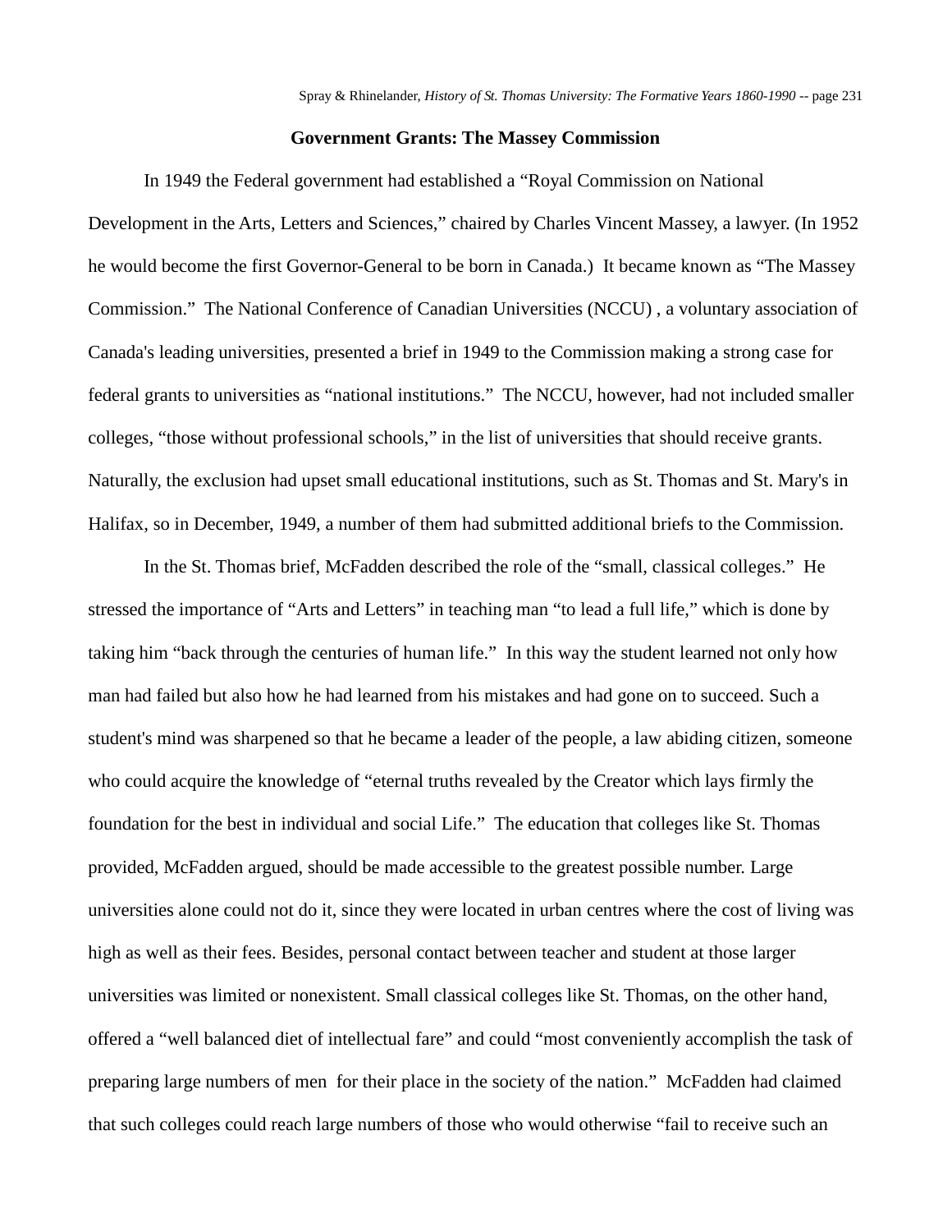## Government Grants: The Massey Commission

In 1949 the Federal government had established a "Royal Commission on National Development in the Arts, Letters and Sciences," chaired by Charles Vincent Massey, a lawyer. (In 1952 he would become the first Governor-General to be born in Canada.) It became known as "The Massey Commission." The National Conference of Canadian Universities (NCCU) , a voluntary association of Canada's leading universities, presented a brief in 1949 to the Commission making a strong case for federal grants to universities as "national institutions." The NCCU, however, had not included smaller colleges, "those without professional schools," in the list of universities that should receive grants. Naturally, the exclusion had upset small educational institutions, such as St. Thomas and St. Mary's in Halifax, so in December, 1949, a number of them had submitted additional briefs to the Commission.

In the St. Thomas brief, McFadden described the role of the "small, classical colleges." He stressed the importance of "Arts and Letters" in teaching man "to lead a full life," which is done by taking him "back through the centuries of human life." In this way the student learned not only how man had failed but also how he had learned from his mistakes and had gone on to succeed. Such a student's mind was sharpened so that he became a leader of the people, a law abiding citizen, someone who could acquire the knowledge of "eternal truths revealed by the Creator which lays firmly the foundation for the best in individual and social Life." The education that colleges like St. Thomas provided, McFadden argued, should be made accessible to the greatest possible number. Large universities alone could not do it, since they were located in urban centres where the cost of living was high as well as their fees. Besides, personal contact between teacher and student at those larger universities was limited or nonexistent. Small classical colleges like St. Thomas, on the other hand, offered a "well balanced diet of intellectual fare" and could "most conveniently accomplish the task of preparing large numbers of men for their place in the society of the nation." McFadden had claimed that such colleges could reach large numbers of those who would otherwise "fail to receive such an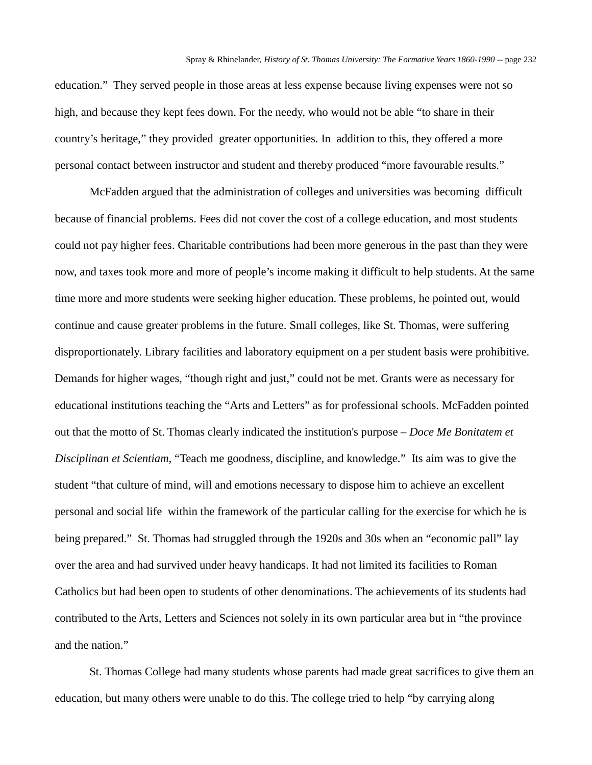education." They served people in those areas at less expense because living expenses were not so high, and because they kept fees down. For the needy, who would not be able "to share in their country's heritage," they provided greater opportunities. In addition to this, they offered a more personal contact between instructor and student and thereby produced "more favourable results."

McFadden argued that the administration of colleges and universities was becoming difficult because of financial problems. Fees did not cover the cost of a college education, and most students could not pay higher fees. Charitable contributions had been more generous in the past than they were now, and taxes took more and more of people's income making it difficult to help students. At the same time more and more students were seeking higher education. These problems, he pointed out, would continue and cause greater problems in the future. Small colleges, like St. Thomas, were suffering disproportionately. Library facilities and laboratory equipment on a per student basis were prohibitive. Demands for higher wages, "though right and just," could not be met. Grants were as necessary for educational institutions teaching the "Arts and Letters" as for professional schools. McFadden pointed out that the motto of St. Thomas clearly indicated the institution's purpose – *Doce Me Bonitatem et Disciplinan et Scientiam*, "Teach me goodness, discipline, and knowledge." Its aim was to give the student "that culture of mind, will and emotions necessary to dispose him to achieve an excellent personal and social life within the framework of the particular calling for the exercise for which he is being prepared." St. Thomas had struggled through the 1920s and 30s when an "economic pall" lay over the area and had survived under heavy handicaps. It had not limited its facilities to Roman Catholics but had been open to students of other denominations. The achievements of its students had contributed to the Arts, Letters and Sciences not solely in its own particular area but in "the province and the nation."

St. Thomas College had many students whose parents had made great sacrifices to give them an education, but many others were unable to do this. The college tried to help "by carrying along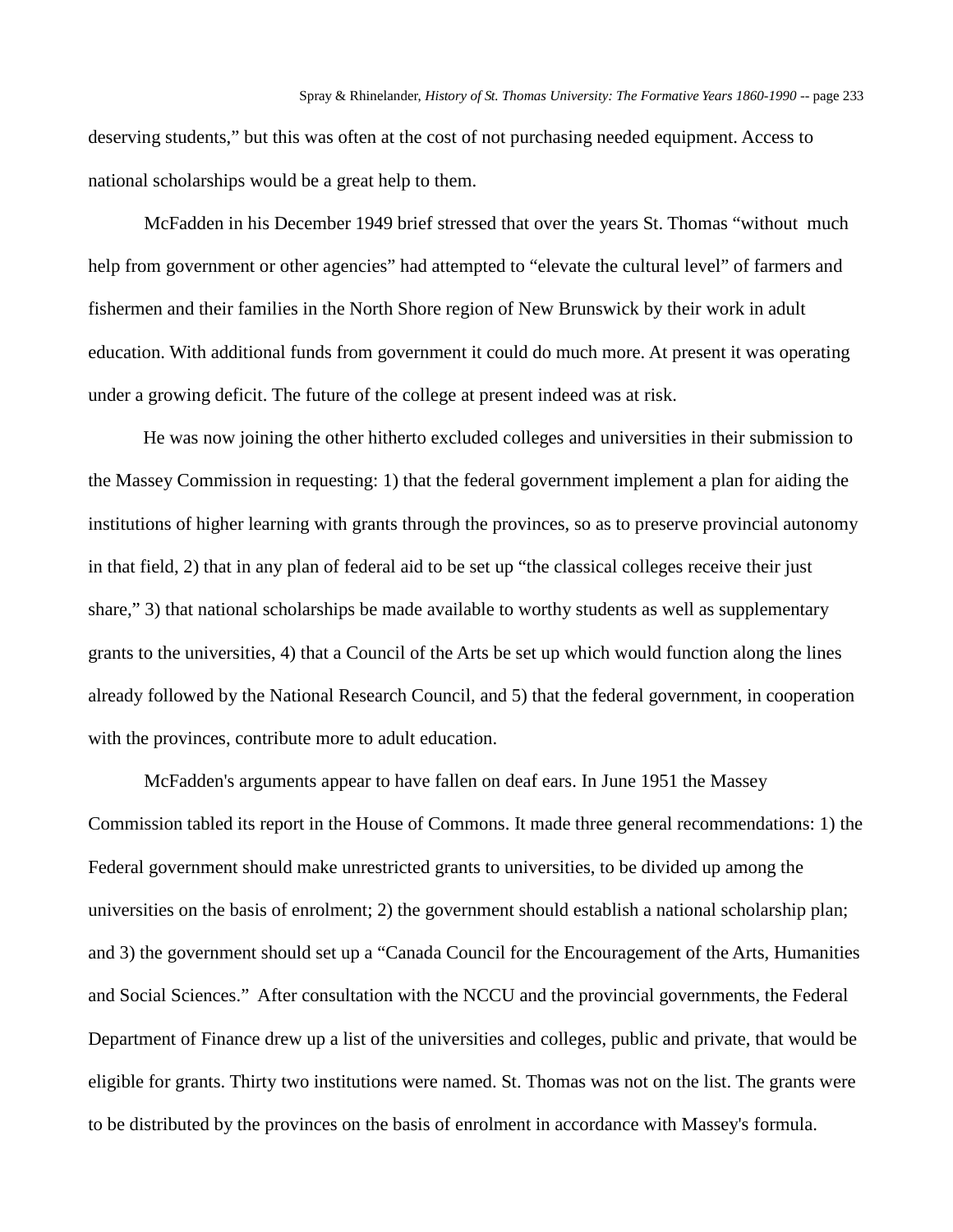deserving students," but this was often at the cost of not purchasing needed equipment. Access to national scholarships would be a great help to them.

McFadden in his December 1949 brief stressed that over the years St. Thomas "without much help from government or other agencies" had attempted to "elevate the cultural level" of farmers and fishermen and their families in the North Shore region of New Brunswick by their work in adult education. With additional funds from government it could do much more. At present it was operating under a growing deficit. The future of the college at present indeed was at risk.

He was now joining the other hitherto excluded colleges and universities in their submission to the Massey Commission in requesting: 1) that the federal government implement a plan for aiding the institutions of higher learning with grants through the provinces, so as to preserve provincial autonomy in that field, 2) that in any plan of federal aid to be set up "the classical colleges receive their just share," 3) that national scholarships be made available to worthy students as well as supplementary grants to the universities, 4) that a Council of the Arts be set up which would function along the lines already followed by the National Research Council, and 5) that the federal government, in cooperation with the provinces, contribute more to adult education.

McFadden's arguments appear to have fallen on deaf ears. In June 1951 the Massey Commission tabled its report in the House of Commons. It made three general recommendations: 1) the Federal government should make unrestricted grants to universities, to be divided up among the universities on the basis of enrolment; 2) the government should establish a national scholarship plan; and 3) the government should set up a "Canada Council for the Encouragement of the Arts, Humanities and Social Sciences." After consultation with the NCCU and the provincial governments, the Federal Department of Finance drew up a list of the universities and colleges, public and private, that would be eligible for grants. Thirty two institutions were named. St. Thomas was not on the list. The grants were to be distributed by the provinces on the basis of enrolment in accordance with Massey's formula.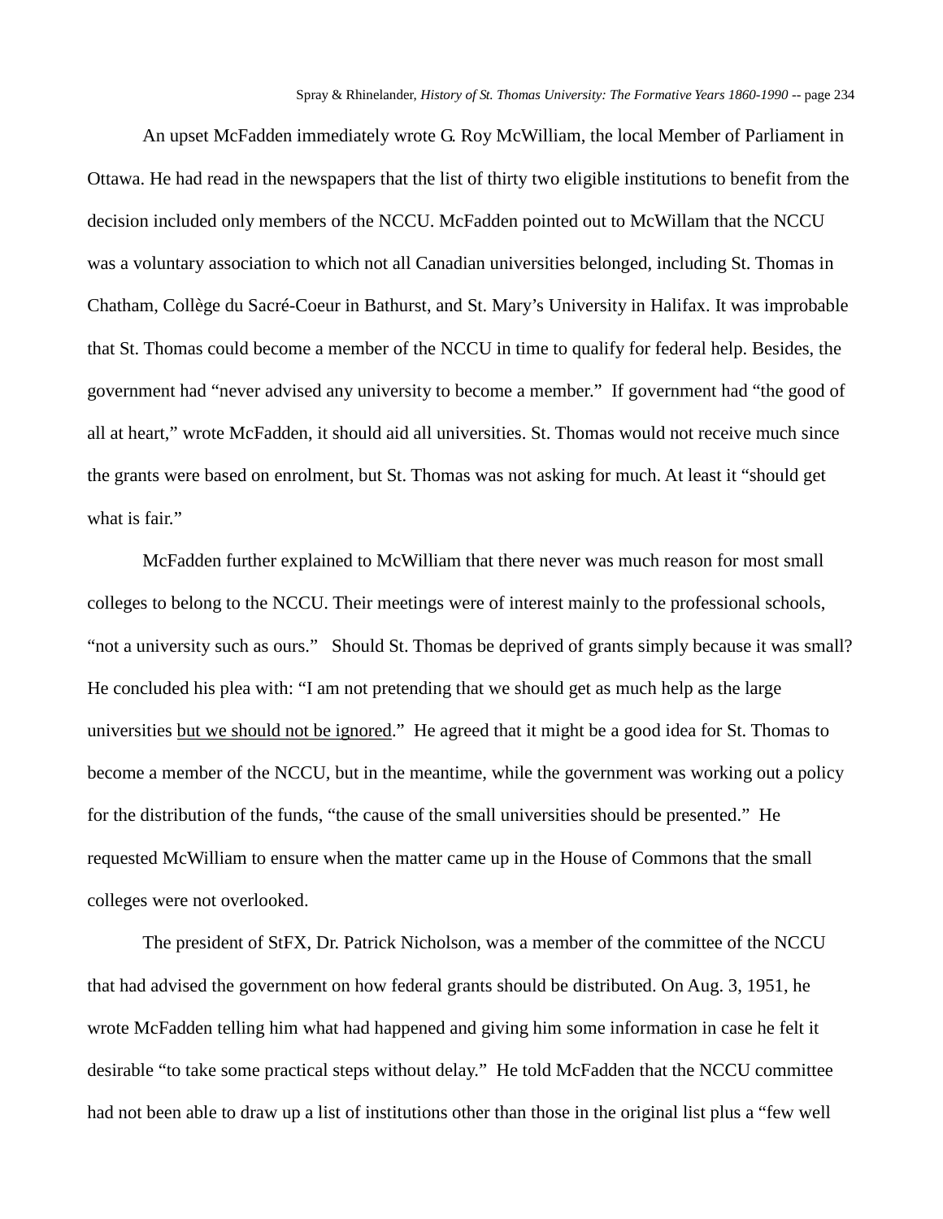An upset McFadden immediately wrote G. Roy McWilliam, the local Member of Parliament in Ottawa. He had read in the newspapers that the list of thirty two eligible institutions to benefit from the decision included only members of the NCCU. McFadden pointed out to McWillam that the NCCU was a voluntary association to which not all Canadian universities belonged, including St. Thomas in Chatham, Collège du Sacré-Coeur in Bathurst, and St. Mary's University in Halifax. It was improbable that St. Thomas could become a member of the NCCU in time to qualify for federal help. Besides, the government had "never advised any university to become a member." If government had "the good of all at heart," wrote McFadden, it should aid all universities. St. Thomas would not receive much since the grants were based on enrolment, but St. Thomas was not asking for much. At least it "should get what is fair."

McFadden further explained to McWilliam that there never was much reason for most small colleges to belong to the NCCU. Their meetings were of interest mainly to the professional schools, "not a university such as ours." Should St. Thomas be deprived of grants simply because it was small? He concluded his plea with: "I am not pretending that we should get as much help as the large universities <u>but we should not be ignored</u>." He agreed that it might be a good idea for St. Thomas to become a member of the NCCU, but in the meantime, while the government was working out a policy for the distribution of the funds, "the cause of the small universities should be presented." He requested McWilliam to ensure when the matter came up in the House of Commons that the small colleges were not overlooked.

The president of StFX, Dr. Patrick Nicholson, was a member of the committee of the NCCU that had advised the government on how federal grants should be distributed. On Aug. 3, 1951, he wrote McFadden telling him what had happened and giving him some information in case he felt it desirable "to take some practical steps without delay." He told McFadden that the NCCU committee had not been able to draw up a list of institutions other than those in the original list plus a "few well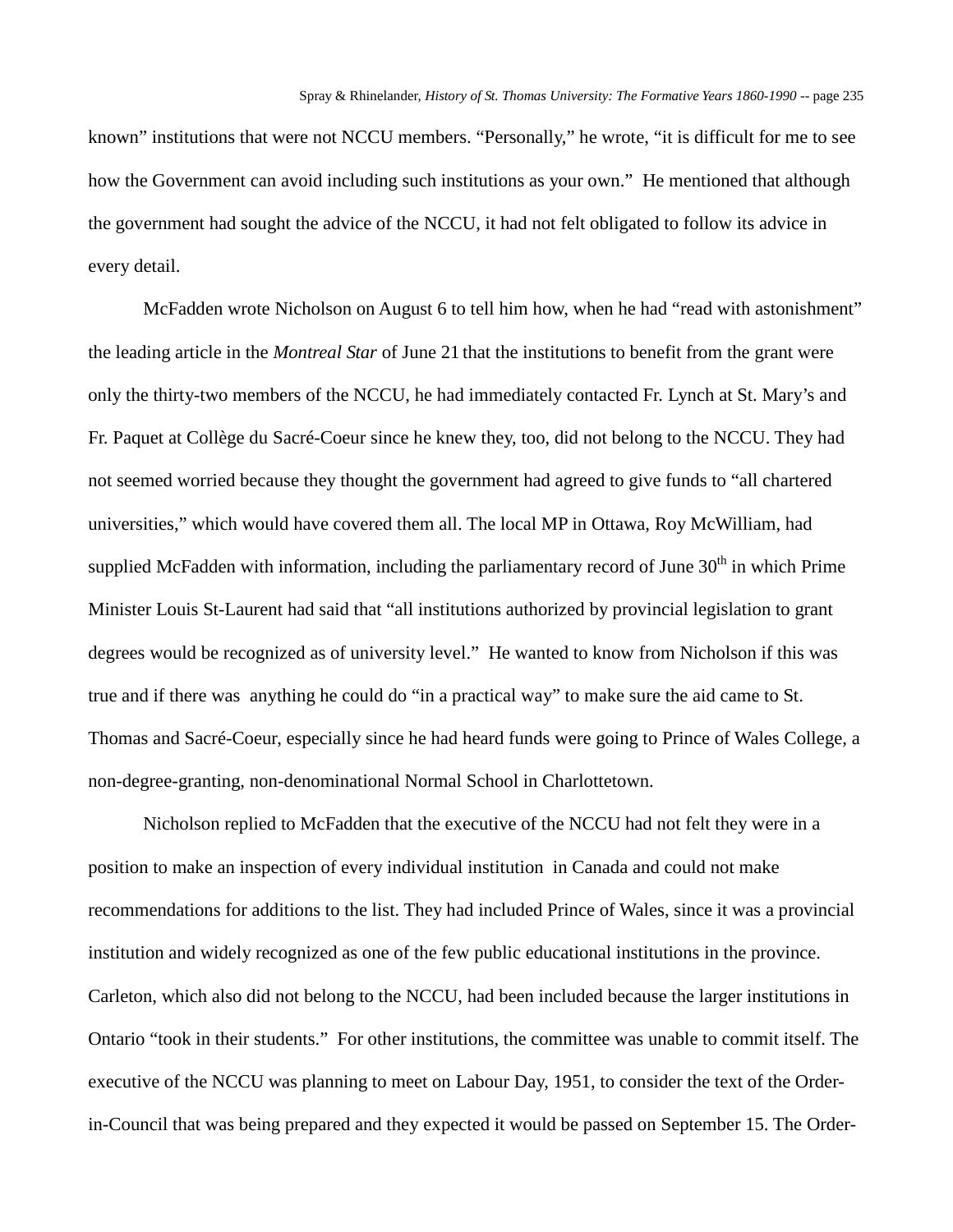known" institutions that were not NCCU members. "Personally," he wrote, "it is difficult for me to see how the Government can avoid including such institutions as your own." He mentioned that although the government had sought the advice of the NCCU, it had not felt obligated to follow its advice in every detail.

McFadden wrote Nicholson on August 6 to tell him how, when he had "read with astonishment" the leading article in the *Montreal Star* of June 21 that the institutions to benefit from the grant were only the thirty-two members of the NCCU, he had immediately contacted Fr. Lynch at St. Mary's and Fr. Paquet at Collège du Sacré-Coeur since he knew they, too, did not belong to the NCCU. They had not seemed worried because they thought the government had agreed to give funds to "all chartered universities," which would have covered them all. The local MP in Ottawa, Roy McWilliam, had supplied McFadden with information, including the parliamentary record of June 30th in which Prime Minister Louis St-Laurent had said that "all institutions authorized by provincial legislation to grant degrees would be recognized as of university level." He wanted to know from Nicholson if this was true and if there was anything he could do "in a practical way" to make sure the aid came to St. Thomas and Sacré-Coeur, especially since he had heard funds were going to Prince of Wales College, a non-degree-granting, non-denominational Normal School in Charlottetown.

Nicholson replied to McFadden that the executive of the NCCU had not felt they were in a position to make an inspection of every individual institution in Canada and could not make recommendations for additions to the list. They had included Prince of Wales, since it was a provincial institution and widely recognized as one of the few public educational institutions in the province. Carleton, which also did not belong to the NCCU, had been included because the larger institutions in Ontario "took in their students." For other institutions, the committee was unable to commit itself. The executive of the NCCU was planning to meet on Labour Day, 1951, to consider the text of the Order-in-Council that was being prepared and they expected it would be passed on September 15. The Order-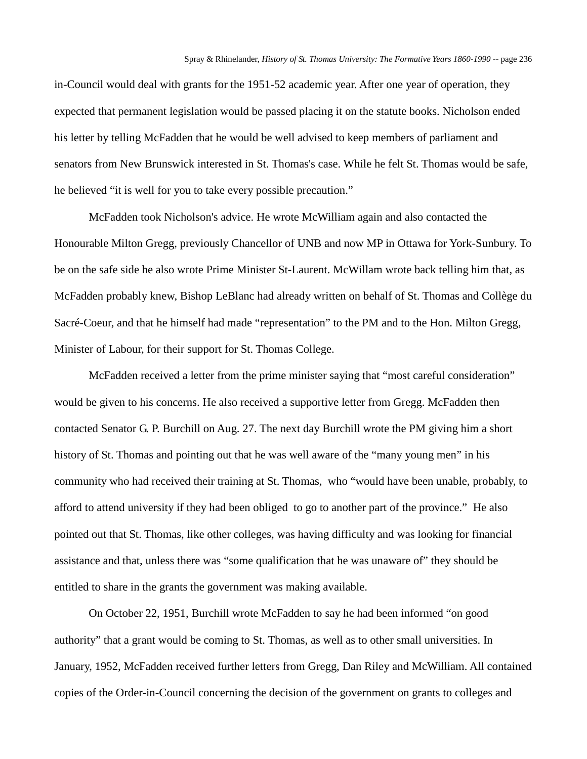in-Council would deal with grants for the 1951-52 academic year. After one year of operation, they expected that permanent legislation would be passed placing it on the statute books. Nicholson ended his letter by telling McFadden that he would be well advised to keep members of parliament and senators from New Brunswick interested in St. Thomas's case. While he felt St. Thomas would be safe, he believed "it is well for you to take every possible precaution."

McFadden took Nicholson's advice. He wrote McWilliam again and also contacted the Honourable Milton Gregg, previously Chancellor of UNB and now MP in Ottawa for York-Sunbury. To be on the safe side he also wrote Prime Minister St-Laurent. McWillam wrote back telling him that, as McFadden probably knew, Bishop LeBlanc had already written on behalf of St. Thomas and Collège du Sacré-Coeur, and that he himself had made "representation" to the PM and to the Hon. Milton Gregg, Minister of Labour, for their support for St. Thomas College.

McFadden received a letter from the prime minister saying that "most careful consideration" would be given to his concerns. He also received a supportive letter from Gregg. McFadden then contacted Senator G. P. Burchill on Aug. 27. The next day Burchill wrote the PM giving him a short history of St. Thomas and pointing out that he was well aware of the "many young men" in his community who had received their training at St. Thomas, who "would have been unable, probably, to afford to attend university if they had been obliged to go to another part of the province." He also pointed out that St. Thomas, like other colleges, was having difficulty and was looking for financial assistance and that, unless there was "some qualification that he was unaware of" they should be entitled to share in the grants the government was making available.

On October 22, 1951, Burchill wrote McFadden to say he had been informed "on good authority" that a grant would be coming to St. Thomas, as well as to other small universities. In January, 1952, McFadden received further letters from Gregg, Dan Riley and McWilliam. All contained copies of the Order-in-Council concerning the decision of the government on grants to colleges and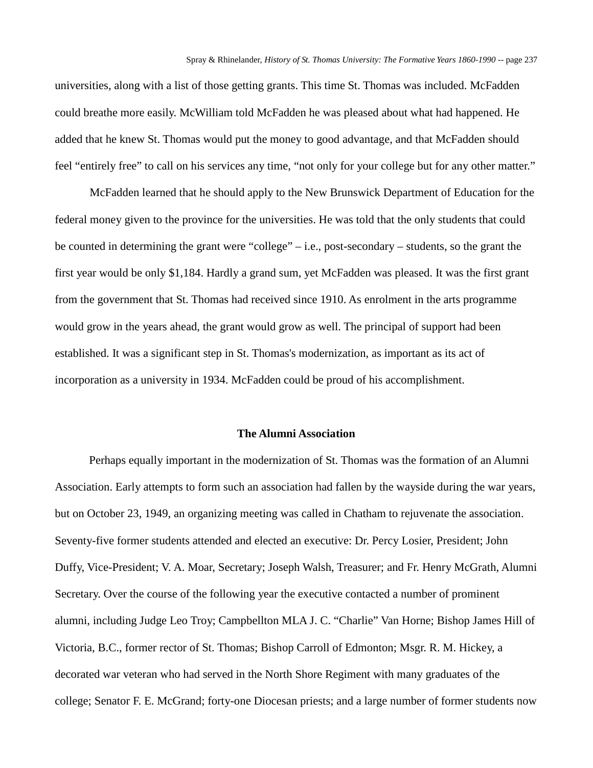universities, along with a list of those getting grants. This time St. Thomas was included. McFadden could breathe more easily. McWilliam told McFadden he was pleased about what had happened. He added that he knew St. Thomas would put the money to good advantage, and that McFadden should feel "entirely free" to call on his services any time, "not only for your college but for any other matter."

McFadden learned that he should apply to the New Brunswick Department of Education for the federal money given to the province for the universities. He was told that the only students that could be counted in determining the grant were "college" – i.e., post-secondary – students, so the grant the first year would be only $1,184. Hardly a grand sum, yet McFadden was pleased. It was the first grant from the government that St. Thomas had received since 1910. As enrolment in the arts programme would grow in the years ahead, the grant would grow as well. The principal of support had been established. It was a significant step in St. Thomas's modernization, as important as its act of incorporation as a university in 1934. McFadden could be proud of his accomplishment.

### The Alumni Association

Perhaps equally important in the modernization of St. Thomas was the formation of an Alumni Association. Early attempts to form such an association had fallen by the wayside during the war years, but on October 23, 1949, an organizing meeting was called in Chatham to rejuvenate the association. Seventy-five former students attended and elected an executive: Dr. Percy Losier, President; John Duffy, Vice-President; V. A. Moar, Secretary; Joseph Walsh, Treasurer; and Fr. Henry McGrath, Alumni Secretary. Over the course of the following year the executive contacted a number of prominent alumni, including Judge Leo Troy; Campbellton MLA J. C. "Charlie" Van Horne; Bishop James Hill of Victoria, B.C., former rector of St. Thomas; Bishop Carroll of Edmonton; Msgr. R. M. Hickey, a decorated war veteran who had served in the North Shore Regiment with many graduates of the college; Senator F. E. McGrand; forty-one Diocesan priests; and a large number of former students now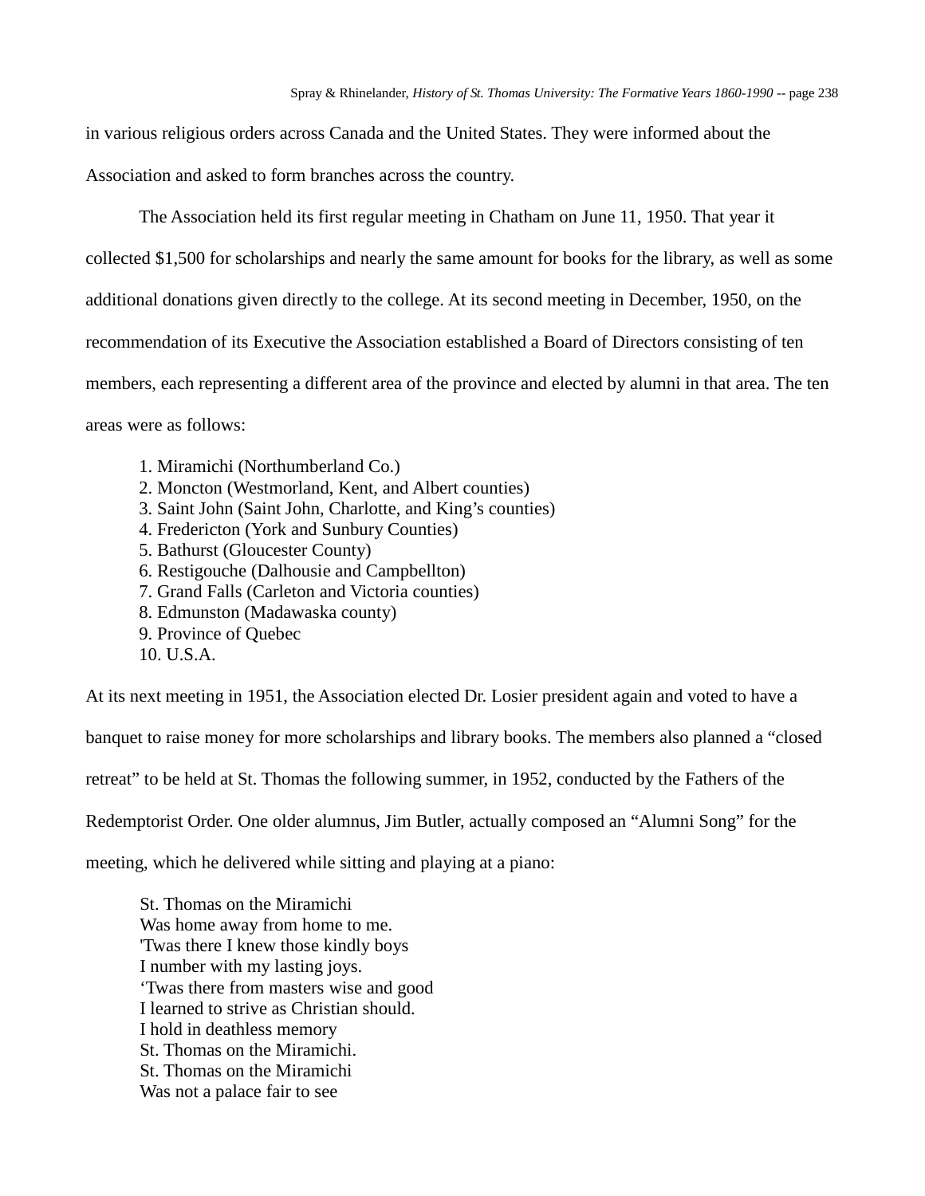in various religious orders across Canada and the United States. They were informed about the Association and asked to form branches across the country.

The Association held its first regular meeting in Chatham on June 11, 1950. That year it collected $1,500 for scholarships and nearly the same amount for books for the library, as well as some additional donations given directly to the college. At its second meeting in December, 1950, on the recommendation of its Executive the Association established a Board of Directors consisting of ten members, each representing a different area of the province and elected by alumni in that area. The ten areas were as follows:

1. Miramichi (Northumberland Co.)
2. Moncton (Westmorland, Kent, and Albert counties)
3. Saint John (Saint John, Charlotte, and King's counties)
4. Fredericton (York and Sunbury Counties)
5. Bathurst (Gloucester County)
6. Restigouche (Dalhousie and Campbellton)
7. Grand Falls (Carleton and Victoria counties)
8. Edmunston (Madawaska county)
9. Province of Quebec
10. U.S.A.

At its next meeting in 1951, the Association elected Dr. Losier president again and voted to have a banquet to raise money for more scholarships and library books. The members also planned a "closed retreat" to be held at St. Thomas the following summer, in 1952, conducted by the Fathers of the Redemptorist Order. One older alumnus, Jim Butler, actually composed an "Alumni Song" for the meeting, which he delivered while sitting and playing at a piano:

St. Thomas on the Miramichi
Was home away from home to me.
'Twas there I knew those kindly boys
I number with my lasting joys.
'Twas there from masters wise and good
I learned to strive as Christian should.
I hold in deathless memory
St. Thomas on the Miramichi.
St. Thomas on the Miramichi
Was not a palace fair to see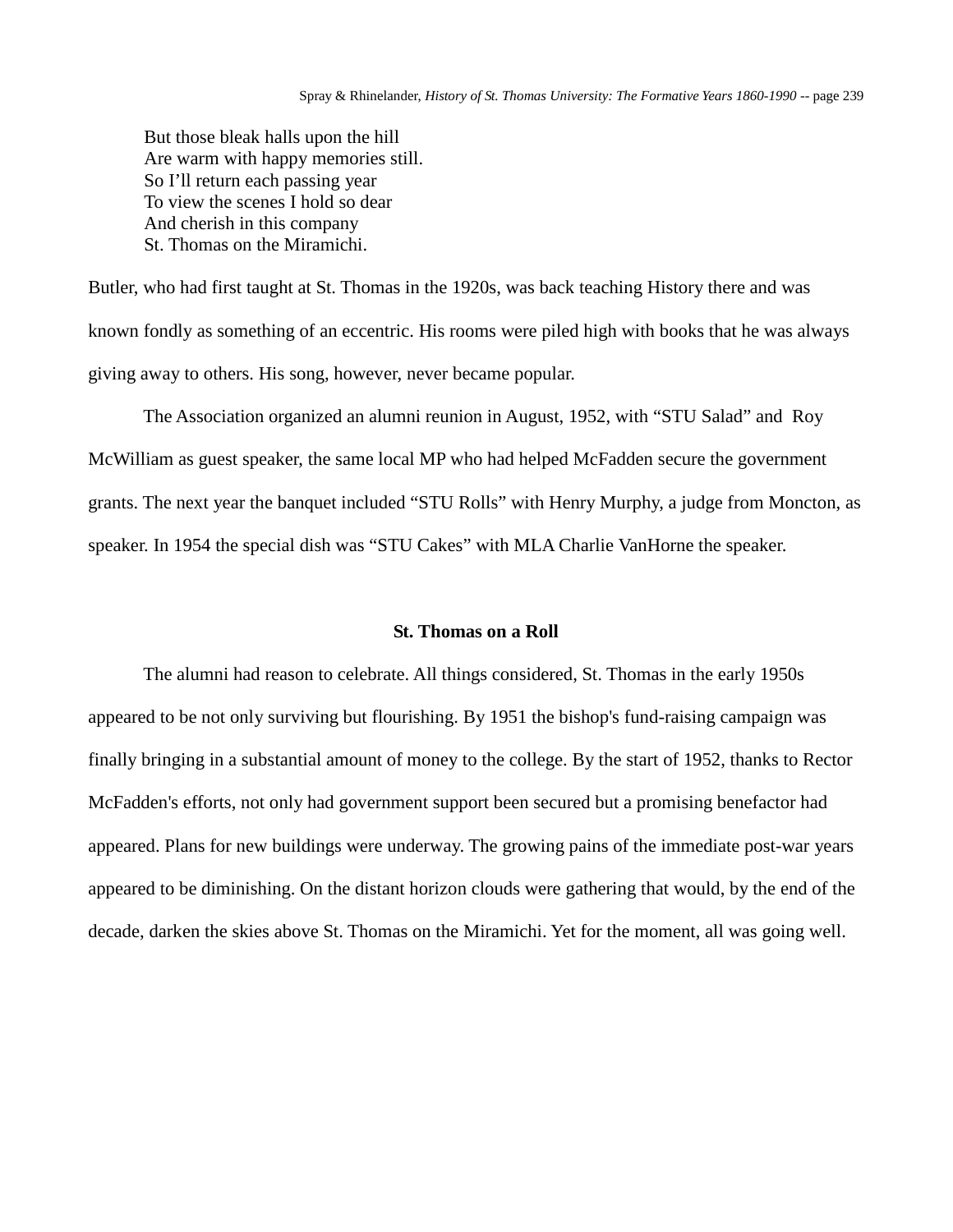> But those bleak halls upon the hill  
> Are warm with happy memories still.  
> So I'll return each passing year  
> To view the scenes I hold so dear  
> And cherish in this company  
> St. Thomas on the Miramichi.

Butler, who had first taught at St. Thomas in the 1920s, was back teaching History there and was known fondly as something of an eccentric. His rooms were piled high with books that he was always giving away to others. His song, however, never became popular.

The Association organized an alumni reunion in August, 1952, with "STU Salad" and Roy McWilliam as guest speaker, the same local MP who had helped McFadden secure the government grants. The next year the banquet included "STU Rolls" with Henry Murphy, a judge from Moncton, as speaker. In 1954 the special dish was "STU Cakes" with MLA Charlie VanHorne the speaker.

## St. Thomas on a Roll

The alumni had reason to celebrate. All things considered, St. Thomas in the early 1950s appeared to be not only surviving but flourishing. By 1951 the bishop's fund-raising campaign was finally bringing in a substantial amount of money to the college. By the start of 1952, thanks to Rector McFadden's efforts, not only had government support been secured but a promising benefactor had appeared. Plans for new buildings were underway. The growing pains of the immediate post-war years appeared to be diminishing. On the distant horizon clouds were gathering that would, by the end of the decade, darken the skies above St. Thomas on the Miramichi. Yet for the moment, all was going well.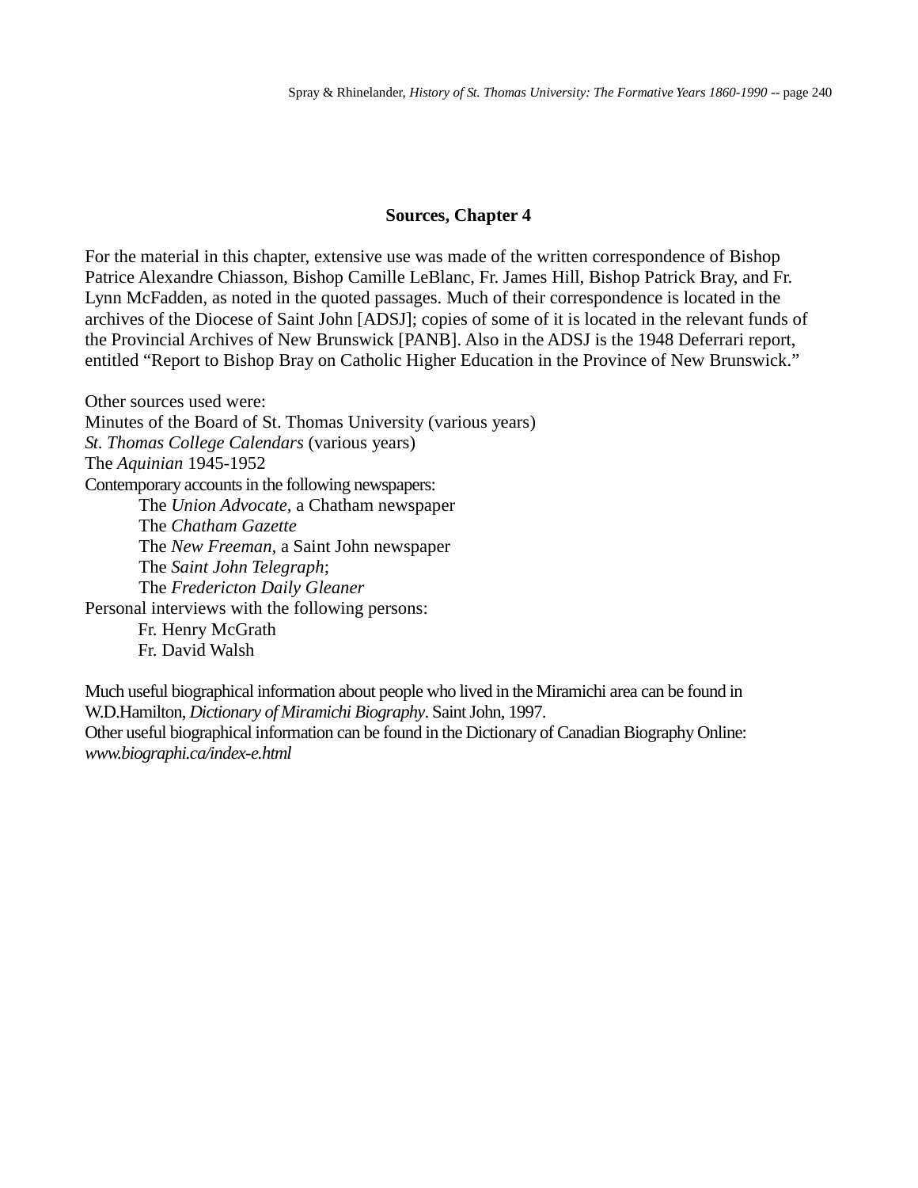## Sources, Chapter 4

For the material in this chapter, extensive use was made of the written correspondence of Bishop Patrice Alexandre Chiasson, Bishop Camille LeBlanc, Fr. James Hill, Bishop Patrick Bray, and Fr. Lynn McFadden, as noted in the quoted passages. Much of their correspondence is located in the archives of the Diocese of Saint John [ADSJ]; copies of some of it is located in the relevant funds of the Provincial Archives of New Brunswick [PANB]. Also in the ADSJ is the 1948 Deferrari report, entitled "Report to Bishop Bray on Catholic Higher Education in the Province of New Brunswick."

Other sources used were:
Minutes of the Board of St. Thomas University (various years)
*St. Thomas College Calendars* (various years)
The *Aquinian* 1945-1952
Contemporary accounts in the following newspapers:

- The *Union Advocate*, a Chatham newspaper
- The *Chatham Gazette*
- The *New Freeman*, a Saint John newspaper
- The *Saint John Telegraph*;
- The *Fredericton Daily Gleaner*

Personal interviews with the following persons:

- Fr. Henry McGrath
- Fr. David Walsh

Much useful biographical information about people who lived in the Miramichi area can be found in W.D.Hamilton, *Dictionary of Miramichi Biography*. Saint John, 1997.
Other useful biographical information can be found in the Dictionary of Canadian Biography Online: *www.biographi.ca/index-e.html*